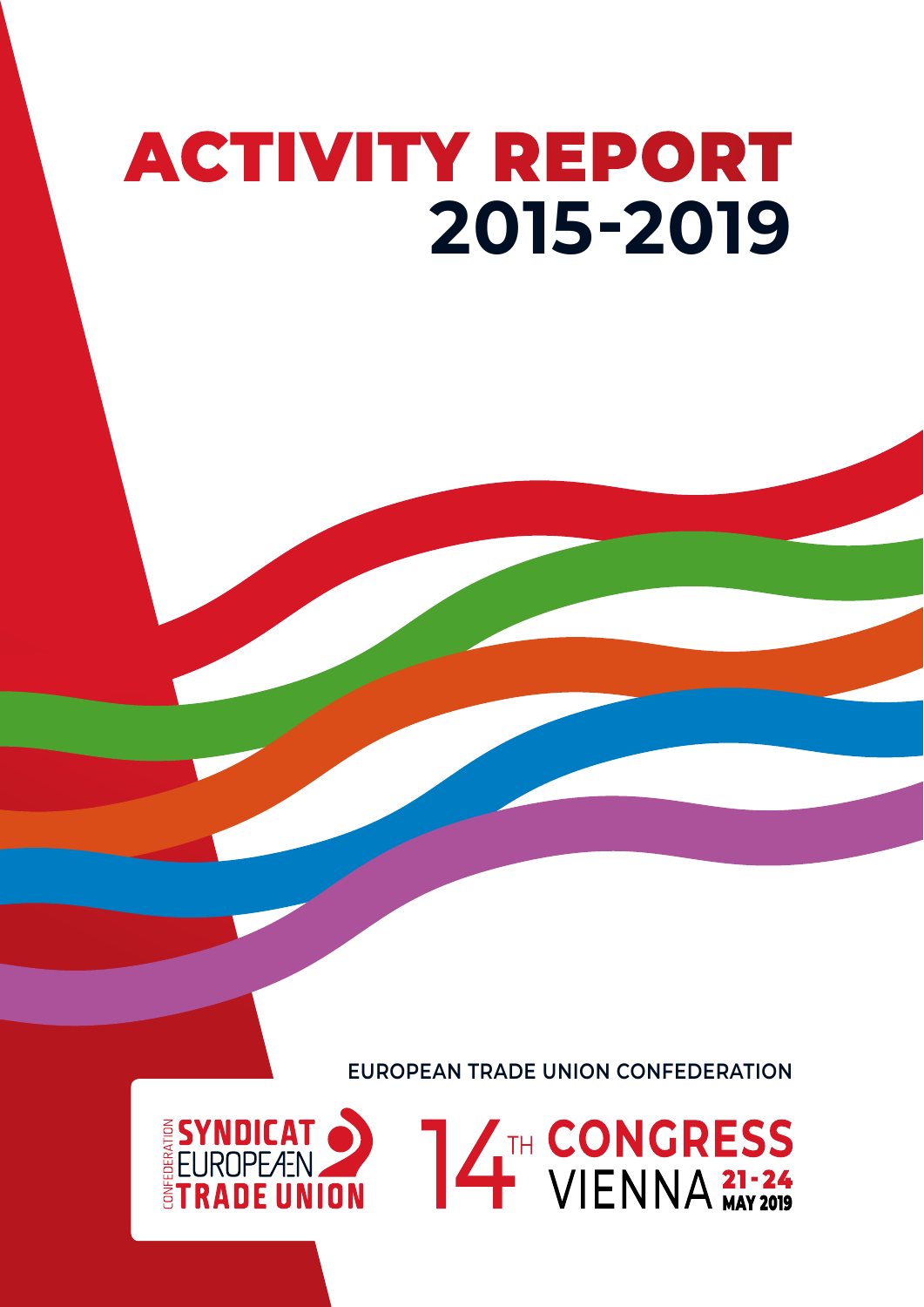# ACTIVITY REPORT 2015-2019

EUROPEAN TRADE UNION CONFEDERATION

CONFEDERATION SYNDICAT EUROPEÆN TRADE UNION

14TH CONGRESS VIENNA 21-24 MAY 2019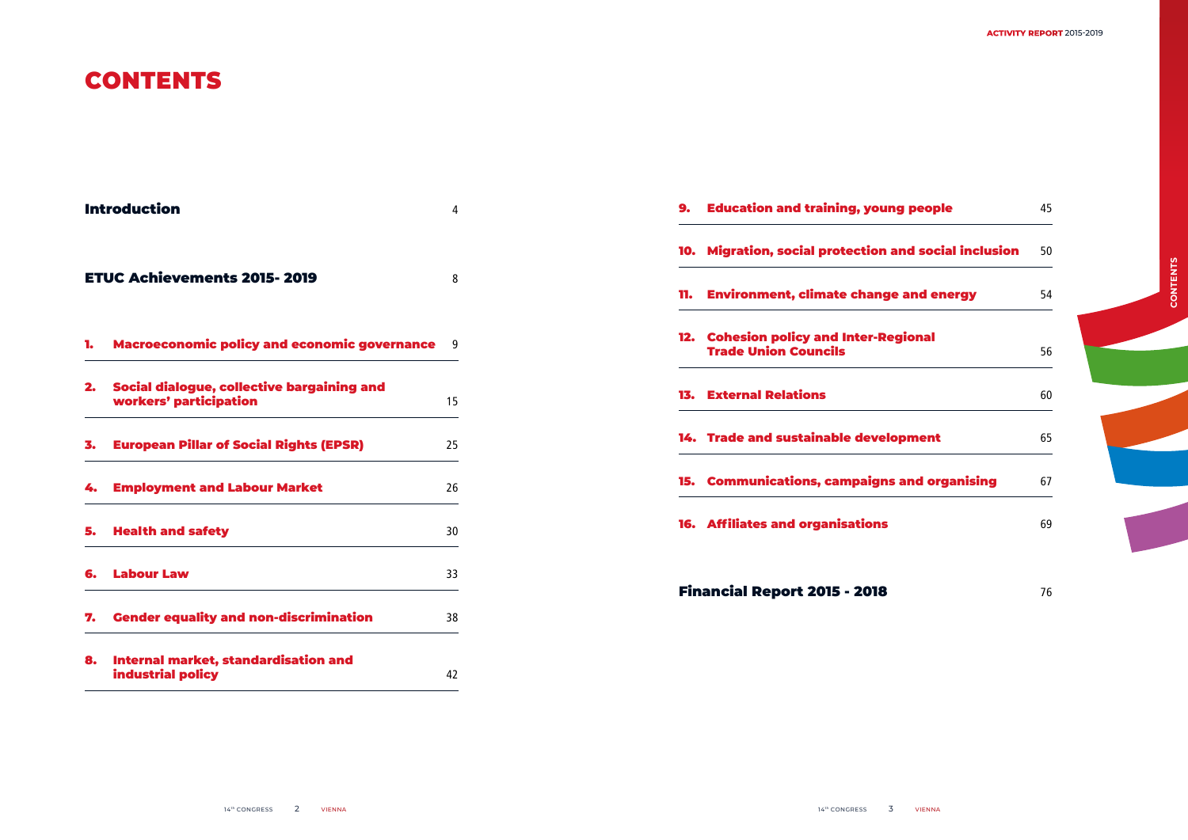# CONTENTS

| | |
|---|---|
| **Introduction** | 4 |
| **ETUC Achievements 2015- 2019** | 8 |
| **1. Macroeconomic policy and economic governance** | 9 |
| **2. Social dialogue, collective bargaining and workers' participation** | 15 |
| **3. European Pillar of Social Rights (EPSR)** | 25 |
| **4. Employment and Labour Market** | 26 |
| **5. Health and safety** | 30 |
| **6. Labour Law** | 33 |
| **7. Gender equality and non-discrimination** | 38 |
| **8. Internal market, standardisation and industrial policy** | 42 |
| **9. Education and training, young people** | 45 |
| **10. Migration, social protection and social inclusion** | 50 |
| **11. Environment, climate change and energy** | 54 |
| **12. Cohesion policy and Inter-Regional Trade Union Councils** | 56 |
| **13. External Relations** | 60 |
| **14. Trade and sustainable development** | 65 |
| **15. Communications, campaigns and organising** | 67 |
| **16. Affiliates and organisations** | 69 |
| **Financial Report 2015 - 2018** | 76 |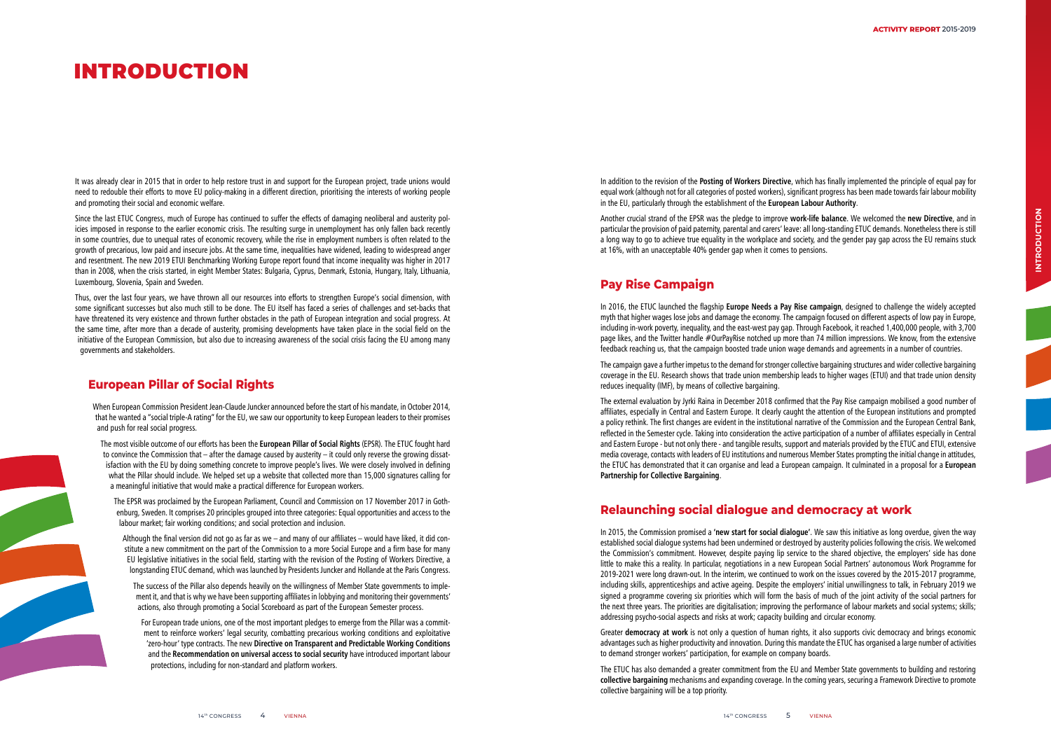# INTRODUCTION

It was already clear in 2015 that in order to help restore trust in and support for the European project, trade unions would need to redouble their efforts to move EU policy-making in a different direction, prioritising the interests of working people and promoting their social and economic welfare.

Since the last ETUC Congress, much of Europe has continued to suffer the effects of damaging neoliberal and austerity policies imposed in response to the earlier economic crisis. The resulting surge in unemployment has only fallen back recently in some countries, due to unequal rates of economic recovery, while the rise in employment numbers is often related to the growth of precarious, low paid and insecure jobs. At the same time, inequalities have widened, leading to widespread anger and resentment. The new 2019 ETUI Benchmarking Working Europe report found that income inequality was higher in 2017 than in 2008, when the crisis started, in eight Member States: Bulgaria, Cyprus, Denmark, Estonia, Hungary, Italy, Lithuania, Luxembourg, Slovenia, Spain and Sweden.

Thus, over the last four years, we have thrown all our resources into efforts to strengthen Europe's social dimension, with some significant successes but also much still to be done. The EU itself has faced a series of challenges and set-backs that have threatened its very existence and thrown further obstacles in the path of European integration and social progress. At the same time, after more than a decade of austerity, promising developments have taken place in the social field on the initiative of the European Commission, but also due to increasing awareness of the social crisis facing the EU among many governments and stakeholders.

## European Pillar of Social Rights

When European Commission President Jean-Claude Juncker announced before the start of his mandate, in October 2014, that he wanted a "social triple-A rating" for the EU, we saw our opportunity to keep European leaders to their promises and push for real social progress.

The most visible outcome of our efforts has been the **European Pillar of Social Rights** (EPSR). The ETUC fought hard to convince the Commission that – after the damage caused by austerity – it could only reverse the growing dissatisfaction with the EU by doing something concrete to improve people's lives. We were closely involved in defining what the Pillar should include. We helped set up a website that collected more than 15,000 signatures calling for a meaningful initiative that would make a practical difference for European workers.

The EPSR was proclaimed by the European Parliament, Council and Commission on 17 November 2017 in Gothenburg, Sweden. It comprises 20 principles grouped into three categories: Equal opportunities and access to the labour market; fair working conditions; and social protection and inclusion.

Although the final version did not go as far as we – and many of our affiliates – would have liked, it did constitute a new commitment on the part of the Commission to a more Social Europe and a firm base for many EU legislative initiatives in the social field, starting with the revision of the Posting of Workers Directive, a longstanding ETUC demand, which was launched by Presidents Juncker and Hollande at the Paris Congress.

The success of the Pillar also depends heavily on the willingness of Member State governments to implement it, and that is why we have been supporting affiliates in lobbying and monitoring their governments' actions, also through promoting a Social Scoreboard as part of the European Semester process.

For European trade unions, one of the most important pledges to emerge from the Pillar was a commitment to reinforce workers' legal security, combatting precarious working conditions and exploitative 'zero-hour' type contracts. The new **Directive on Transparent and Predictable Working Conditions** and the **Recommendation on universal access to social security** have introduced important labour protections, including for non-standard and platform workers.

In addition to the revision of the **Posting of Workers Directive**, which has finally implemented the principle of equal pay for equal work (although not for all categories of posted workers), significant progress has been made towards fair labour mobility in the EU, particularly through the establishment of the **European Labour Authority**.

Another crucial strand of the EPSR was the pledge to improve **work-life balance**. We welcomed the **new Directive**, and in particular the provision of paid paternity, parental and carers' leave: all long-standing ETUC demands. Nonetheless there is still a long way to go to achieve true equality in the workplace and society, and the gender pay gap across the EU remains stuck at 16%, with an unacceptable 40% gender gap when it comes to pensions.

## Pay Rise Campaign

In 2016, the ETUC launched the flagship **Europe Needs a Pay Rise campaign**, designed to challenge the widely accepted myth that higher wages lose jobs and damage the economy. The campaign focused on different aspects of low pay in Europe, including in-work poverty, inequality, and the east-west pay gap. Through Facebook, it reached 1,400,000 people, with 3,700 page likes, and the Twitter handle #OurPayRise notched up more than 74 million impressions. We know, from the extensive feedback reaching us, that the campaign boosted trade union wage demands and agreements in a number of countries.

The campaign gave a further impetus to the demand for stronger collective bargaining structures and wider collective bargaining coverage in the EU. Research shows that trade union membership leads to higher wages (ETUI) and that trade union density reduces inequality (IMF), by means of collective bargaining.

The external evaluation by Jyrki Raina in December 2018 confirmed that the Pay Rise campaign mobilised a good number of affiliates, especially in Central and Eastern Europe. It clearly caught the attention of the European institutions and prompted a policy rethink. The first changes are evident in the institutional narrative of the Commission and the European Central Bank, reflected in the Semester cycle. Taking into consideration the active participation of a number of affiliates especially in Central and Eastern Europe - but not only there - and tangible results, support and materials provided by the ETUC and ETUI, extensive media coverage, contacts with leaders of EU institutions and numerous Member States prompting the initial change in attitudes, the ETUC has demonstrated that it can organise and lead a European campaign. It culminated in a proposal for a **European Partnership for Collective Bargaining**.

## Relaunching social dialogue and democracy at work

In 2015, the Commission promised a **'new start for social dialogue'**. We saw this initiative as long overdue, given the way established social dialogue systems had been undermined or destroyed by austerity policies following the crisis. We welcomed the Commission's commitment. However, despite paying lip service to the shared objective, the employers' side has done little to make this a reality. In particular, negotiations in a new European Social Partners' autonomous Work Programme for 2019-2021 were long drawn-out. In the interim, we continued to work on the issues covered by the 2015-2017 programme, including skills, apprenticeships and active ageing. Despite the employers' initial unwillingness to talk, in February 2019 we signed a programme covering six priorities which will form the basis of much of the joint activity of the social partners for the next three years. The priorities are digitalisation; improving the performance of labour markets and social systems; skills; addressing psycho-social aspects and risks at work; capacity building and circular economy.

Greater **democracy at work** is not only a question of human rights, it also supports civic democracy and brings economic advantages such as higher productivity and innovation. During this mandate the ETUC has organised a large number of activities to demand stronger workers' participation, for example on company boards.

The ETUC has also demanded a greater commitment from the EU and Member State governments to building and restoring **collective bargaining** mechanisms and expanding coverage. In the coming years, securing a Framework Directive to promote collective bargaining will be a top priority.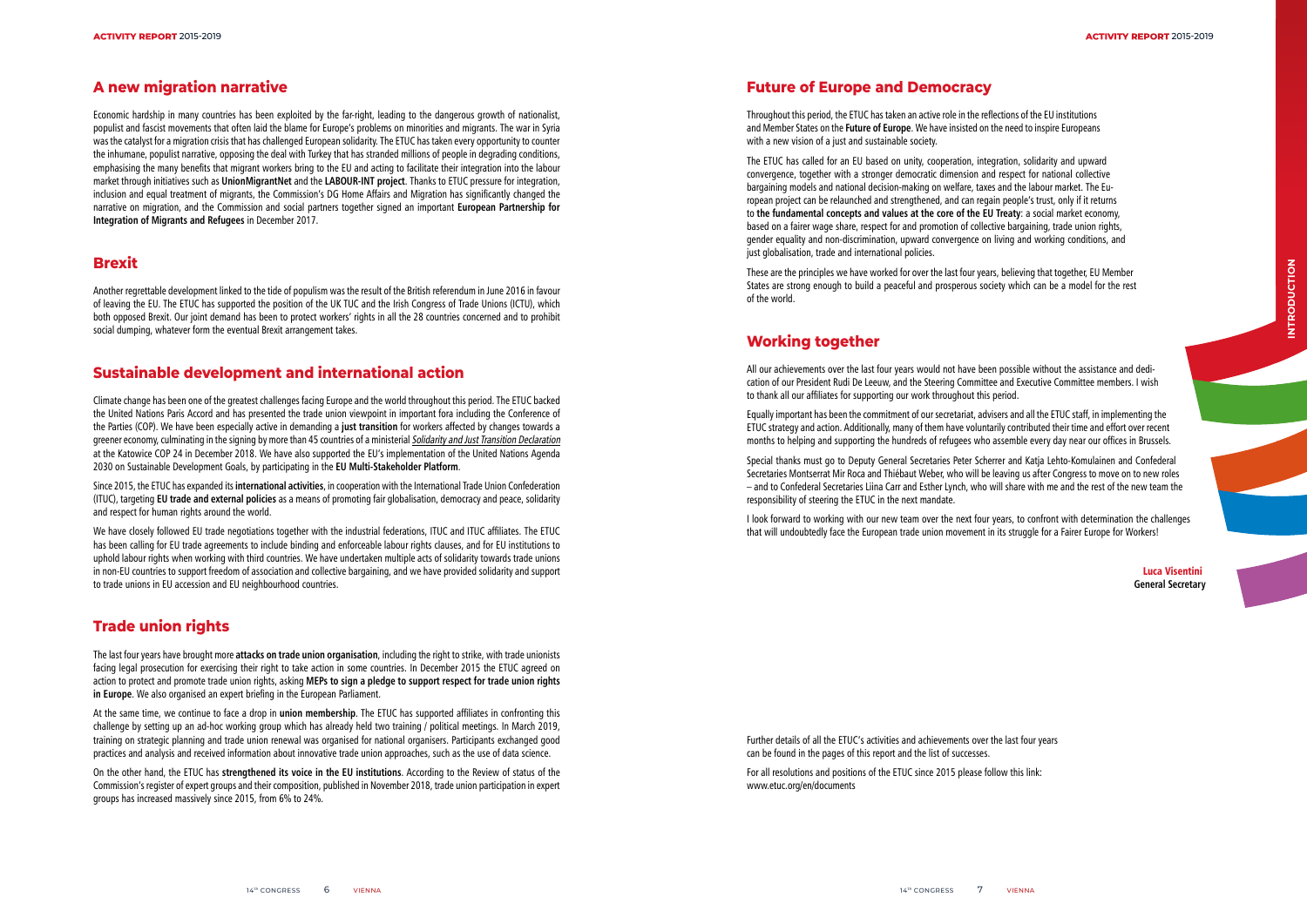## A new migration narrative

Economic hardship in many countries has been exploited by the far-right, leading to the dangerous growth of nationalist, populist and fascist movements that often laid the blame for Europe's problems on minorities and migrants. The war in Syria was the catalyst for a migration crisis that has challenged European solidarity. The ETUC has taken every opportunity to counter the inhumane, populist narrative, opposing the deal with Turkey that has stranded millions of people in degrading conditions, emphasising the many benefits that migrant workers bring to the EU and acting to facilitate their integration into the labour market through initiatives such as **UnionMigrantNet** and the **LABOUR-INT project**. Thanks to ETUC pressure for integration, inclusion and equal treatment of migrants, the Commission's DG Home Affairs and Migration has significantly changed the narrative on migration, and the Commission and social partners together signed an important **European Partnership for Integration of Migrants and Refugees** in December 2017.

## Brexit

Another regrettable development linked to the tide of populism was the result of the British referendum in June 2016 in favour of leaving the EU. The ETUC has supported the position of the UK TUC and the Irish Congress of Trade Unions (ICTU), which both opposed Brexit. Our joint demand has been to protect workers' rights in all the 28 countries concerned and to prohibit social dumping, whatever form the eventual Brexit arrangement takes.

## Sustainable development and international action

Climate change has been one of the greatest challenges facing Europe and the world throughout this period. The ETUC backed the United Nations Paris Accord and has presented the trade union viewpoint in important fora including the Conference of the Parties (COP). We have been especially active in demanding a **just transition** for workers affected by changes towards a greener economy, culminating in the signing by more than 45 countries of a ministerial *Solidarity and Just Transition Declaration* at the Katowice COP 24 in December 2018. We have also supported the EU's implementation of the United Nations Agenda 2030 on Sustainable Development Goals, by participating in the **EU Multi-Stakeholder Platform**.

Since 2015, the ETUC has expanded its **international activities**, in cooperation with the International Trade Union Confederation (ITUC), targeting **EU trade and external policies** as a means of promoting fair globalisation, democracy and peace, solidarity and respect for human rights around the world.

We have closely followed EU trade negotiations together with the industrial federations, ITUC and ITUC affiliates. The ETUC has been calling for EU trade agreements to include binding and enforceable labour rights clauses, and for EU institutions to uphold labour rights when working with third countries. We have undertaken multiple acts of solidarity towards trade unions in non-EU countries to support freedom of association and collective bargaining, and we have provided solidarity and support to trade unions in EU accession and EU neighbourhood countries.

## Trade union rights

The last four years have brought more **attacks on trade union organisation**, including the right to strike, with trade unionists facing legal prosecution for exercising their right to take action in some countries. In December 2015 the ETUC agreed on action to protect and promote trade union rights, asking **MEPs to sign a pledge to support respect for trade union rights in Europe**. We also organised an expert briefing in the European Parliament.

At the same time, we continue to face a drop in **union membership**. The ETUC has supported affiliates in confronting this challenge by setting up an ad-hoc working group which has already held two training / political meetings. In March 2019, training on strategic planning and trade union renewal was organised for national organisers. Participants exchanged good practices and analysis and received information about innovative trade union approaches, such as the use of data science.

On the other hand, the ETUC has **strengthened its voice in the EU institutions**. According to the Review of status of the Commission's register of expert groups and their composition, published in November 2018, trade union participation in expert groups has increased massively since 2015, from 6% to 24%.

## Future of Europe and Democracy

Throughout this period, the ETUC has taken an active role in the reflections of the EU institutions and Member States on the **Future of Europe**. We have insisted on the need to inspire Europeans with a new vision of a just and sustainable society.

The ETUC has called for an EU based on unity, cooperation, integration, solidarity and upward convergence, together with a stronger democratic dimension and respect for national collective bargaining models and national decision-making on welfare, taxes and the labour market. The European project can be relaunched and strengthened, and can regain people's trust, only if it returns to **the fundamental concepts and values at the core of the EU Treaty**: a social market economy, based on a fairer wage share, respect for and promotion of collective bargaining, trade union rights, gender equality and non-discrimination, upward convergence on living and working conditions, and just globalisation, trade and international policies.

These are the principles we have worked for over the last four years, believing that together, EU Member States are strong enough to build a peaceful and prosperous society which can be a model for the rest of the world.

## Working together

All our achievements over the last four years would not have been possible without the assistance and dedication of our President Rudi De Leeuw, and the Steering Committee and Executive Committee members. I wish to thank all our affiliates for supporting our work throughout this period.

Equally important has been the commitment of our secretariat, advisers and all the ETUC staff, in implementing the ETUC strategy and action. Additionally, many of them have voluntarily contributed their time and effort over recent months to helping and supporting the hundreds of refugees who assemble every day near our offices in Brussels.

Special thanks must go to Deputy General Secretaries Peter Scherrer and Katja Lehto-Komulainen and Confederal Secretaries Montserrat Mir Roca and Thiébaut Weber, who will be leaving us after Congress to move on to new roles – and to Confederal Secretaries Liina Carr and Esther Lynch, who will share with me and the rest of the new team the responsibility of steering the ETUC in the next mandate.

I look forward to working with our new team over the next four years, to confront with determination the challenges that will undoubtedly face the European trade union movement in its struggle for a Fairer Europe for Workers!

**Luca Visentini**
**General Secretary**

Further details of all the ETUC's activities and achievements over the last four years can be found in the pages of this report and the list of successes.

For all resolutions and positions of the ETUC since 2015 please follow this link: www.etuc.org/en/documents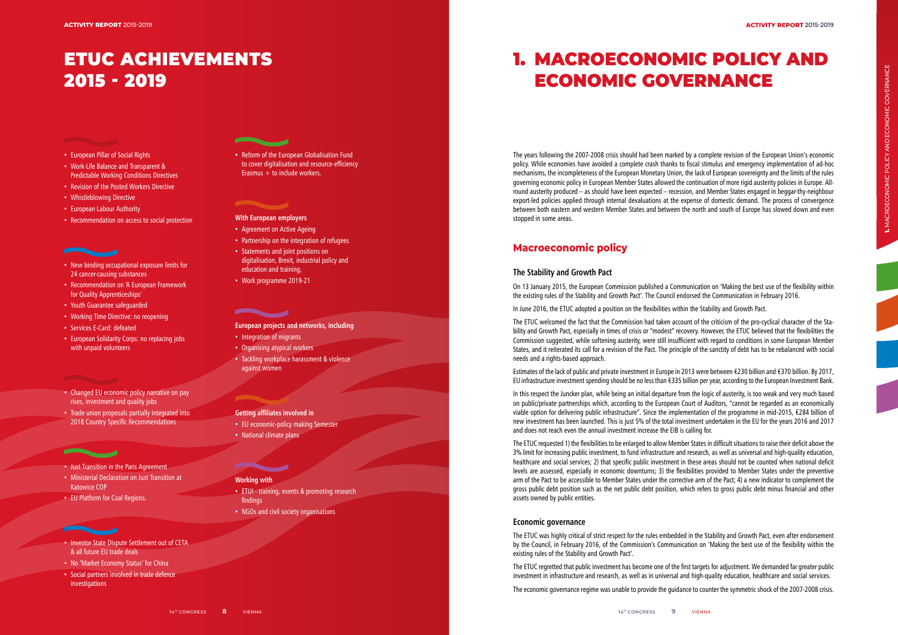# ETUC ACHIEVEMENTS 2015 - 2019

- European Pillar of Social Rights
- Work-Life Balance and Transparent & Predictable Working Conditions Directives
- Revision of the Posted Workers Directive
- Whistleblowing Directive
- European Labour Authority
- Recommendation on access to social protection

- New binding occupational exposure limits for 24 cancer-causing substances
- Recommendation on 'A European Framework for Quality Apprenticeships'
- Youth Guarantee safeguarded
- Working Time Directive: no reopening
- Services E-Card: defeated
- European Solidarity Corps: no replacing jobs with unpaid volunteers

- Changed EU economic policy narrative on pay rises, investment and quality jobs
- Trade union proposals partially integrated into 2018 Country Specific Recommendations

- Just Transition in the Paris Agreement
- Ministerial Declaration on Just Transition at Katowice COP
- EU Platform for Coal Regions.

- Investor State Dispute Settlement out of CETA & all future EU trade deals
- No 'Market Economy Status' for China
- Social partners involved in trade defence investigations

- Reform of the European Globalisation Fund to cover digitalisation and resource-efficiency Erasmus + to include workers.

**With European employers**

- Agreement on Active Ageing
- Partnership on the integration of refugees
- Statements and joint positions on digitalisation, Brexit, industrial policy and education and training,
- Work programme 2019-21

**European projects and networks, including**

- Integration of migrants
- Organising atypical workers
- Tackling workplace harassment & violence against women

**Getting affiliates involved in**

- EU economic-policy making Semester
- National climate plans

**Working with**

- ETUI - training, events & promoting research findings
- NGOs and civil society organisations

# 1. MACROECONOMIC POLICY AND ECONOMIC GOVERNANCE

The years following the 2007-2008 crisis should had been marked by a complete revision of the European Union's economic policy. While economies have avoided a complete crash thanks to fiscal stimulus and emergency implementation of ad-hoc mechanisms, the incompleteness of the European Monetary Union, the lack of European sovereignty and the limits of the rules governing economic policy in European Member States allowed the continuation of more rigid austerity policies in Europe. All-round austerity produced – as should have been expected – recession, and Member States engaged in beggar-thy-neighbour export-led policies applied through internal devaluations at the expense of domestic demand. The process of convergence between both eastern and western Member States and between the north and south of Europe has slowed down and even stopped in some areas.

## Macroeconomic policy

### The Stability and Growth Pact

On 13 January 2015, the European Commission published a Communication on 'Making the best use of the flexibility within the existing rules of the Stability and Growth Pact'. The Council endorsed the Communication in February 2016.

In June 2016, the ETUC adopted a position on the flexibilities within the Stability and Growth Pact.

The ETUC welcomed the fact that the Commission had taken account of the criticism of the pro-cyclical character of the Stability and Growth Pact, especially in times of crisis or "modest" recovery. However, the ETUC believed that the flexibilities the Commission suggested, while softening austerity, were still insufficient with regard to conditions in some European Member States, and it reiterated its call for a revision of the Pact. The principle of the sanctity of debt has to be rebalanced with social needs and a rights-based approach.

Estimates of the lack of public and private investment in Europe in 2013 were between €230 billion and €370 billion. By 2017, EU infrastructure investment spending should be no less than €335 billion per year, according to the European Investment Bank.

In this respect the Juncker plan, while being an initial departure from the logic of austerity, is too weak and very much based on public/private partnerships which, according to the European Court of Auditors, "cannot be regarded as an economically viable option for delivering public infrastructure". Since the implementation of the programme in mid-2015, €284 billion of new investment has been launched. This is just 5% of the total investment undertaken in the EU for the years 2016 and 2017 and does not reach even the annual investment increase the EIB is calling for.

The ETUC requested 1) the flexibilities to be enlarged to allow Member States in difficult situations to raise their deficit above the 3% limit for increasing public investment, to fund infrastructure and research, as well as universal and high-quality education, healthcare and social services; 2) that specific public investment in these areas should not be counted when national deficit levels are assessed, especially in economic downturns; 3) the flexibilities provided to Member States under the preventive arm of the Pact to be accessible to Member States under the corrective arm of the Pact; 4) a new indicator to complement the gross public debt position such as the net public debt position, which refers to gross public debt minus financial and other assets owned by public entities.

### Economic governance

The ETUC was highly critical of strict respect for the rules embedded in the Stability and Growth Pact, even after endorsement by the Council, in February 2016, of the Commission's Communication on 'Making the best use of the flexibility within the existing rules of the Stability and Growth Pact'.

The ETUC regretted that public investment has become one of the first targets for adjustment. We demanded far greater public investment in infrastructure and research, as well as in universal and high-quality education, healthcare and social services.

The economic governance regime was unable to provide the guidance to counter the symmetric shock of the 2007-2008 crisis.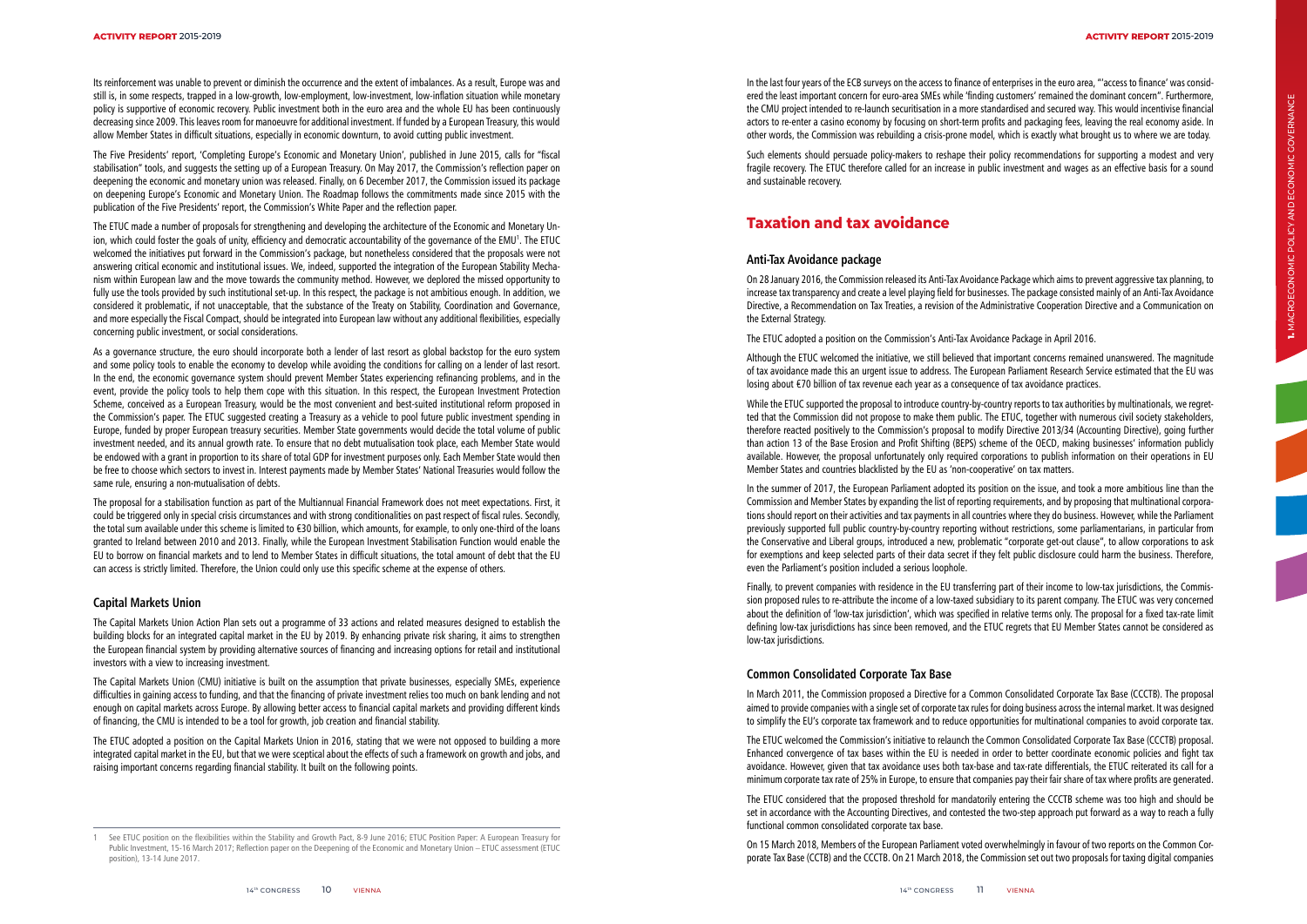Its reinforcement was unable to prevent or diminish the occurrence and the extent of imbalances. As a result, Europe was and still is, in some respects, trapped in a low-growth, low-employment, low-investment, low-inflation situation while monetary policy is supportive of economic recovery. Public investment both in the euro area and the whole EU has been continuously decreasing since 2009. This leaves room for manoeuvre for additional investment. If funded by a European Treasury, this would allow Member States in difficult situations, especially in economic downturn, to avoid cutting public investment.

The Five Presidents' report, 'Completing Europe's Economic and Monetary Union', published in June 2015, calls for "fiscal stabilisation" tools, and suggests the setting up of a European Treasury. On May 2017, the Commission's reflection paper on deepening the economic and monetary union was released. Finally, on 6 December 2017, the Commission issued its package on deepening Europe's Economic and Monetary Union. The Roadmap follows the commitments made since 2015 with the publication of the Five Presidents' report, the Commission's White Paper and the reflection paper.

The ETUC made a number of proposals for strengthening and developing the architecture of the Economic and Monetary Union, which could foster the goals of unity, efficiency and democratic accountability of the governance of the EMU[1]. The ETUC welcomed the initiatives put forward in the Commission's package, but nonetheless considered that the proposals were not answering critical economic and institutional issues. We, indeed, supported the integration of the European Stability Mechanism within European law and the move towards the community method. However, we deplored the missed opportunity to fully use the tools provided by such institutional set-up. In this respect, the package is not ambitious enough. In addition, we considered it problematic, if not unacceptable, that the substance of the Treaty on Stability, Coordination and Governance, and more especially the Fiscal Compact, should be integrated into European law without any additional flexibilities, especially concerning public investment, or social considerations.

As a governance structure, the euro should incorporate both a lender of last resort as global backstop for the euro system and some policy tools to enable the economy to develop while avoiding the conditions for calling on a lender of last resort. In the end, the economic governance system should prevent Member States experiencing refinancing problems, and in the event, provide the policy tools to help them cope with this situation. In this respect, the European Investment Protection Scheme, conceived as a European Treasury, would be the most convenient and best-suited institutional reform proposed in the Commission's paper. The ETUC suggested creating a Treasury as a vehicle to pool future public investment spending in Europe, funded by proper European treasury securities. Member State governments would decide the total volume of public investment needed, and its annual growth rate. To ensure that no debt mutualisation took place, each Member State would be endowed with a grant in proportion to its share of total GDP for investment purposes only. Each Member State would then be free to choose which sectors to invest in. Interest payments made by Member States' National Treasuries would follow the same rule, ensuring a non-mutualisation of debts.

The proposal for a stabilisation function as part of the Multiannual Financial Framework does not meet expectations. First, it could be triggered only in special crisis circumstances and with strong conditionalities on past respect of fiscal rules. Secondly, the total sum available under this scheme is limited to €30 billion, which amounts, for example, to only one-third of the loans granted to Ireland between 2010 and 2013. Finally, while the European Investment Stabilisation Function would enable the EU to borrow on financial markets and to lend to Member States in difficult situations, the total amount of debt that the EU can access is strictly limited. Therefore, the Union could only use this specific scheme at the expense of others.

### Capital Markets Union

The Capital Markets Union Action Plan sets out a programme of 33 actions and related measures designed to establish the building blocks for an integrated capital market in the EU by 2019. By enhancing private risk sharing, it aims to strengthen the European financial system by providing alternative sources of financing and increasing options for retail and institutional investors with a view to increasing investment.

The Capital Markets Union (CMU) initiative is built on the assumption that private businesses, especially SMEs, experience difficulties in gaining access to funding, and that the financing of private investment relies too much on bank lending and not enough on capital markets across Europe. By allowing better access to financial capital markets and providing different kinds of financing, the CMU is intended to be a tool for growth, job creation and financial stability.

The ETUC adopted a position on the Capital Markets Union in 2016, stating that we were not opposed to building a more integrated capital market in the EU, but that we were sceptical about the effects of such a framework on growth and jobs, and raising important concerns regarding financial stability. It built on the following points.

In the last four years of the ECB surveys on the access to finance of enterprises in the euro area, "'access to finance' was considered the least important concern for euro-area SMEs while 'finding customers' remained the dominant concern". Furthermore, the CMU project intended to re-launch securitisation in a more standardised and secured way. This would incentivise financial actors to re-enter a casino economy by focusing on short-term profits and packaging fees, leaving the real economy aside. In other words, the Commission was rebuilding a crisis-prone model, which is exactly what brought us to where we are today.

Such elements should persuade policy-makers to reshape their policy recommendations for supporting a modest and very fragile recovery. The ETUC therefore called for an increase in public investment and wages as an effective basis for a sound and sustainable recovery.

## Taxation and tax avoidance

### Anti-Tax Avoidance package

On 28 January 2016, the Commission released its Anti-Tax Avoidance Package which aims to prevent aggressive tax planning, to increase tax transparency and create a level playing field for businesses. The package consisted mainly of an Anti-Tax Avoidance Directive, a Recommendation on Tax Treaties, a revision of the Administrative Cooperation Directive and a Communication on the External Strategy.

The ETUC adopted a position on the Commission's Anti-Tax Avoidance Package in April 2016.

Although the ETUC welcomed the initiative, we still believed that important concerns remained unanswered. The magnitude of tax avoidance made this an urgent issue to address. The European Parliament Research Service estimated that the EU was losing about €70 billion of tax revenue each year as a consequence of tax avoidance practices.

While the ETUC supported the proposal to introduce country-by-country reports to tax authorities by multinationals, we regretted that the Commission did not propose to make them public. The ETUC, together with numerous civil society stakeholders, therefore reacted positively to the Commission's proposal to modify Directive 2013/34 (Accounting Directive), going further than action 13 of the Base Erosion and Profit Shifting (BEPS) scheme of the OECD, making businesses' information publicly available. However, the proposal unfortunately only required corporations to publish information on their operations in EU Member States and countries blacklisted by the EU as 'non-cooperative' on tax matters.

In the summer of 2017, the European Parliament adopted its position on the issue, and took a more ambitious line than the Commission and Member States by expanding the list of reporting requirements, and by proposing that multinational corporations should report on their activities and tax payments in all countries where they do business. However, while the Parliament previously supported full public country-by-country reporting without restrictions, some parliamentarians, in particular from the Conservative and Liberal groups, introduced a new, problematic "corporate get-out clause", to allow corporations to ask for exemptions and keep selected parts of their data secret if they felt public disclosure could harm the business. Therefore, even the Parliament's position included a serious loophole.

Finally, to prevent companies with residence in the EU transferring part of their income to low-tax jurisdictions, the Commission proposed rules to re-attribute the income of a low-taxed subsidiary to its parent company. The ETUC was very concerned about the definition of 'low-tax jurisdiction', which was specified in relative terms only. The proposal for a fixed tax-rate limit defining low-tax jurisdictions has since been removed, and the ETUC regrets that EU Member States cannot be considered as low-tax jurisdictions.

### Common Consolidated Corporate Tax Base

In March 2011, the Commission proposed a Directive for a Common Consolidated Corporate Tax Base (CCCTB). The proposal aimed to provide companies with a single set of corporate tax rules for doing business across the internal market. It was designed to simplify the EU's corporate tax framework and to reduce opportunities for multinational companies to avoid corporate tax.

The ETUC welcomed the Commission's initiative to relaunch the Common Consolidated Corporate Tax Base (CCCTB) proposal. Enhanced convergence of tax bases within the EU is needed in order to better coordinate economic policies and fight tax avoidance. However, given that tax avoidance uses both tax-base and tax-rate differentials, the ETUC reiterated its call for a minimum corporate tax rate of 25% in Europe, to ensure that companies pay their fair share of tax where profits are generated.

The ETUC considered that the proposed threshold for mandatorily entering the CCCTB scheme was too high and should be set in accordance with the Accounting Directives, and contested the two-step approach put forward as a way to reach a fully functional common consolidated corporate tax base.

On 15 March 2018, Members of the European Parliament voted overwhelmingly in favour of two reports on the Common Corporate Tax Base (CCTB) and the CCCTB. On 21 March 2018, the Commission set out two proposals for taxing digital companies

---

[1] See ETUC position on the flexibilities within the Stability and Growth Pact, 8-9 June 2016; ETUC Position Paper: A European Treasury for Public Investment, 15-16 March 2017; Reflection paper on the Deepening of the Economic and Monetary Union – ETUC assessment (ETUC position), 13-14 June 2017.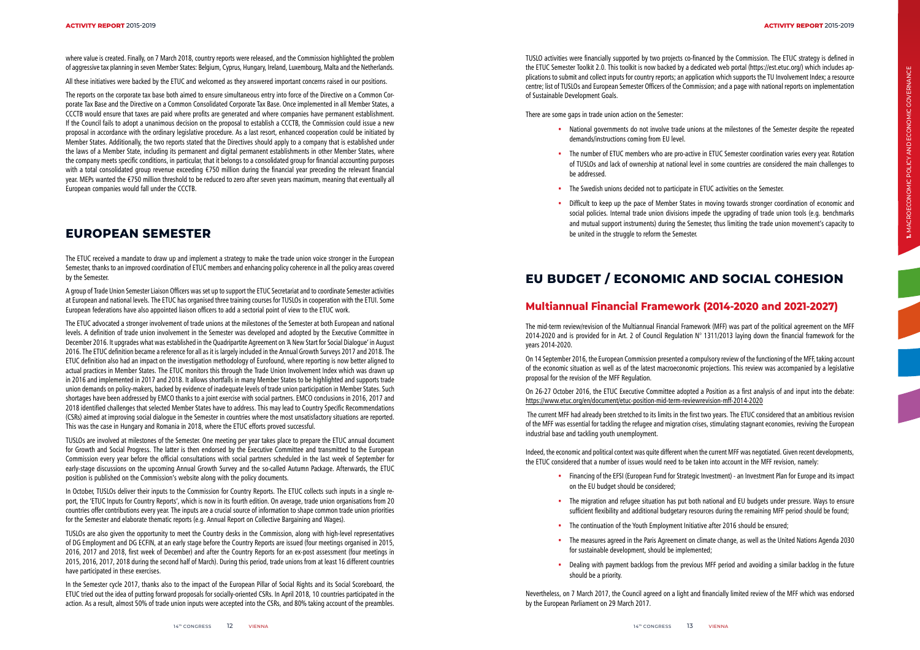where value is created. Finally, on 7 March 2018, country reports were released, and the Commission highlighted the problem of aggressive tax planning in seven Member States: Belgium, Cyprus, Hungary, Ireland, Luxembourg, Malta and the Netherlands.

All these initiatives were backed by the ETUC and welcomed as they answered important concerns raised in our positions.

The reports on the corporate tax base both aimed to ensure simultaneous entry into force of the Directive on a Common Corporate Tax Base and the Directive on a Common Consolidated Corporate Tax Base. Once implemented in all Member States, a CCCTB would ensure that taxes are paid where profits are generated and where companies have permanent establishment. If the Council fails to adopt a unanimous decision on the proposal to establish a CCCTB, the Commission could issue a new proposal in accordance with the ordinary legislative procedure. As a last resort, enhanced cooperation could be initiated by Member States. Additionally, the two reports stated that the Directives should apply to a company that is established under the laws of a Member State, including its permanent and digital permanent establishments in other Member States, where the company meets specific conditions, in particular, that it belongs to a consolidated group for financial accounting purposes with a total consolidated group revenue exceeding €750 million during the financial year preceding the relevant financial year. MEPs wanted the €750 million threshold to be reduced to zero after seven years maximum, meaning that eventually all European companies would fall under the CCCTB.

## EUROPEAN SEMESTER

The ETUC received a mandate to draw up and implement a strategy to make the trade union voice stronger in the European Semester, thanks to an improved coordination of ETUC members and enhancing policy coherence in all the policy areas covered by the Semester.

A group of Trade Union Semester Liaison Officers was set up to support the ETUC Secretariat and to coordinate Semester activities at European and national levels. The ETUC has organised three training courses for TUSLOs in cooperation with the ETUI. Some European federations have also appointed liaison officers to add a sectorial point of view to the ETUC work.

The ETUC advocated a stronger involvement of trade unions at the milestones of the Semester at both European and national levels. A definition of trade union involvement in the Semester was developed and adopted by the Executive Committee in December 2016. It upgrades what was established in the Quadripartite Agreement on 'A New Start for Social Dialogue' in August 2016. The ETUC definition became a reference for all as it is largely included in the Annual Growth Surveys 2017 and 2018. The ETUC definition also had an impact on the investigation methodology of Eurofound, where reporting is now better aligned to actual practices in Member States. The ETUC monitors this through the Trade Union Involvement Index which was drawn up in 2016 and implemented in 2017 and 2018. It allows shortfalls in many Member States to be highlighted and supports trade union demands on policy-makers, backed by evidence of inadequate levels of trade union participation in Member States. Such shortages have been addressed by EMCO thanks to a joint exercise with social partners. EMCO conclusions in 2016, 2017 and 2018 identified challenges that selected Member States have to address. This may lead to Country Specific Recommendations (CSRs) aimed at improving social dialogue in the Semester in countries where the most unsatisfactory situations are reported. This was the case in Hungary and Romania in 2018, where the ETUC efforts proved successful.

TUSLOs are involved at milestones of the Semester. One meeting per year takes place to prepare the ETUC annual document for Growth and Social Progress. The latter is then endorsed by the Executive Committee and transmitted to the European Commission every year before the official consultations with social partners scheduled in the last week of September for early-stage discussions on the upcoming Annual Growth Survey and the so-called Autumn Package. Afterwards, the ETUC position is published on the Commission's website along with the policy documents.

In October, TUSLOs deliver their inputs to the Commission for Country Reports. The ETUC collects such inputs in a single report, the 'ETUC Inputs for Country Reports', which is now in its fourth edition. On average, trade union organisations from 20 countries offer contributions every year. The inputs are a crucial source of information to shape common trade union priorities for the Semester and elaborate thematic reports (e.g. Annual Report on Collective Bargaining and Wages).

TUSLOs are also given the opportunity to meet the Country desks in the Commission, along with high-level representatives of DG Employment and DG ECFIN, at an early stage before the Country Reports are issued (four meetings organised in 2015, 2016, 2017 and 2018, first week of December) and after the Country Reports for an ex-post assessment (four meetings in 2015, 2016, 2017, 2018 during the second half of March). During this period, trade unions from at least 16 different countries have participated in these exercises.

In the Semester cycle 2017, thanks also to the impact of the European Pillar of Social Rights and its Social Scoreboard, the ETUC tried out the idea of putting forward proposals for socially-oriented CSRs. In April 2018, 10 countries participated in the action. As a result, almost 50% of trade union inputs were accepted into the CSRs, and 80% taking account of the preambles.

TUSLO activities were financially supported by two projects co-financed by the Commission. The ETUC strategy is defined in the ETUC Semester Toolkit 2.0. This toolkit is now backed by a dedicated web portal (https://est.etuc.org/) which includes applications to submit and collect inputs for country reports; an application which supports the TU Involvement Index; a resource centre; list of TUSLOs and European Semester Officers of the Commission; and a page with national reports on implementation of Sustainable Development Goals.

There are some gaps in trade union action on the Semester:

- National governments do not involve trade unions at the milestones of the Semester despite the repeated demands/instructions coming from EU level.
- The number of ETUC members who are pro-active in ETUC Semester coordination varies every year. Rotation of TUSLOs and lack of ownership at national level in some countries are considered the main challenges to be addressed.
- The Swedish unions decided not to participate in ETUC activities on the Semester.
- Difficult to keep up the pace of Member States in moving towards stronger coordination of economic and social policies. Internal trade union divisions impede the upgrading of trade union tools (e.g. benchmarks and mutual support instruments) during the Semester, thus limiting the trade union movement's capacity to be united in the struggle to reform the Semester.

## EU BUDGET / ECONOMIC AND SOCIAL COHESION

### Multiannual Financial Framework (2014-2020 and 2021-2027)

The mid-term review/revision of the Multiannual Financial Framework (MFF) was part of the political agreement on the MFF 2014-2020 and is provided for in Art. 2 of Council Regulation N° 1311/2013 laying down the financial framework for the years 2014-2020.

On 14 September 2016, the European Commission presented a compulsory review of the functioning of the MFF, taking account of the economic situation as well as of the latest macroeconomic projections. This review was accompanied by a legislative proposal for the revision of the MFF Regulation.

On 26-27 October 2016, the ETUC Executive Committee adopted a Position as a first analysis of and input into the debate: https://www.etuc.org/en/document/etuc-position-mid-term-reviewrevision-mff-2014-2020

The current MFF had already been stretched to its limits in the first two years. The ETUC considered that an ambitious revision of the MFF was essential for tackling the refugee and migration crises, stimulating stagnant economies, reviving the European industrial base and tackling youth unemployment.

Indeed, the economic and political context was quite different when the current MFF was negotiated. Given recent developments, the ETUC considered that a number of issues would need to be taken into account in the MFF revision, namely:

- Financing of the EFSI (European Fund for Strategic Investment) - an Investment Plan for Europe and its impact on the EU budget should be considered;
- The migration and refugee situation has put both national and EU budgets under pressure. Ways to ensure sufficient flexibility and additional budgetary resources during the remaining MFF period should be found;
- The continuation of the Youth Employment Initiative after 2016 should be ensured;
- The measures agreed in the Paris Agreement on climate change, as well as the United Nations Agenda 2030 for sustainable development, should be implemented;
- Dealing with payment backlogs from the previous MFF period and avoiding a similar backlog in the future should be a priority.

Nevertheless, on 7 March 2017, the Council agreed on a light and financially limited review of the MFF which was endorsed by the European Parliament on 29 March 2017.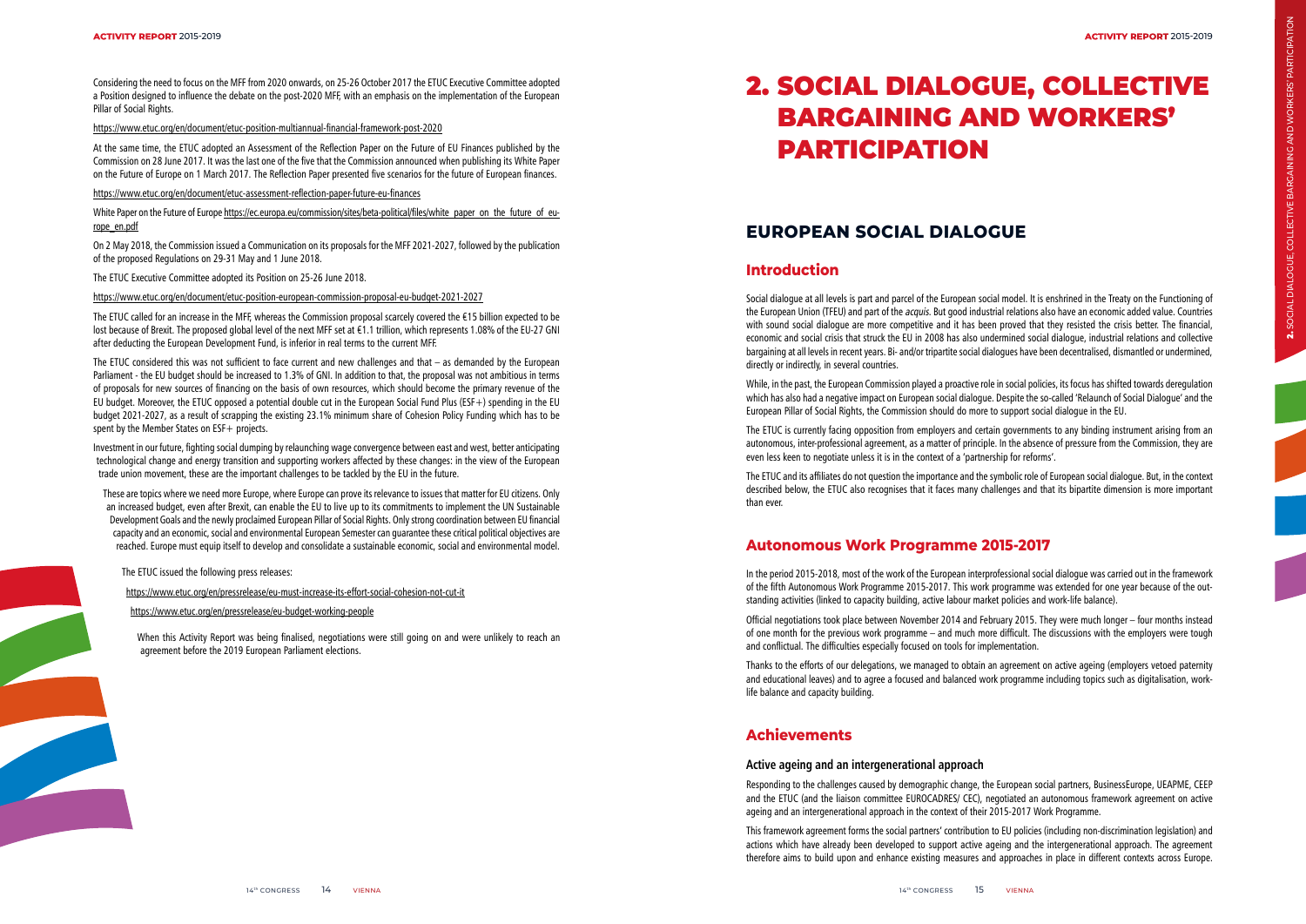Considering the need to focus on the MFF from 2020 onwards, on 25-26 October 2017 the ETUC Executive Committee adopted a Position designed to influence the debate on the post-2020 MFF, with an emphasis on the implementation of the European Pillar of Social Rights.

https://www.etuc.org/en/document/etuc-position-multiannual-financial-framework-post-2020

At the same time, the ETUC adopted an Assessment of the Reflection Paper on the Future of EU Finances published by the Commission on 28 June 2017. It was the last one of the five that the Commission announced when publishing its White Paper on the Future of Europe on 1 March 2017. The Reflection Paper presented five scenarios for the future of European finances.

https://www.etuc.org/en/document/etuc-assessment-reflection-paper-future-eu-finances

White Paper on the Future of Europe https://ec.europa.eu/commission/sites/beta-political/files/white_paper_on_the_future_of_europe_en.pdf

On 2 May 2018, the Commission issued a Communication on its proposals for the MFF 2021-2027, followed by the publication of the proposed Regulations on 29-31 May and 1 June 2018.

The ETUC Executive Committee adopted its Position on 25-26 June 2018.

https://www.etuc.org/en/document/etuc-position-european-commission-proposal-eu-budget-2021-2027

The ETUC called for an increase in the MFF, whereas the Commission proposal scarcely covered the €15 billion expected to be lost because of Brexit. The proposed global level of the next MFF set at €1.1 trillion, which represents 1.08% of the EU-27 GNI after deducting the European Development Fund, is inferior in real terms to the current MFF.

The ETUC considered this was not sufficient to face current and new challenges and that – as demanded by the European Parliament - the EU budget should be increased to 1.3% of GNI. In addition to that, the proposal was not ambitious in terms of proposals for new sources of financing on the basis of own resources, which should become the primary revenue of the EU budget. Moreover, the ETUC opposed a potential double cut in the European Social Fund Plus (ESF+) spending in the EU budget 2021-2027, as a result of scrapping the existing 23.1% minimum share of Cohesion Policy Funding which has to be spent by the Member States on ESF+ projects.

Investment in our future, fighting social dumping by relaunching wage convergence between east and west, better anticipating technological change and energy transition and supporting workers affected by these changes: in the view of the European trade union movement, these are the important challenges to be tackled by the EU in the future.

These are topics where we need more Europe, where Europe can prove its relevance to issues that matter for EU citizens. Only an increased budget, even after Brexit, can enable the EU to live up to its commitments to implement the UN Sustainable Development Goals and the newly proclaimed European Pillar of Social Rights. Only strong coordination between EU financial capacity and an economic, social and environmental European Semester can guarantee these critical political objectives are reached. Europe must equip itself to develop and consolidate a sustainable economic, social and environmental model.

The ETUC issued the following press releases:

https://www.etuc.org/en/pressrelease/eu-must-increase-its-effort-social-cohesion-not-cut-it

https://www.etuc.org/en/pressrelease/eu-budget-working-people

When this Activity Report was being finalised, negotiations were still going on and were unlikely to reach an agreement before the 2019 European Parliament elections.

# 2. SOCIAL DIALOGUE, COLLECTIVE BARGAINING AND WORKERS' PARTICIPATION

## EUROPEAN SOCIAL DIALOGUE

### Introduction

Social dialogue at all levels is part and parcel of the European social model. It is enshrined in the Treaty on the Functioning of the European Union (TFEU) and part of the *acquis*. But good industrial relations also have an economic added value. Countries with sound social dialogue are more competitive and it has been proved that they resisted the crisis better. The financial, economic and social crisis that struck the EU in 2008 has also undermined social dialogue, industrial relations and collective bargaining at all levels in recent years. Bi- and/or tripartite social dialogues have been decentralised, dismantled or undermined, directly or indirectly, in several countries.

While, in the past, the European Commission played a proactive role in social policies, its focus has shifted towards deregulation which has also had a negative impact on European social dialogue. Despite the so-called 'Relaunch of Social Dialogue' and the European Pillar of Social Rights, the Commission should do more to support social dialogue in the EU.

The ETUC is currently facing opposition from employers and certain governments to any binding instrument arising from an autonomous, inter-professional agreement, as a matter of principle. In the absence of pressure from the Commission, they are even less keen to negotiate unless it is in the context of a 'partnership for reforms'.

The ETUC and its affiliates do not question the importance and the symbolic role of European social dialogue. But, in the context described below, the ETUC also recognises that it faces many challenges and that its bipartite dimension is more important than ever.

### Autonomous Work Programme 2015-2017

In the period 2015-2018, most of the work of the European interprofessional social dialogue was carried out in the framework of the fifth Autonomous Work Programme 2015-2017. This work programme was extended for one year because of the outstanding activities (linked to capacity building, active labour market policies and work-life balance).

Official negotiations took place between November 2014 and February 2015. They were much longer – four months instead of one month for the previous work programme – and much more difficult. The discussions with the employers were tough and conflictual. The difficulties especially focused on tools for implementation.

Thanks to the efforts of our delegations, we managed to obtain an agreement on active ageing (employers vetoed paternity and educational leaves) and to agree a focused and balanced work programme including topics such as digitalisation, work-life balance and capacity building.

### Achievements

#### Active ageing and an intergenerational approach

Responding to the challenges caused by demographic change, the European social partners, BusinessEurope, UEAPME, CEEP and the ETUC (and the liaison committee EUROCADRES/ CEC), negotiated an autonomous framework agreement on active ageing and an intergenerational approach in the context of their 2015-2017 Work Programme.

This framework agreement forms the social partners' contribution to EU policies (including non-discrimination legislation) and actions which have already been developed to support active ageing and the intergenerational approach. The agreement therefore aims to build upon and enhance existing measures and approaches in place in different contexts across Europe.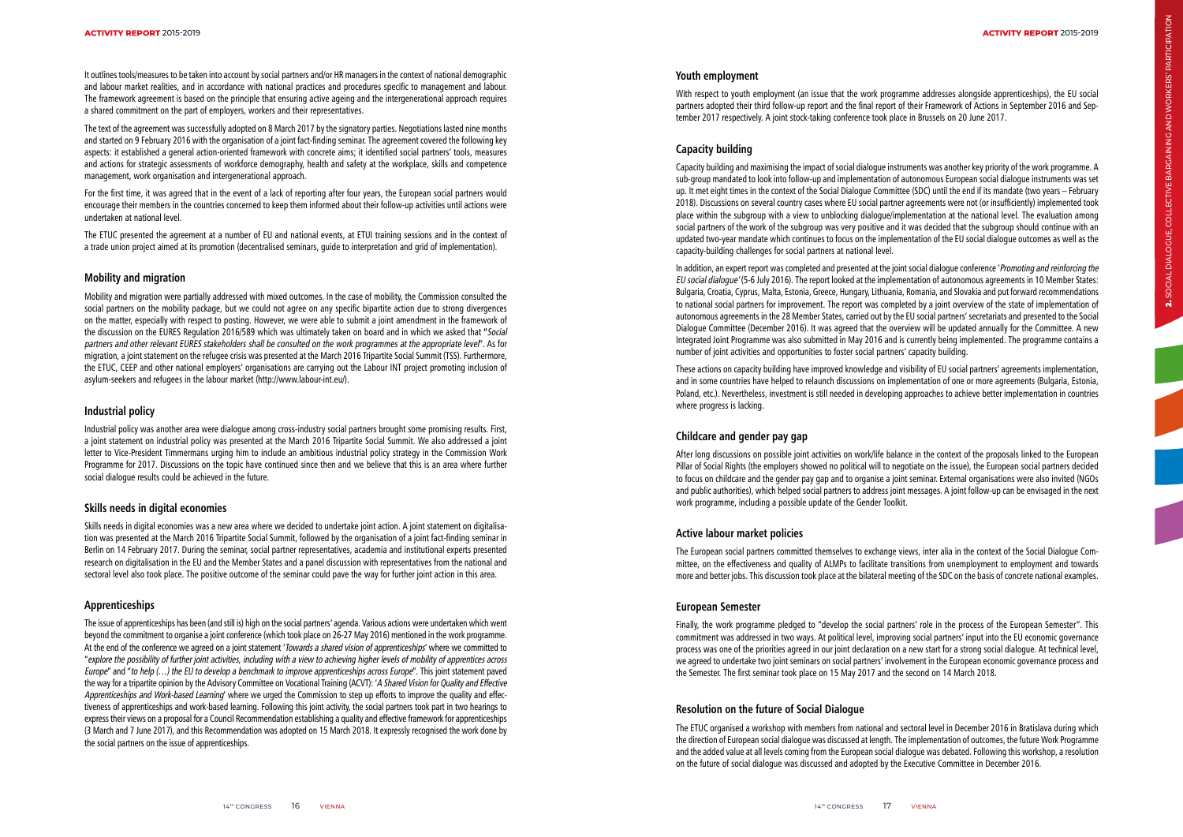It outlines tools/measures to be taken into account by social partners and/or HR managers in the context of national demographic and labour market realities, and in accordance with national practices and procedures specific to management and labour. The framework agreement is based on the principle that ensuring active ageing and the intergenerational approach requires a shared commitment on the part of employers, workers and their representatives.

The text of the agreement was successfully adopted on 8 March 2017 by the signatory parties. Negotiations lasted nine months and started on 9 February 2016 with the organisation of a joint fact-finding seminar. The agreement covered the following key aspects: it established a general action-oriented framework with concrete aims; it identified social partners' tools, measures and actions for strategic assessments of workforce demography, health and safety at the workplace, skills and competence management, work organisation and intergenerational approach.

For the first time, it was agreed that in the event of a lack of reporting after four years, the European social partners would encourage their members in the countries concerned to keep them informed about their follow-up activities until actions were undertaken at national level.

The ETUC presented the agreement at a number of EU and national events, at ETUI training sessions and in the context of a trade union project aimed at its promotion (decentralised seminars, guide to interpretation and grid of implementation).

### Mobility and migration

Mobility and migration were partially addressed with mixed outcomes. In the case of mobility, the Commission consulted the social partners on the mobility package, but we could not agree on any specific bipartite action due to strong divergences on the matter, especially with respect to posting. However, we were able to submit a joint amendment in the framework of the discussion on the EURES Regulation 2016/589 which was ultimately taken on board and in which we asked that "*Social partners and other relevant EURES stakeholders shall be consulted on the work programmes at the appropriate level*". As for migration, a joint statement on the refugee crisis was presented at the March 2016 Tripartite Social Summit (TSS). Furthermore, the ETUC, CEEP and other national employers' organisations are carrying out the Labour INT project promoting inclusion of asylum-seekers and refugees in the labour market (http://www.labour-int.eu/).

### Industrial policy

Industrial policy was another area were dialogue among cross-industry social partners brought some promising results. First, a joint statement on industrial policy was presented at the March 2016 Tripartite Social Summit. We also addressed a joint letter to Vice-President Timmermans urging him to include an ambitious industrial policy strategy in the Commission Work Programme for 2017. Discussions on the topic have continued since then and we believe that this is an area where further social dialogue results could be achieved in the future.

### Skills needs in digital economies

Skills needs in digital economies was a new area where we decided to undertake joint action. A joint statement on digitalisation was presented at the March 2016 Tripartite Social Summit, followed by the organisation of a joint fact-finding seminar in Berlin on 14 February 2017. During the seminar, social partner representatives, academia and institutional experts presented research on digitalisation in the EU and the Member States and a panel discussion with representatives from the national and sectoral level also took place. The positive outcome of the seminar could pave the way for further joint action in this area.

### Apprenticeships

The issue of apprenticeships has been (and still is) high on the social partners' agenda. Various actions were undertaken which went beyond the commitment to organise a joint conference (which took place on 26-27 May 2016) mentioned in the work programme. At the end of the conference we agreed on a joint statement '*Towards a shared vision of apprenticeships*' where we committed to "*explore the possibility of further joint activities, including with a view to achieving higher levels of mobility of apprentices across Europe*" and "*to help (…) the EU to develop a benchmark to improve apprenticeships across Europe*". This joint statement paved the way for a tripartite opinion by the Advisory Committee on Vocational Training (ACVT): '*A Shared Vision for Quality and Effective Apprenticeships and Work-based Learning*' where we urged the Commission to step up efforts to improve the quality and effectiveness of apprenticeships and work-based learning. Following this joint activity, the social partners took part in two hearings to express their views on a proposal for a Council Recommendation establishing a quality and effective framework for apprenticeships (3 March and 7 June 2017), and this Recommendation was adopted on 15 March 2018. It expressly recognised the work done by the social partners on the issue of apprenticeships.

### Youth employment

With respect to youth employment (an issue that the work programme addresses alongside apprenticeships), the EU social partners adopted their third follow-up report and the final report of their Framework of Actions in September 2016 and September 2017 respectively. A joint stock-taking conference took place in Brussels on 20 June 2017.

### Capacity building

Capacity building and maximising the impact of social dialogue instruments was another key priority of the work programme. A sub-group mandated to look into follow-up and implementation of autonomous European social dialogue instruments was set up. It met eight times in the context of the Social Dialogue Committee (SDC) until the end if its mandate (two years – February 2018). Discussions on several country cases where EU social partner agreements were not (or insufficiently) implemented took place within the subgroup with a view to unblocking dialogue/implementation at the national level. The evaluation among social partners of the work of the subgroup was very positive and it was decided that the subgroup should continue with an updated two-year mandate which continues to focus on the implementation of the EU social dialogue outcomes as well as the capacity-building challenges for social partners at national level.

In addition, an expert report was completed and presented at the joint social dialogue conference '*Promoting and reinforcing the EU social dialogue*' (5-6 July 2016). The report looked at the implementation of autonomous agreements in 10 Member States: Bulgaria, Croatia, Cyprus, Malta, Estonia, Greece, Hungary, Lithuania, Romania, and Slovakia and put forward recommendations to national social partners for improvement. The report was completed by a joint overview of the state of implementation of autonomous agreements in the 28 Member States, carried out by the EU social partners' secretariats and presented to the Social Dialogue Committee (December 2016). It was agreed that the overview will be updated annually for the Committee. A new Integrated Joint Programme was also submitted in May 2016 and is currently being implemented. The programme contains a number of joint activities and opportunities to foster social partners' capacity building.

These actions on capacity building have improved knowledge and visibility of EU social partners' agreements implementation, and in some countries have helped to relaunch discussions on implementation of one or more agreements (Bulgaria, Estonia, Poland, etc.). Nevertheless, investment is still needed in developing approaches to achieve better implementation in countries where progress is lacking.

### Childcare and gender pay gap

After long discussions on possible joint activities on work/life balance in the context of the proposals linked to the European Pillar of Social Rights (the employers showed no political will to negotiate on the issue), the European social partners decided to focus on childcare and the gender pay gap and to organise a joint seminar. External organisations were also invited (NGOs and public authorities), which helped social partners to address joint messages. A joint follow-up can be envisaged in the next work programme, including a possible update of the Gender Toolkit.

### Active labour market policies

The European social partners committed themselves to exchange views, inter alia in the context of the Social Dialogue Committee, on the effectiveness and quality of ALMPs to facilitate transitions from unemployment to employment and towards more and better jobs. This discussion took place at the bilateral meeting of the SDC on the basis of concrete national examples.

### European Semester

Finally, the work programme pledged to "develop the social partners' role in the process of the European Semester". This commitment was addressed in two ways. At political level, improving social partners' input into the EU economic governance process was one of the priorities agreed in our joint declaration on a new start for a strong social dialogue. At technical level, we agreed to undertake two joint seminars on social partners' involvement in the European economic governance process and the Semester. The first seminar took place on 15 May 2017 and the second on 14 March 2018.

### Resolution on the future of Social Dialogue

The ETUC organised a workshop with members from national and sectoral level in December 2016 in Bratislava during which the direction of European social dialogue was discussed at length. The implementation of outcomes, the future Work Programme and the added value at all levels coming from the European social dialogue was debated. Following this workshop, a resolution on the future of social dialogue was discussed and adopted by the Executive Committee in December 2016.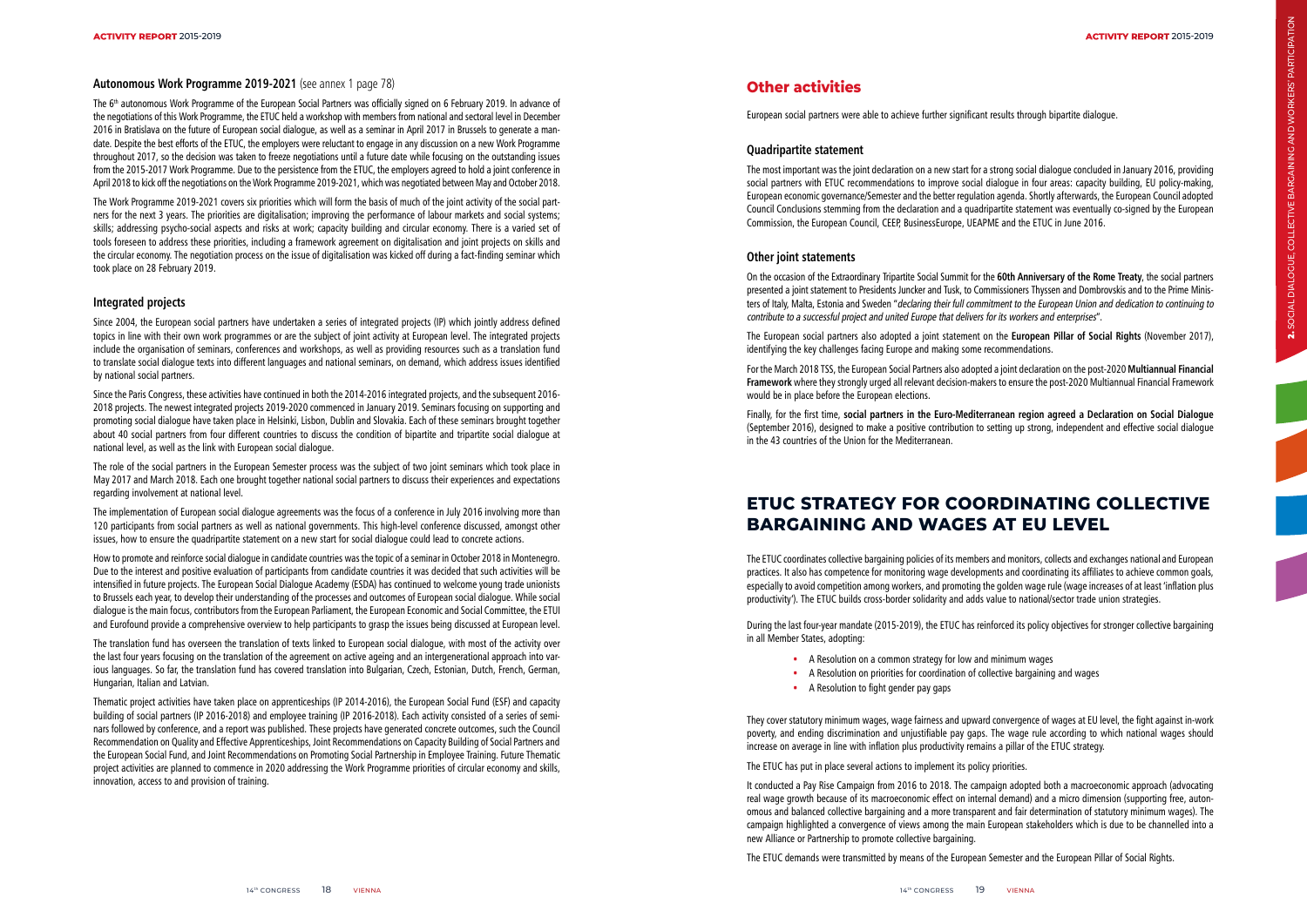### Autonomous Work Programme 2019-2021 (see annex 1 page 78)

The 6th autonomous Work Programme of the European Social Partners was officially signed on 6 February 2019. In advance of the negotiations of this Work Programme, the ETUC held a workshop with members from national and sectoral level in December 2016 in Bratislava on the future of European social dialogue, as well as a seminar in April 2017 in Brussels to generate a mandate. Despite the best efforts of the ETUC, the employers were reluctant to engage in any discussion on a new Work Programme throughout 2017, so the decision was taken to freeze negotiations until a future date while focusing on the outstanding issues from the 2015-2017 Work Programme. Due to the persistence from the ETUC, the employers agreed to hold a joint conference in April 2018 to kick off the negotiations on the Work Programme 2019-2021, which was negotiated between May and October 2018.

The Work Programme 2019-2021 covers six priorities which will form the basis of much of the joint activity of the social partners for the next 3 years. The priorities are digitalisation; improving the performance of labour markets and social systems; skills; addressing psycho-social aspects and risks at work; capacity building and circular economy. There is a varied set of tools foreseen to address these priorities, including a framework agreement on digitalisation and joint projects on skills and the circular economy. The negotiation process on the issue of digitalisation was kicked off during a fact-finding seminar which took place on 28 February 2019.

### Integrated projects

Since 2004, the European social partners have undertaken a series of integrated projects (IP) which jointly address defined topics in line with their own work programmes or are the subject of joint activity at European level. The integrated projects include the organisation of seminars, conferences and workshops, as well as providing resources such as a translation fund to translate social dialogue texts into different languages and national seminars, on demand, which address issues identified by national social partners.

Since the Paris Congress, these activities have continued in both the 2014-2016 integrated projects, and the subsequent 2016-2018 projects. The newest integrated projects 2019-2020 commenced in January 2019. Seminars focusing on supporting and promoting social dialogue have taken place in Helsinki, Lisbon, Dublin and Slovakia. Each of these seminars brought together about 40 social partners from four different countries to discuss the condition of bipartite and tripartite social dialogue at national level, as well as the link with European social dialogue.

The role of the social partners in the European Semester process was the subject of two joint seminars which took place in May 2017 and March 2018. Each one brought together national social partners to discuss their experiences and expectations regarding involvement at national level.

The implementation of European social dialogue agreements was the focus of a conference in July 2016 involving more than 120 participants from social partners as well as national governments. This high-level conference discussed, amongst other issues, how to ensure the quadripartite statement on a new start for social dialogue could lead to concrete actions.

How to promote and reinforce social dialogue in candidate countries was the topic of a seminar in October 2018 in Montenegro. Due to the interest and positive evaluation of participants from candidate countries it was decided that such activities will be intensified in future projects. The European Social Dialogue Academy (ESDA) has continued to welcome young trade unionists to Brussels each year, to develop their understanding of the processes and outcomes of European social dialogue. While social dialogue is the main focus, contributors from the European Parliament, the European Economic and Social Committee, the ETUI and Eurofound provide a comprehensive overview to help participants to grasp the issues being discussed at European level.

The translation fund has overseen the translation of texts linked to European social dialogue, with most of the activity over the last four years focusing on the translation of the agreement on active ageing and an intergenerational approach into various languages. So far, the translation fund has covered translation into Bulgarian, Czech, Estonian, Dutch, French, German, Hungarian, Italian and Latvian.

Thematic project activities have taken place on apprenticeships (IP 2014-2016), the European Social Fund (ESF) and capacity building of social partners (IP 2016-2018) and employee training (IP 2016-2018). Each activity consisted of a series of seminars followed by conference, and a report was published. These projects have generated concrete outcomes, such the Council Recommendation on Quality and Effective Apprenticeships, Joint Recommendations on Capacity Building of Social Partners and the European Social Fund, and Joint Recommendations on Promoting Social Partnership in Employee Training. Future Thematic project activities are planned to commence in 2020 addressing the Work Programme priorities of circular economy and skills, innovation, access to and provision of training.

## Other activities

European social partners were able to achieve further significant results through bipartite dialogue.

### Quadripartite statement

The most important was the joint declaration on a new start for a strong social dialogue concluded in January 2016, providing social partners with ETUC recommendations to improve social dialogue in four areas: capacity building, EU policy-making, European economic governance/Semester and the better regulation agenda. Shortly afterwards, the European Council adopted Council Conclusions stemming from the declaration and a quadripartite statement was eventually co-signed by the European Commission, the European Council, CEEP, BusinessEurope, UEAPME and the ETUC in June 2016.

### Other joint statements

On the occasion of the Extraordinary Tripartite Social Summit for the **60th Anniversary of the Rome Treaty**, the social partners presented a joint statement to Presidents Juncker and Tusk, to Commissioners Thyssen and Dombrovskis and to the Prime Ministers of Italy, Malta, Estonia and Sweden "*declaring their full commitment to the European Union and dedication to continuing to contribute to a successful project and united Europe that delivers for its workers and enterprises*".

The European social partners also adopted a joint statement on the **European Pillar of Social Rights** (November 2017), identifying the key challenges facing Europe and making some recommendations.

For the March 2018 TSS, the European Social Partners also adopted a joint declaration on the post-2020 **Multiannual Financial Framework** where they strongly urged all relevant decision-makers to ensure the post-2020 Multiannual Financial Framework would be in place before the European elections.

Finally, for the first time, **social partners in the Euro-Mediterranean region agreed a Declaration on Social Dialogue** (September 2016), designed to make a positive contribution to setting up strong, independent and effective social dialogue in the 43 countries of the Union for the Mediterranean.

## ETUC STRATEGY FOR COORDINATING COLLECTIVE BARGAINING AND WAGES AT EU LEVEL

The ETUC coordinates collective bargaining policies of its members and monitors, collects and exchanges national and European practices. It also has competence for monitoring wage developments and coordinating its affiliates to achieve common goals, especially to avoid competition among workers, and promoting the golden wage rule (wage increases of at least 'inflation plus productivity'). The ETUC builds cross-border solidarity and adds value to national/sector trade union strategies.

During the last four-year mandate (2015-2019), the ETUC has reinforced its policy objectives for stronger collective bargaining in all Member States, adopting:

- A Resolution on a common strategy for low and minimum wages
- A Resolution on priorities for coordination of collective bargaining and wages
- A Resolution to fight gender pay gaps

They cover statutory minimum wages, wage fairness and upward convergence of wages at EU level, the fight against in-work poverty, and ending discrimination and unjustifiable pay gaps. The wage rule according to which national wages should increase on average in line with inflation plus productivity remains a pillar of the ETUC strategy.

The ETUC has put in place several actions to implement its policy priorities.

It conducted a Pay Rise Campaign from 2016 to 2018. The campaign adopted both a macroeconomic approach (advocating real wage growth because of its macroeconomic effect on internal demand) and a micro dimension (supporting free, autonomous and balanced collective bargaining and a more transparent and fair determination of statutory minimum wages). The campaign highlighted a convergence of views among the main European stakeholders which is due to be channelled into a new Alliance or Partnership to promote collective bargaining.

The ETUC demands were transmitted by means of the European Semester and the European Pillar of Social Rights.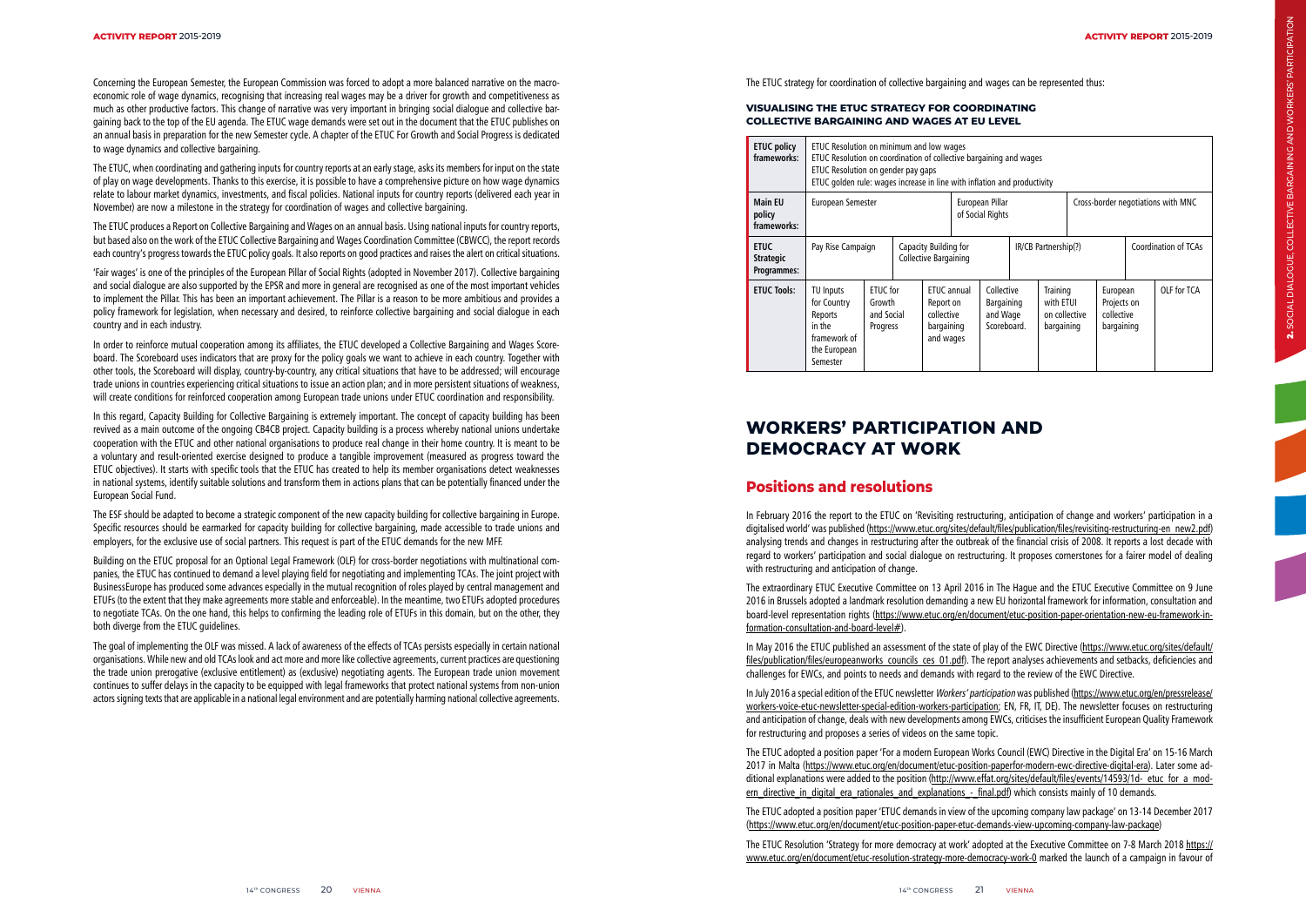Concerning the European Semester, the European Commission was forced to adopt a more balanced narrative on the macro-economic role of wage dynamics, recognising that increasing real wages may be a driver for growth and competitiveness as much as other productive factors. This change of narrative was very important in bringing social dialogue and collective bargaining back to the top of the EU agenda. The ETUC wage demands were set out in the document that the ETUC publishes on an annual basis in preparation for the new Semester cycle. A chapter of the ETUC For Growth and Social Progress is dedicated to wage dynamics and collective bargaining.

The ETUC, when coordinating and gathering inputs for country reports at an early stage, asks its members for input on the state of play on wage developments. Thanks to this exercise, it is possible to have a comprehensive picture on how wage dynamics relate to labour market dynamics, investments, and fiscal policies. National inputs for country reports (delivered each year in November) are now a milestone in the strategy for coordination of wages and collective bargaining.

The ETUC produces a Report on Collective Bargaining and Wages on an annual basis. Using national inputs for country reports, but based also on the work of the ETUC Collective Bargaining and Wages Coordination Committee (CBWCC), the report records each country's progress towards the ETUC policy goals. It also reports on good practices and raises the alert on critical situations.

'Fair wages' is one of the principles of the European Pillar of Social Rights (adopted in November 2017). Collective bargaining and social dialogue are also supported by the EPSR and more in general are recognised as one of the most important vehicles to implement the Pillar. This has been an important achievement. The Pillar is a reason to be more ambitious and provides a policy framework for legislation, when necessary and desired, to reinforce collective bargaining and social dialogue in each country and in each industry.

In order to reinforce mutual cooperation among its affiliates, the ETUC developed a Collective Bargaining and Wages Scoreboard. The Scoreboard uses indicators that are proxy for the policy goals we want to achieve in each country. Together with other tools, the Scoreboard will display, country-by-country, any critical situations that have to be addressed; will encourage trade unions in countries experiencing critical situations to issue an action plan; and in more persistent situations of weakness, will create conditions for reinforced cooperation among European trade unions under ETUC coordination and responsibility.

In this regard, Capacity Building for Collective Bargaining is extremely important. The concept of capacity building has been revived as a main outcome of the ongoing CB4CB project. Capacity building is a process whereby national unions undertake cooperation with the ETUC and other national organisations to produce real change in their home country. It is meant to be a voluntary and result-oriented exercise designed to produce a tangible improvement (measured as progress toward the ETUC objectives). It starts with specific tools that the ETUC has created to help its member organisations detect weaknesses in national systems, identify suitable solutions and transform them in actions plans that can be potentially financed under the European Social Fund.

The ESF should be adapted to become a strategic component of the new capacity building for collective bargaining in Europe. Specific resources should be earmarked for capacity building for collective bargaining, made accessible to trade unions and employers, for the exclusive use of social partners. This request is part of the ETUC demands for the new MFF.

Building on the ETUC proposal for an Optional Legal Framework (OLF) for cross-border negotiations with multinational companies, the ETUC has continued to demand a level playing field for negotiating and implementing TCAs. The joint project with BusinessEurope has produced some advances especially in the mutual recognition of roles played by central management and ETUFs (to the extent that they make agreements more stable and enforceable). In the meantime, two ETUFs adopted procedures to negotiate TCAs. On the one hand, this helps to confirming the leading role of ETUFs in this domain, but on the other, they both diverge from the ETUC guidelines.

The goal of implementing the OLF was missed. A lack of awareness of the effects of TCAs persists especially in certain national organisations. While new and old TCAs look and act more and more like collective agreements, current practices are questioning the trade union prerogative (exclusive entitlement) as (exclusive) negotiating agents. The European trade union movement continues to suffer delays in the capacity to be equipped with legal frameworks that protect national systems from non-union actors signing texts that are applicable in a national legal environment and are potentially harming national collective agreements.

The ETUC strategy for coordination of collective bargaining and wages can be represented thus:

#### VISUALISING THE ETUC STRATEGY FOR COORDINATING COLLECTIVE BARGAINING AND WAGES AT EU LEVEL

| ETUC policy frameworks: | ETUC Resolution on minimum and low wages<br>ETUC Resolution on coordination of collective bargaining and wages<br>ETUC Resolution on gender pay gaps<br>ETUC golden rule: wages increase in line with inflation and productivity | | | | | | |
|---|---|---|---|---|---|---|---|
| Main EU policy frameworks: | European Semester | | | European Pillar of Social Rights | | Cross-border negotiations with MNC | |
| ETUC Strategic Programmes: | Pay Rise Campaign | | Capacity Building for Collective Bargaining | | IR/CB Partnership(?) | | Coordination of TCAs |
| ETUC Tools: | TU Inputs for Country Reports in the framework of the European Semester | ETUC for Growth and Social Progress | ETUC annual Report on collective bargaining and wages | Collective Bargaining and Wage Scoreboard. | Training with ETUI on collective bargaining | European Projects on collective bargaining | OLF for TCA |

# WORKERS' PARTICIPATION AND DEMOCRACY AT WORK

## Positions and resolutions

In February 2016 the report to the ETUC on 'Revisiting restructuring, anticipation of change and workers' participation in a digitalised world' was published (https://www.etuc.org/sites/default/files/publication/files/revisiting-restructuring-en_new2.pdf) analysing trends and changes in restructuring after the outbreak of the financial crisis of 2008. It reports a lost decade with regard to workers' participation and social dialogue on restructuring. It proposes cornerstones for a fairer model of dealing with restructuring and anticipation of change.

The extraordinary ETUC Executive Committee on 13 April 2016 in The Hague and the ETUC Executive Committee on 9 June 2016 in Brussels adopted a landmark resolution demanding a new EU horizontal framework for information, consultation and board-level representation rights (https://www.etuc.org/en/document/etuc-position-paper-orientation-new-eu-framework-information-consultation-and-board-level#).

In May 2016 the ETUC published an assessment of the state of play of the EWC Directive (https://www.etuc.org/sites/default/files/publication/files/europeanworks_councils_ces_01.pdf). The report analyses achievements and setbacks, deficiencies and challenges for EWCs, and points to needs and demands with regard to the review of the EWC Directive.

In July 2016 a special edition of the ETUC newsletter *Workers' participation* was published (https://www.etuc.org/en/pressrelease/workers-voice-etuc-newsletter-special-edition-workers-participation; EN, FR, IT, DE). The newsletter focuses on restructuring and anticipation of change, deals with new developments among EWCs, criticises the insufficient European Quality Framework for restructuring and proposes a series of videos on the same topic.

The ETUC adopted a position paper 'For a modern European Works Council (EWC) Directive in the Digital Era' on 15-16 March 2017 in Malta (https://www.etuc.org/en/document/etuc-position-paperfor-modern-ewc-directive-digital-era). Later some additional explanations were added to the position (http://www.effat.org/sites/default/files/events/14593/1d-_etuc_for_a_modern_directive_in_digital_era_rationales_and_explanations_-_final.pdf) which consists mainly of 10 demands.

The ETUC adopted a position paper 'ETUC demands in view of the upcoming company law package' on 13-14 December 2017 (https://www.etuc.org/en/document/etuc-position-paper-etuc-demands-view-upcoming-company-law-package)

The ETUC Resolution 'Strategy for more democracy at work' adopted at the Executive Committee on 7-8 March 2018 https://www.etuc.org/en/document/etuc-resolution-strategy-more-democracy-work-0 marked the launch of a campaign in favour of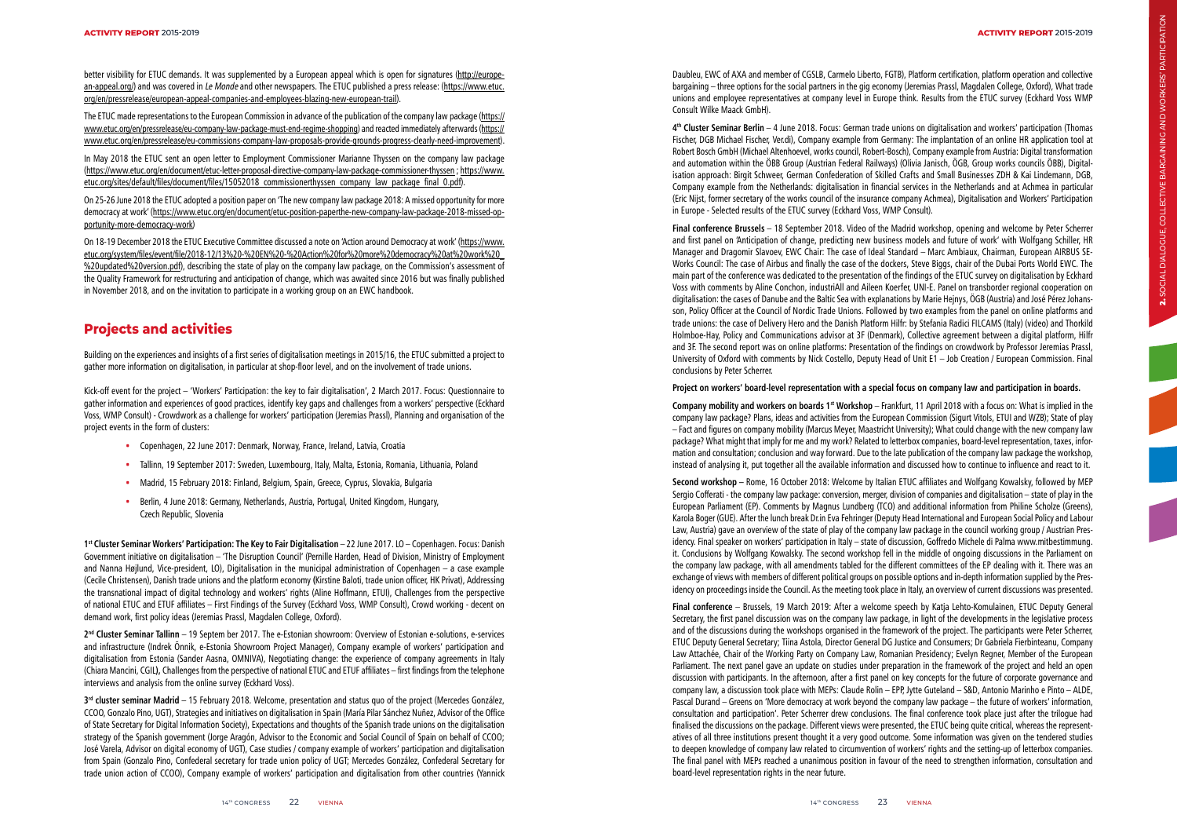better visibility for ETUC demands. It was supplemented by a European appeal which is open for signatures (http://european-appeal.org/) and was covered in *Le Monde* and other newspapers. The ETUC published a press release: (https://www.etuc.org/en/pressrelease/european-appeal-companies-and-employees-blazing-new-european-trail).

The ETUC made representations to the European Commission in advance of the publication of the company law package (https://www.etuc.org/en/pressrelease/eu-company-law-package-must-end-regime-shopping) and reacted immediately afterwards (https://www.etuc.org/en/pressrelease/eu-commissions-company-law-proposals-provide-grounds-progress-clearly-need-improvement).

In May 2018 the ETUC sent an open letter to Employment Commissioner Marianne Thyssen on the company law package (https://www.etuc.org/en/document/etuc-letter-proposal-directive-company-law-package-commissioner-thyssen ; https://www.etuc.org/sites/default/files/document/files/15052018_commissionerthyssen_company_law_package_final_0.pdf).

On 25-26 June 2018 the ETUC adopted a position paper on 'The new company law package 2018: A missed opportunity for more democracy at work' (https://www.etuc.org/en/document/etuc-position-paperthe-new-company-law-package-2018-missed-opportunity-more-democracy-work)

On 18-19 December 2018 the ETUC Executive Committee discussed a note on 'Action around Democracy at work' (https://www.etuc.org/system/files/event/file/2018-12/13%20-%20EN%20-%20Action%20for%20more%20democracy%20at%20work%20_%20updated%20version.pdf), describing the state of play on the company law package, on the Commission's assessment of the Quality Framework for restructuring and anticipation of change, which was awaited since 2016 but was finally published in November 2018, and on the invitation to participate in a working group on an EWC handbook.

## Projects and activities

Building on the experiences and insights of a first series of digitalisation meetings in 2015/16, the ETUC submitted a project to gather more information on digitalisation, in particular at shop-floor level, and on the involvement of trade unions.

Kick-off event for the project – 'Workers' Participation: the key to fair digitalisation', 2 March 2017. Focus: Questionnaire to gather information and experiences of good practices, identify key gaps and challenges from a workers' perspective (Eckhard Voss, WMP Consult) - Crowdwork as a challenge for workers' participation (Jeremias Prassl), Planning and organisation of the project events in the form of clusters:

- Copenhagen, 22 June 2017: Denmark, Norway, France, Ireland, Latvia, Croatia
- Tallinn, 19 September 2017: Sweden, Luxembourg, Italy, Malta, Estonia, Romania, Lithuania, Poland
- Madrid, 15 February 2018: Finland, Belgium, Spain, Greece, Cyprus, Slovakia, Bulgaria
- Berlin, 4 June 2018: Germany, Netherlands, Austria, Portugal, United Kingdom, Hungary, Czech Republic, Slovenia

**1st Cluster Seminar Workers' Participation: The Key to Fair Digitalisation** – 22 June 2017. LO – Copenhagen. Focus: Danish Government initiative on digitalisation – 'The Disruption Council' (Pernille Harden, Head of Division, Ministry of Employment and Nanna Højlund, Vice-president, LO), Digitalisation in the municipal administration of Copenhagen – a case example (Cecile Christensen), Danish trade unions and the platform economy (Kirstine Baloti, trade union officer, HK Privat), Addressing the transnational impact of digital technology and workers' rights (Aline Hoffmann, ETUI), Challenges from the perspective of national ETUC and ETUF affiliates – First Findings of the Survey (Eckhard Voss, WMP Consult), Crowd working - decent on demand work, first policy ideas (Jeremias Prassl, Magdalen College, Oxford).

**2nd Cluster Seminar Tallinn** – 19 Septem ber 2017. The e-Estonian showroom: Overview of Estonian e-solutions, e-services and infrastructure (Indrek Önnik, e-Estonia Showroom Project Manager), Company example of workers' participation and digitalisation from Estonia (Sander Aasna, OMNIVA), Negotiating change: the experience of company agreements in Italy (Chiara Mancini, CGIL), Challenges from the perspective of national ETUC and ETUF affiliates – first findings from the telephone interviews and analysis from the online survey (Eckhard Voss).

**3rd cluster seminar Madrid** – 15 February 2018. Welcome, presentation and status quo of the project (Mercedes González, CCOO, Gonzalo Pino, UGT), Strategies and initiatives on digitalisation in Spain (María Pilar Sánchez Nuñez, Advisor of the Office of State Secretary for Digital Information Society), Expectations and thoughts of the Spanish trade unions on the digitalisation strategy of the Spanish government (Jorge Aragón, Advisor to the Economic and Social Council of Spain on behalf of CCOO; José Varela, Advisor on digital economy of UGT), Case studies / company example of workers' participation and digitalisation from Spain (Gonzalo Pino, Confederal secretary for trade union policy of UGT; Mercedes González, Confederal Secretary for trade union action of CCOO), Company example of workers' participation and digitalisation from other countries (Yannick Daubleu, EWC of AXA and member of CGSLB, Carmelo Liberto, FGTB), Platform certification, platform operation and collective bargaining – three options for the social partners in the gig economy (Jeremias Prassl, Magdalen College, Oxford), What trade unions and employee representatives at company level in Europe think. Results from the ETUC survey (Eckhard Voss WMP Consult Wilke Maack GmbH).

**4th Cluster Seminar Berlin** – 4 June 2018. Focus: German trade unions on digitalisation and workers' participation (Thomas Fischer, DGB Michael Fischer, Ver.di), Company example from Germany: The implantation of an online HR application tool at Robert Bosch GmbH (Michael Altenhoevel, works council, Robert-Bosch), Company example from Austria: Digital transformation and automation within the ÖBB Group (Austrian Federal Railways) (Olivia Janisch, ÖGB, Group works councils ÖBB), Digitalisation approach: Birgit Schweer, German Confederation of Skilled Crafts and Small Businesses ZDH & Kai Lindemann, DGB, Company example from the Netherlands: digitalisation in financial services in the Netherlands and at Achmea in particular (Eric Nijst, former secretary of the works council of the insurance company Achmea), Digitalisation and Workers' Participation in Europe - Selected results of the ETUC survey (Eckhard Voss, WMP Consult).

**Final conference Brussels** – 18 September 2018. Video of the Madrid workshop, opening and welcome by Peter Scherrer and first panel on 'Anticipation of change, predicting new business models and future of work' with Wolfgang Schiller, HR Manager and Dragomir Slavoev, EWC Chair: The case of Ideal Standard – Marc Ambiaux, Chairman, European AIRBUS SE-Works Council: The case of Airbus and finally the case of the dockers, Steve Biggs, chair of the Dubai Ports World EWC. The main part of the conference was dedicated to the presentation of the findings of the ETUC survey on digitalisation by Eckhard Voss with comments by Aline Conchon, industriAll and Aileen Koerfer, UNI-E. Panel on transborder regional cooperation on digitalisation: the cases of Danube and the Baltic Sea with explanations by Marie Hejnys, ÖGB (Austria) and José Pérez Johansson, Policy Officer at the Council of Nordic Trade Unions. Followed by two examples from the panel on online platforms and trade unions: the case of Delivery Hero and the Danish Platform Hilfr: by Stefania Radici FILCAMS (Italy) (video) and Thorkild Holmboe-Hay, Policy and Communications advisor at 3F (Denmark), Collective agreement between a digital platform, Hilfr and 3F. The second report was on online platforms: Presentation of the findings on crowdwork by Professor Jeremias Prassl, University of Oxford with comments by Nick Costello, Deputy Head of Unit E1 – Job Creation / European Commission. Final conclusions by Peter Scherrer.

**Project on workers' board-level representation with a special focus on company law and participation in boards.**

**Company mobility and workers on boards 1st Workshop** – Frankfurt, 11 April 2018 with a focus on: What is implied in the company law package? Plans, ideas and activities from the European Commission (Sigurt Vitols, ETUI and WZB); State of play – Fact and figures on company mobility (Marcus Meyer, Maastricht University); What could change with the new company law package? What might that imply for me and my work? Related to letterbox companies, board-level representation, taxes, information and consultation; conclusion and way forward. Due to the late publication of the company law package the workshop, instead of analysing it, put together all the available information and discussed how to continue to influence and react to it.

**Second workshop** – Rome, 16 October 2018: Welcome by Italian ETUC affiliates and Wolfgang Kowalsky, followed by MEP Sergio Cofferati - the company law package: conversion, merger, division of companies and digitalisation – state of play in the European Parliament (EP). Comments by Magnus Lundberg (TCO) and additional information from Philine Scholze (Greens), Karola Boger (GUE). After the lunch break Dr.in Eva Fehringer (Deputy Head International and European Social Policy and Labour Law, Austria) gave an overview of the state of play of the company law package in the council working group / Austrian Presidency. Final speaker on workers' participation in Italy – state of discussion, Goffredo Michele di Palma www.mitbestimmung.it. Conclusions by Wolfgang Kowalsky. The second workshop fell in the middle of ongoing discussions in the Parliament on the company law package, with all amendments tabled for the different committees of the EP dealing with it. There was an exchange of views with members of different political groups on possible options and in-depth information supplied by the Presidency on proceedings inside the Council. As the meeting took place in Italy, an overview of current discussions was presented.

**Final conference** – Brussels, 19 March 2019: After a welcome speech by Katja Lehto-Komulainen, ETUC Deputy General Secretary, the first panel discussion was on the company law package, in light of the developments in the legislative process and of the discussions during the workshops organised in the framework of the project. The participants were Peter Scherrer, ETUC Deputy General Secretary; Tiina Astola, Director General DG Justice and Consumers; Dr Gabriela Fierbinteanu, Company Law Attachée, Chair of the Working Party on Company Law, Romanian Presidency; Evelyn Regner, Member of the European Parliament. The next panel gave an update on studies under preparation in the framework of the project and held an open discussion with participants. In the afternoon, after a first panel on key concepts for the future of corporate governance and company law, a discussion took place with MEPs: Claude Rolin – EPP, Jytte Guteland – S&D, Antonio Marinho e Pinto – ALDE, Pascal Durand – Greens on 'More democracy at work beyond the company law package – the future of workers' information, consultation and participation'. Peter Scherrer drew conclusions. The final conference took place just after the trilogue had finalised the discussions on the package. Different views were presented, the ETUC being quite critical, whereas the representatives of all three institutions present thought it a very good outcome. Some information was given on the tendered studies to deepen knowledge of company law related to circumvention of workers' rights and the setting-up of letterbox companies. The final panel with MEPs reached a unanimous position in favour of the need to strengthen information, consultation and board-level representation rights in the near future.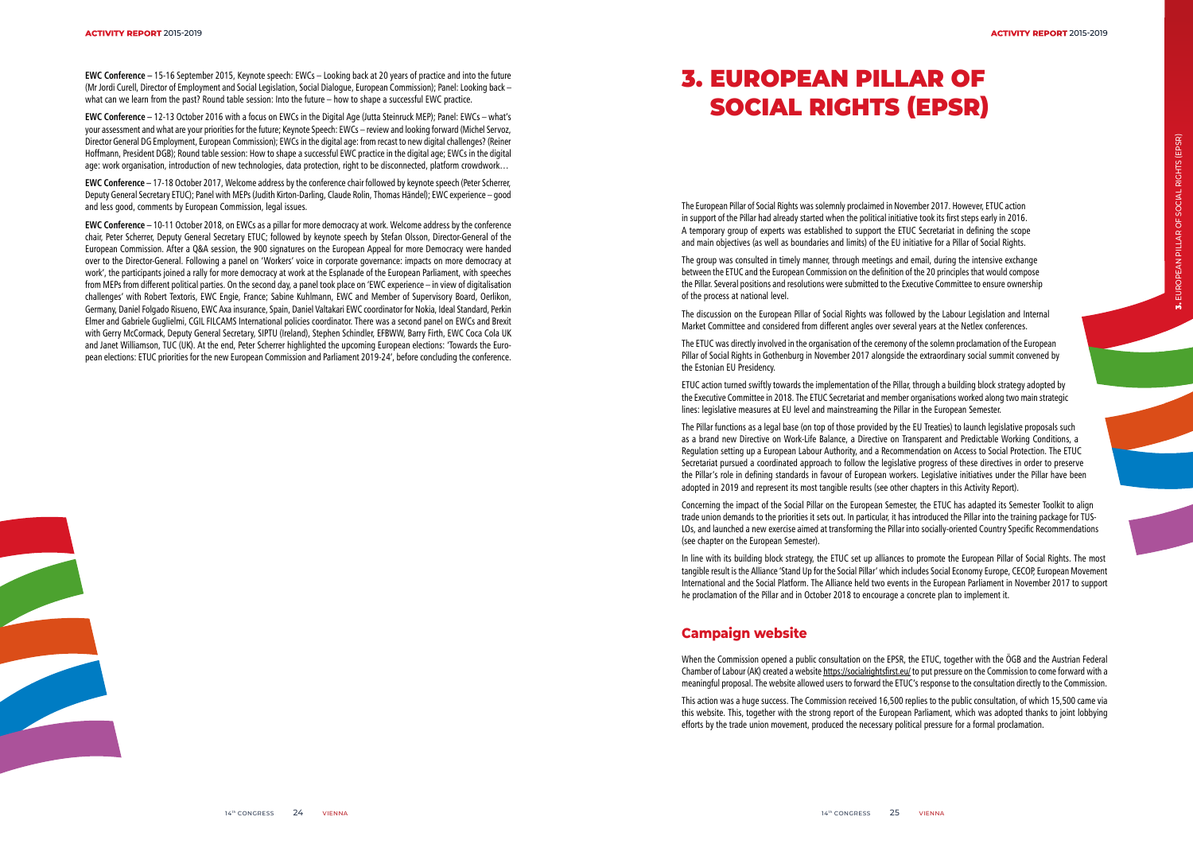**EWC Conference** – 15-16 September 2015, Keynote speech: EWCs – Looking back at 20 years of practice and into the future (Mr Jordi Curell, Director of Employment and Social Legislation, Social Dialogue, European Commission); Panel: Looking back – what can we learn from the past? Round table session: Into the future – how to shape a successful EWC practice.

**EWC Conference** – 12-13 October 2016 with a focus on EWCs in the Digital Age (Jutta Steinruck MEP); Panel: EWCs – what's your assessment and what are your priorities for the future; Keynote Speech: EWCs – review and looking forward (Michel Servoz, Director General DG Employment, European Commission); EWCs in the digital age: from recast to new digital challenges? (Reiner Hoffmann, President DGB); Round table session: How to shape a successful EWC practice in the digital age; EWCs in the digital age: work organisation, introduction of new technologies, data protection, right to be disconnected, platform crowdwork…

**EWC Conference** – 17-18 October 2017, Welcome address by the conference chair followed by keynote speech (Peter Scherrer, Deputy General Secretary ETUC); Panel with MEPs (Judith Kirton-Darling, Claude Rolin, Thomas Händel); EWC experience – good and less good, comments by European Commission, legal issues.

**EWC Conference** – 10-11 October 2018, on EWCs as a pillar for more democracy at work. Welcome address by the conference chair, Peter Scherrer, Deputy General Secretary ETUC; followed by keynote speech by Stefan Olsson, Director-General of the European Commission. After a Q&A session, the 900 signatures on the European Appeal for more Democracy were handed over to the Director-General. Following a panel on 'Workers' voice in corporate governance: impacts on more democracy at work', the participants joined a rally for more democracy at work at the Esplanade of the European Parliament, with speeches from MEPs from different political parties. On the second day, a panel took place on 'EWC experience – in view of digitalisation challenges' with Robert Textoris, EWC Engie, France; Sabine Kuhlmann, EWC and Member of Supervisory Board, Oerlikon, Germany, Daniel Folgado Risueno, EWC Axa insurance, Spain, Daniel Valtakari EWC coordinator for Nokia, Ideal Standard, Perkin Elmer and Gabriele Guglielmi, CGIL FILCAMS International policies coordinator. There was a second panel on EWCs and Brexit with Gerry McCormack, Deputy General Secretary, SIPTU (Ireland), Stephen Schindler, EFBWW, Barry Firth, EWC Coca Cola UK and Janet Williamson, TUC (UK). At the end, Peter Scherrer highlighted the upcoming European elections: 'Towards the European elections: ETUC priorities for the new European Commission and Parliament 2019-24', before concluding the conference.

# 3. EUROPEAN PILLAR OF SOCIAL RIGHTS (EPSR)

The European Pillar of Social Rights was solemnly proclaimed in November 2017. However, ETUC action in support of the Pillar had already started when the political initiative took its first steps early in 2016. A temporary group of experts was established to support the ETUC Secretariat in defining the scope and main objectives (as well as boundaries and limits) of the EU initiative for a Pillar of Social Rights.

The group was consulted in timely manner, through meetings and email, during the intensive exchange between the ETUC and the European Commission on the definition of the 20 principles that would compose the Pillar. Several positions and resolutions were submitted to the Executive Committee to ensure ownership of the process at national level.

The discussion on the European Pillar of Social Rights was followed by the Labour Legislation and Internal Market Committee and considered from different angles over several years at the Netlex conferences.

The ETUC was directly involved in the organisation of the ceremony of the solemn proclamation of the European Pillar of Social Rights in Gothenburg in November 2017 alongside the extraordinary social summit convened by the Estonian EU Presidency.

ETUC action turned swiftly towards the implementation of the Pillar, through a building block strategy adopted by the Executive Committee in 2018. The ETUC Secretariat and member organisations worked along two main strategic lines: legislative measures at EU level and mainstreaming the Pillar in the European Semester.

The Pillar functions as a legal base (on top of those provided by the EU Treaties) to launch legislative proposals such as a brand new Directive on Work-Life Balance, a Directive on Transparent and Predictable Working Conditions, a Regulation setting up a European Labour Authority, and a Recommendation on Access to Social Protection. The ETUC Secretariat pursued a coordinated approach to follow the legislative progress of these directives in order to preserve the Pillar's role in defining standards in favour of European workers. Legislative initiatives under the Pillar have been adopted in 2019 and represent its most tangible results (see other chapters in this Activity Report).

Concerning the impact of the Social Pillar on the European Semester, the ETUC has adapted its Semester Toolkit to align trade union demands to the priorities it sets out. In particular, it has introduced the Pillar into the training package for TUSLOs, and launched a new exercise aimed at transforming the Pillar into socially-oriented Country Specific Recommendations (see chapter on the European Semester).

In line with its building block strategy, the ETUC set up alliances to promote the European Pillar of Social Rights. The most tangible result is the Alliance 'Stand Up for the Social Pillar' which includes Social Economy Europe, CECOP, European Movement International and the Social Platform. The Alliance held two events in the European Parliament in November 2017 to support he proclamation of the Pillar and in October 2018 to encourage a concrete plan to implement it.

## Campaign website

When the Commission opened a public consultation on the EPSR, the ETUC, together with the ÖGB and the Austrian Federal Chamber of Labour (AK) created a website https://socialrightsfirst.eu/ to put pressure on the Commission to come forward with a meaningful proposal. The website allowed users to forward the ETUC's response to the consultation directly to the Commission.

This action was a huge success. The Commission received 16,500 replies to the public consultation, of which 15,500 came via this website. This, together with the strong report of the European Parliament, which was adopted thanks to joint lobbying efforts by the trade union movement, produced the necessary political pressure for a formal proclamation.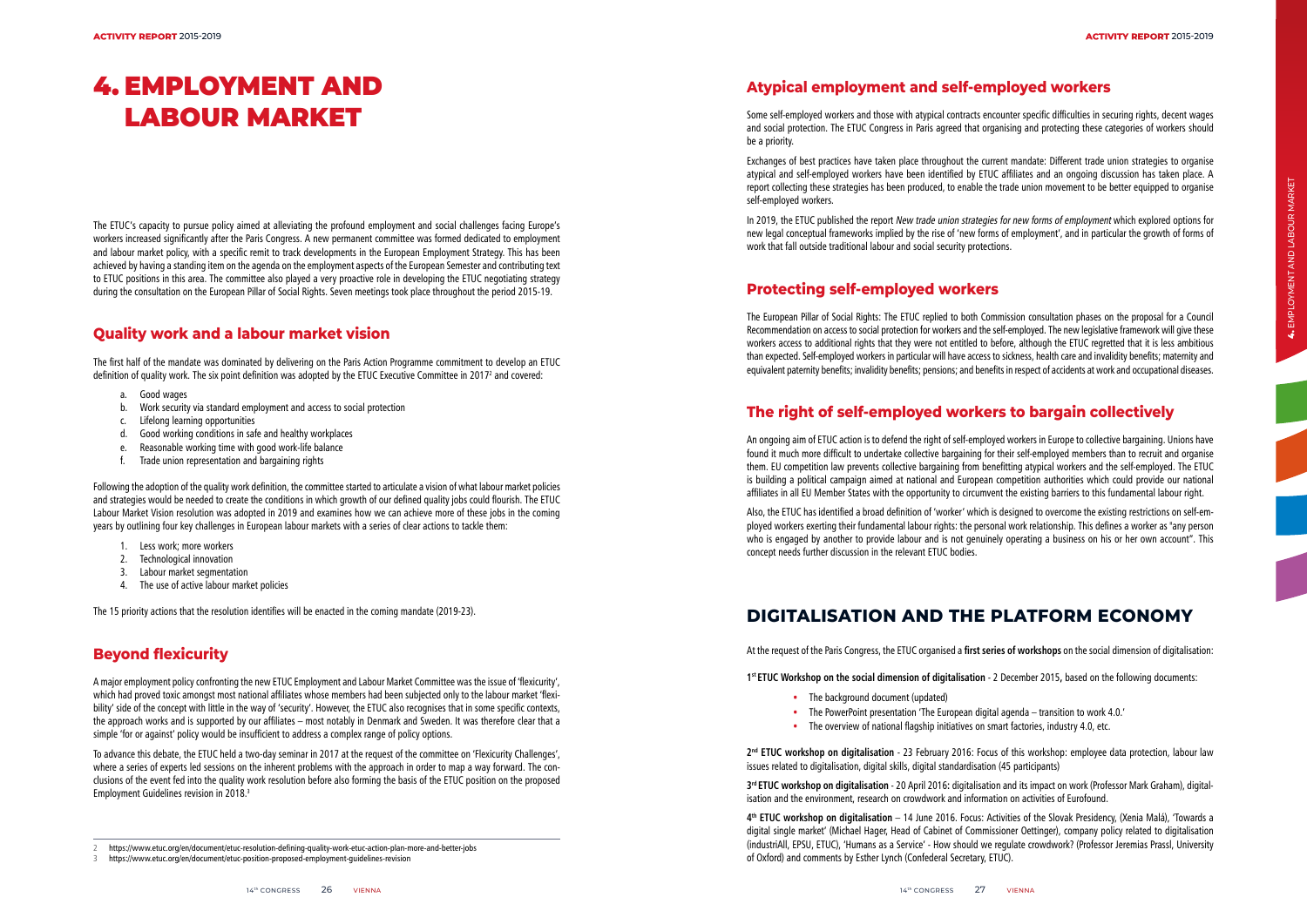# 4. EMPLOYMENT AND LABOUR MARKET

The ETUC's capacity to pursue policy aimed at alleviating the profound employment and social challenges facing Europe's workers increased significantly after the Paris Congress. A new permanent committee was formed dedicated to employment and labour market policy, with a specific remit to track developments in the European Employment Strategy. This has been achieved by having a standing item on the agenda on the employment aspects of the European Semester and contributing text to ETUC positions in this area. The committee also played a very proactive role in developing the ETUC negotiating strategy during the consultation on the European Pillar of Social Rights. Seven meetings took place throughout the period 2015-19.

## Quality work and a labour market vision

The first half of the mandate was dominated by delivering on the Paris Action Programme commitment to develop an ETUC definition of quality work. The six point definition was adopted by the ETUC Executive Committee in 2017[2] and covered:

a. Good wages
b. Work security via standard employment and access to social protection
c. Lifelong learning opportunities
d. Good working conditions in safe and healthy workplaces
e. Reasonable working time with good work-life balance
f. Trade union representation and bargaining rights

Following the adoption of the quality work definition, the committee started to articulate a vision of what labour market policies and strategies would be needed to create the conditions in which growth of our defined quality jobs could flourish. The ETUC Labour Market Vision resolution was adopted in 2019 and examines how we can achieve more of these jobs in the coming years by outlining four key challenges in European labour markets with a series of clear actions to tackle them:

1. Less work; more workers
2. Technological innovation
3. Labour market segmentation
4. The use of active labour market policies

The 15 priority actions that the resolution identifies will be enacted in the coming mandate (2019-23).

## Beyond flexicurity

A major employment policy confronting the new ETUC Employment and Labour Market Committee was the issue of 'flexicurity', which had proved toxic amongst most national affiliates whose members had been subjected only to the labour market 'flexibility' side of the concept with little in the way of 'security'. However, the ETUC also recognises that in some specific contexts, the approach works and is supported by our affiliates – most notably in Denmark and Sweden. It was therefore clear that a simple 'for or against' policy would be insufficient to address a complex range of policy options.

To advance this debate, the ETUC held a two-day seminar in 2017 at the request of the committee on 'Flexicurity Challenges', where a series of experts led sessions on the inherent problems with the approach in order to map a way forward. The conclusions of the event fed into the quality work resolution before also forming the basis of the ETUC position on the proposed Employment Guidelines revision in 2018.[3]

[2] https://www.etuc.org/en/document/etuc-resolution-defining-quality-work-etuc-action-plan-more-and-better-jobs

[3] https://www.etuc.org/en/document/etuc-position-proposed-employment-guidelines-revision

## Atypical employment and self-employed workers

Some self-employed workers and those with atypical contracts encounter specific difficulties in securing rights, decent wages and social protection. The ETUC Congress in Paris agreed that organising and protecting these categories of workers should be a priority.

Exchanges of best practices have taken place throughout the current mandate: Different trade union strategies to organise atypical and self-employed workers have been identified by ETUC affiliates and an ongoing discussion has taken place. A report collecting these strategies has been produced, to enable the trade union movement to be better equipped to organise self-employed workers.

In 2019, the ETUC published the report *New trade union strategies for new forms of employment* which explored options for new legal conceptual frameworks implied by the rise of 'new forms of employment', and in particular the growth of forms of work that fall outside traditional labour and social security protections.

## Protecting self-employed workers

The European Pillar of Social Rights: The ETUC replied to both Commission consultation phases on the proposal for a Council Recommendation on access to social protection for workers and the self-employed. The new legislative framework will give these workers access to additional rights that they were not entitled to before, although the ETUC regretted that it is less ambitious than expected. Self-employed workers in particular will have access to sickness, health care and invalidity benefits; maternity and equivalent paternity benefits; invalidity benefits; pensions; and benefits in respect of accidents at work and occupational diseases.

## The right of self-employed workers to bargain collectively

An ongoing aim of ETUC action is to defend the right of self-employed workers in Europe to collective bargaining. Unions have found it much more difficult to undertake collective bargaining for their self-employed members than to recruit and organise them. EU competition law prevents collective bargaining from benefitting atypical workers and the self-employed. The ETUC is building a political campaign aimed at national and European competition authorities which could provide our national affiliates in all EU Member States with the opportunity to circumvent the existing barriers to this fundamental labour right.

Also, the ETUC has identified a broad definition of 'worker' which is designed to overcome the existing restrictions on self-employed workers exerting their fundamental labour rights: the personal work relationship. This defines a worker as "any person who is engaged by another to provide labour and is not genuinely operating a business on his or her own account". This concept needs further discussion in the relevant ETUC bodies.

# DIGITALISATION AND THE PLATFORM ECONOMY

At the request of the Paris Congress, the ETUC organised a **first series of workshops** on the social dimension of digitalisation:

**1st ETUC Workshop on the social dimension of digitalisation** - 2 December 2015, based on the following documents:

- The background document (updated)
- The PowerPoint presentation 'The European digital agenda – transition to work 4.0.'
- The overview of national flagship initiatives on smart factories, industry 4.0, etc.

**2nd ETUC workshop on digitalisation** - 23 February 2016: Focus of this workshop: employee data protection, labour law issues related to digitalisation, digital skills, digital standardisation (45 participants)

**3rd ETUC workshop on digitalisation** - 20 April 2016: digitalisation and its impact on work (Professor Mark Graham), digitalisation and the environment, research on crowdwork and information on activities of Eurofound.

**4th ETUC workshop on digitalisation** – 14 June 2016. Focus: Activities of the Slovak Presidency, (Xenia Malá), 'Towards a digital single market' (Michael Hager, Head of Cabinet of Commissioner Oettinger), company policy related to digitalisation (industriAll, EPSU, ETUC), 'Humans as a Service' - How should we regulate crowdwork? (Professor Jeremias Prassl, University of Oxford) and comments by Esther Lynch (Confederal Secretary, ETUC).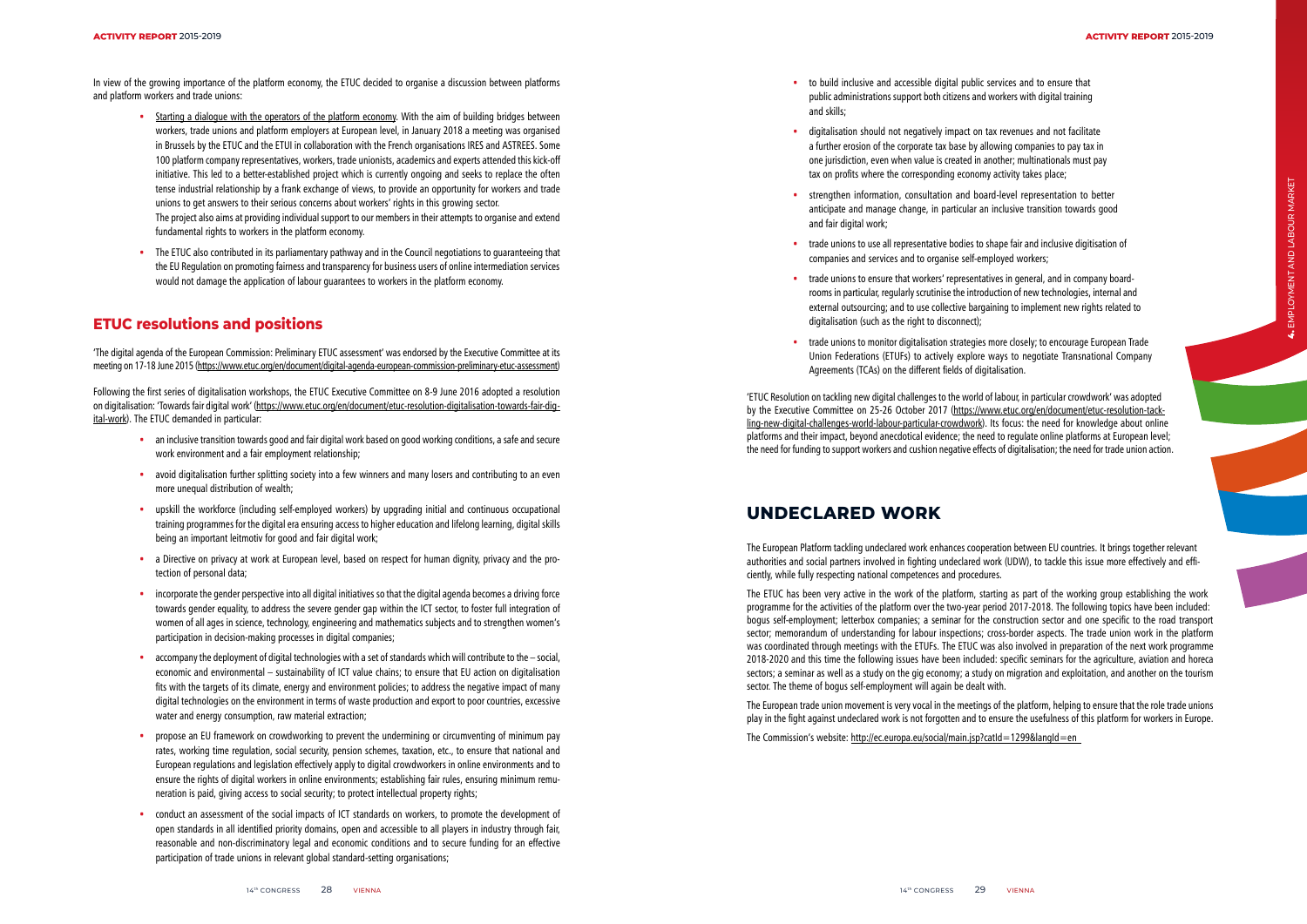In view of the growing importance of the platform economy, the ETUC decided to organise a discussion between platforms and platform workers and trade unions:

- Starting a dialogue with the operators of the platform economy. With the aim of building bridges between workers, trade unions and platform employers at European level, in January 2018 a meeting was organised in Brussels by the ETUC and the ETUI in collaboration with the French organisations IRES and ASTREES. Some 100 platform company representatives, workers, trade unionists, academics and experts attended this kick-off initiative. This led to a better-established project which is currently ongoing and seeks to replace the often tense industrial relationship by a frank exchange of views, to provide an opportunity for workers and trade unions to get answers to their serious concerns about workers' rights in this growing sector.
The project also aims at providing individual support to our members in their attempts to organise and extend fundamental rights to workers in the platform economy.
- The ETUC also contributed in its parliamentary pathway and in the Council negotiations to guaranteeing that the EU Regulation on promoting fairness and transparency for business users of online intermediation services would not damage the application of labour guarantees to workers in the platform economy.

## ETUC resolutions and positions

'The digital agenda of the European Commission: Preliminary ETUC assessment' was endorsed by the Executive Committee at its meeting on 17-18 June 2015 (https://www.etuc.org/en/document/digital-agenda-european-commission-preliminary-etuc-assessment)

Following the first series of digitalisation workshops, the ETUC Executive Committee on 8-9 June 2016 adopted a resolution on digitalisation: 'Towards fair digital work' (https://www.etuc.org/en/document/etuc-resolution-digitalisation-towards-fair-digital-work). The ETUC demanded in particular:

- an inclusive transition towards good and fair digital work based on good working conditions, a safe and secure work environment and a fair employment relationship;
- avoid digitalisation further splitting society into a few winners and many losers and contributing to an even more unequal distribution of wealth;
- upskill the workforce (including self-employed workers) by upgrading initial and continuous occupational training programmes for the digital era ensuring access to higher education and lifelong learning, digital skills being an important leitmotiv for good and fair digital work;
- a Directive on privacy at work at European level, based on respect for human dignity, privacy and the protection of personal data;
- incorporate the gender perspective into all digital initiatives so that the digital agenda becomes a driving force towards gender equality, to address the severe gender gap within the ICT sector, to foster full integration of women of all ages in science, technology, engineering and mathematics subjects and to strengthen women's participation in decision-making processes in digital companies;
- accompany the deployment of digital technologies with a set of standards which will contribute to the – social, economic and environmental – sustainability of ICT value chains; to ensure that EU action on digitalisation fits with the targets of its climate, energy and environment policies; to address the negative impact of many digital technologies on the environment in terms of waste production and export to poor countries, excessive water and energy consumption, raw material extraction;
- propose an EU framework on crowdworking to prevent the undermining or circumventing of minimum pay rates, working time regulation, social security, pension schemes, taxation, etc., to ensure that national and European regulations and legislation effectively apply to digital crowdworkers in online environments and to ensure the rights of digital workers in online environments; establishing fair rules, ensuring minimum remuneration is paid, giving access to social security; to protect intellectual property rights;
- conduct an assessment of the social impacts of ICT standards on workers, to promote the development of open standards in all identified priority domains, open and accessible to all players in industry through fair, reasonable and non-discriminatory legal and economic conditions and to secure funding for an effective participation of trade unions in relevant global standard-setting organisations;
- to build inclusive and accessible digital public services and to ensure that public administrations support both citizens and workers with digital training and skills;
- digitalisation should not negatively impact on tax revenues and not facilitate a further erosion of the corporate tax base by allowing companies to pay tax in one jurisdiction, even when value is created in another; multinationals must pay tax on profits where the corresponding economy activity takes place;
- strengthen information, consultation and board-level representation to better anticipate and manage change, in particular an inclusive transition towards good and fair digital work;
- trade unions to use all representative bodies to shape fair and inclusive digitalisation of companies and services and to organise self-employed workers;
- trade unions to ensure that workers' representatives in general, and in company boardrooms in particular, regularly scrutinise the introduction of new technologies, internal and external outsourcing; and to use collective bargaining to implement new rights related to digitalisation (such as the right to disconnect);
- trade unions to monitor digitalisation strategies more closely; to encourage European Trade Union Federations (ETUFs) to actively explore ways to negotiate Transnational Company Agreements (TCAs) on the different fields of digitalisation.

'ETUC Resolution on tackling new digital challenges to the world of labour, in particular crowdwork' was adopted by the Executive Committee on 25-26 October 2017 (https://www.etuc.org/en/document/etuc-resolution-tackling-new-digital-challenges-world-labour-particular-crowdwork). Its focus: the need for knowledge about online platforms and their impact, beyond anecdotical evidence; the need to regulate online platforms at European level; the need for funding to support workers and cushion negative effects of digitalisation; the need for trade union action.

# UNDECLARED WORK

The European Platform tackling undeclared work enhances cooperation between EU countries. It brings together relevant authorities and social partners involved in fighting undeclared work (UDW), to tackle this issue more effectively and efficiently, while fully respecting national competences and procedures.

The ETUC has been very active in the work of the platform, starting as part of the working group establishing the work programme for the activities of the platform over the two-year period 2017-2018. The following topics have been included: bogus self-employment; letterbox companies; a seminar for the construction sector and one specific to the road transport sector; memorandum of understanding for labour inspections; cross-border aspects. The trade union work in the platform was coordinated through meetings with the ETUFs. The ETUC was also involved in preparation of the next work programme 2018-2020 and this time the following issues have been included: specific seminars for the agriculture, aviation and horeca sectors; a seminar as well as a study on the gig economy; a study on migration and exploitation, and another on the tourism sector. The theme of bogus self-employment will again be dealt with.

The European trade union movement is very vocal in the meetings of the platform, helping to ensure that the role trade unions play in the fight against undeclared work is not forgotten and to ensure the usefulness of this platform for workers in Europe.

The Commission's website: http://ec.europa.eu/social/main.jsp?catId=1299&langId=en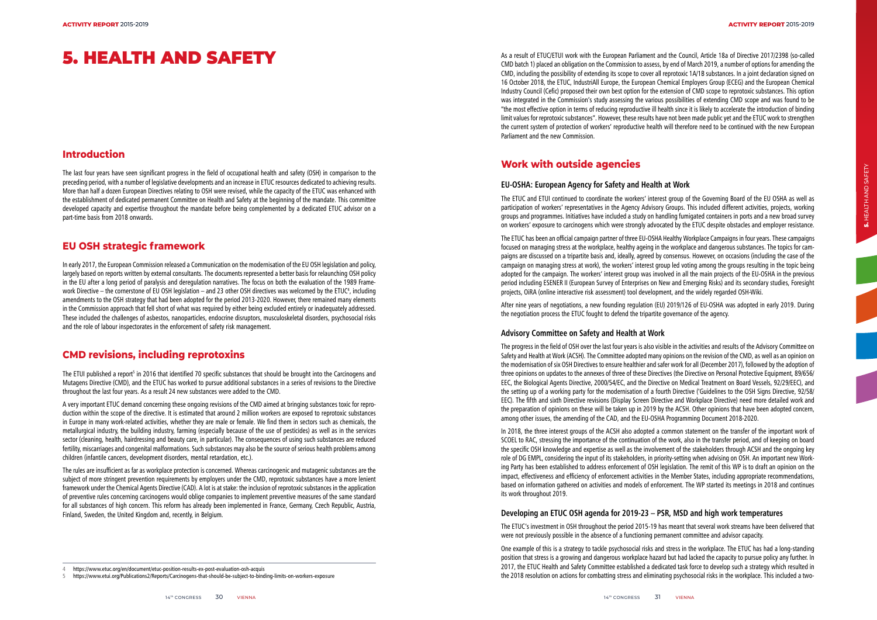# 5. HEALTH AND SAFETY

## Introduction

The last four years have seen significant progress in the field of occupational health and safety (OSH) in comparison to the preceding period, with a number of legislative developments and an increase in ETUC resources dedicated to achieving results. More than half a dozen European Directives relating to OSH were revised, while the capacity of the ETUC was enhanced with the establishment of dedicated permanent Committee on Health and Safety at the beginning of the mandate. This committee developed capacity and expertise throughout the mandate before being complemented by a dedicated ETUC advisor on a part-time basis from 2018 onwards.

## EU OSH strategic framework

In early 2017, the European Commission released a Communication on the modernisation of the EU OSH legislation and policy, largely based on reports written by external consultants. The documents represented a better basis for relaunching OSH policy in the EU after a long period of paralysis and deregulation narratives. The focus on both the evaluation of the 1989 Framework Directive – the cornerstone of EU OSH legislation – and 23 other OSH directives was welcomed by the ETUC[4], including amendments to the OSH strategy that had been adopted for the period 2013-2020. However, there remained many elements in the Commission approach that fell short of what was required by either being excluded entirely or inadequately addressed. These included the challenges of asbestos, nanoparticles, endocrine disruptors, musculoskeletal disorders, psychosocial risks and the role of labour inspectorates in the enforcement of safety risk management.

## CMD revisions, including reprotoxins

The ETUI published a report[5] in 2016 that identified 70 specific substances that should be brought into the Carcinogens and Mutagens Directive (CMD), and the ETUC has worked to pursue additional substances in a series of revisions to the Directive throughout the last four years. As a result 24 new substances were added to the CMD.

A very important ETUC demand concerning these ongoing revisions of the CMD aimed at bringing substances toxic for reproduction within the scope of the directive. It is estimated that around 2 million workers are exposed to reprotoxic substances in Europe in many work-related activities, whether they are male or female. We find them in sectors such as chemicals, the metallurgical industry, the building industry, farming (especially because of the use of pesticides) as well as in the services sector (cleaning, health, hairdressing and beauty care, in particular). The consequences of using such substances are reduced fertility, miscarriages and congenital malformations. Such substances may also be the source of serious health problems among children (infantile cancers, development disorders, mental retardation, etc.).

The rules are insufficient as far as workplace protection is concerned. Whereas carcinogenic and mutagenic substances are the subject of more stringent prevention requirements by employers under the CMD, reprotoxic substances have a more lenient framework under the Chemical Agents Directive (CAD). A lot is at stake: the inclusion of reprotoxic substances in the application of preventive rules concerning carcinogens would oblige companies to implement preventive measures of the same standard for all substances of high concern. This reform has already been implemented in France, Germany, Czech Republic, Austria, Finland, Sweden, the United Kingdom and, recently, in Belgium.

As a result of ETUC/ETUI work with the European Parliament and the Council, Article 18a of Directive 2017/2398 (so-called CMD batch 1) placed an obligation on the Commission to assess, by end of March 2019, a number of options for amending the CMD, including the possibility of extending its scope to cover all reprotoxic 1A/1B substances. In a joint declaration signed on 16 October 2018, the ETUC, IndustriAll Europe, the European Chemical Employers Group (ECEG) and the European Chemical Industry Council (Cefic) proposed their own best option for the extension of CMD scope to reprotoxic substances. This option was integrated in the Commission's study assessing the various possibilities of extending CMD scope and was found to be "the most effective option in terms of reducing reproductive ill health since it is likely to accelerate the introduction of binding limit values for reprotoxic substances". However, these results have not been made public yet and the ETUC work to strengthen the current system of protection of workers' reproductive health will therefore need to be continued with the new European Parliament and the new Commission.

## Work with outside agencies

### EU-OSHA: European Agency for Safety and Health at Work

The ETUC and ETUI continued to coordinate the workers' interest group of the Governing Board of the EU OSHA as well as participation of workers' representatives in the Agency Advisory Groups. This included different activities, projects, working groups and programmes. Initiatives have included a study on handling fumigated containers in ports and a new broad survey on workers' exposure to carcinogens which were strongly advocated by the ETUC despite obstacles and employer resistance.

The ETUC has been an official campaign partner of three EU-OSHA Healthy Workplace Campaigns in four years. These campaigns focused on managing stress at the workplace, healthy ageing in the workplace and dangerous substances. The topics for campaigns are discussed on a tripartite basis and, ideally, agreed by consensus. However, on occasions (including the case of the campaign on managing stress at work), the workers' interest group led voting among the groups resulting in the topic being adopted for the campaign. The workers' interest group was involved in all the main projects of the EU-OSHA in the previous period including ESENER II (European Survey of Enterprises on New and Emerging Risks) and its secondary studies, Foresight projects, OiRA (online interactive risk assessment) tool development, and the widely regarded OSH-Wiki.

After nine years of negotiations, a new founding regulation (EU) 2019/126 of EU-OSHA was adopted in early 2019. During the negotiation process the ETUC fought to defend the tripartite governance of the agency.

### Advisory Committee on Safety and Health at Work

The progress in the field of OSH over the last four years is also visible in the activities and results of the Advisory Committee on Safety and Health at Work (ACSH). The Committee adopted many opinions on the revision of the CMD, as well as an opinion on the modernisation of six OSH Directives to ensure healthier and safer work for all (December 2017), followed by the adoption of three opinions on updates to the annexes of three of these Directives (the Directive on Personal Protective Equipment, 89/656/EEC, the Biological Agents Directive, 2000/54/EC, and the Directive on Medical Treatment on Board Vessels, 92/29/EEC), and the setting up of a working party for the modernisation of a fourth Directive ('Guidelines to the OSH Signs Directive, 92/58/EEC). The fifth and sixth Directive revisions (Display Screen Directive and Workplace Directive) need more detailed work and the preparation of opinions on these will be taken up in 2019 by the ACSH. Other opinions that have been adopted concern, among other issues, the amending of the CAD, and the EU-OSHA Programming Document 2018-2020.

In 2018, the three interest groups of the ACSH also adopted a common statement on the transfer of the important work of SCOEL to RAC, stressing the importance of the continuation of the work, also in the transfer period, and of keeping on board the specific OSH knowledge and expertise as well as the involvement of the stakeholders through ACSH and the ongoing key role of DG EMPL, considering the input of its stakeholders, in priority-setting when advising on OSH. An important new Working Party has been established to address enforcement of OSH legislation. The remit of this WP is to draft an opinion on the impact, effectiveness and efficiency of enforcement activities in the Member States, including appropriate recommendations, based on information gathered on activities and models of enforcement. The WP started its meetings in 2018 and continues its work throughout 2019.

### Developing an ETUC OSH agenda for 2019-23 – PSR, MSD and high work temperatures

The ETUC's investment in OSH throughout the period 2015-19 has meant that several work streams have been delivered that were not previously possible in the absence of a functioning permanent committee and advisor capacity.

One example of this is a strategy to tackle psychosocial risks and stress in the workplace. The ETUC has had a long-standing position that stress is a growing and dangerous workplace hazard but had lacked the capacity to pursue policy any further. In 2017, the ETUC Health and Safety Committee established a dedicated task force to develop such a strategy which resulted in the 2018 resolution on actions for combatting stress and eliminating psychosocial risks in the workplace. This included a two-

4 https://www.etuc.org/en/document/etuc-position-results-ex-post-evaluation-osh-acquis

5 https://www.etui.org/Publications2/Reports/Carcinogens-that-should-be-subject-to-binding-limits-on-workers-exposure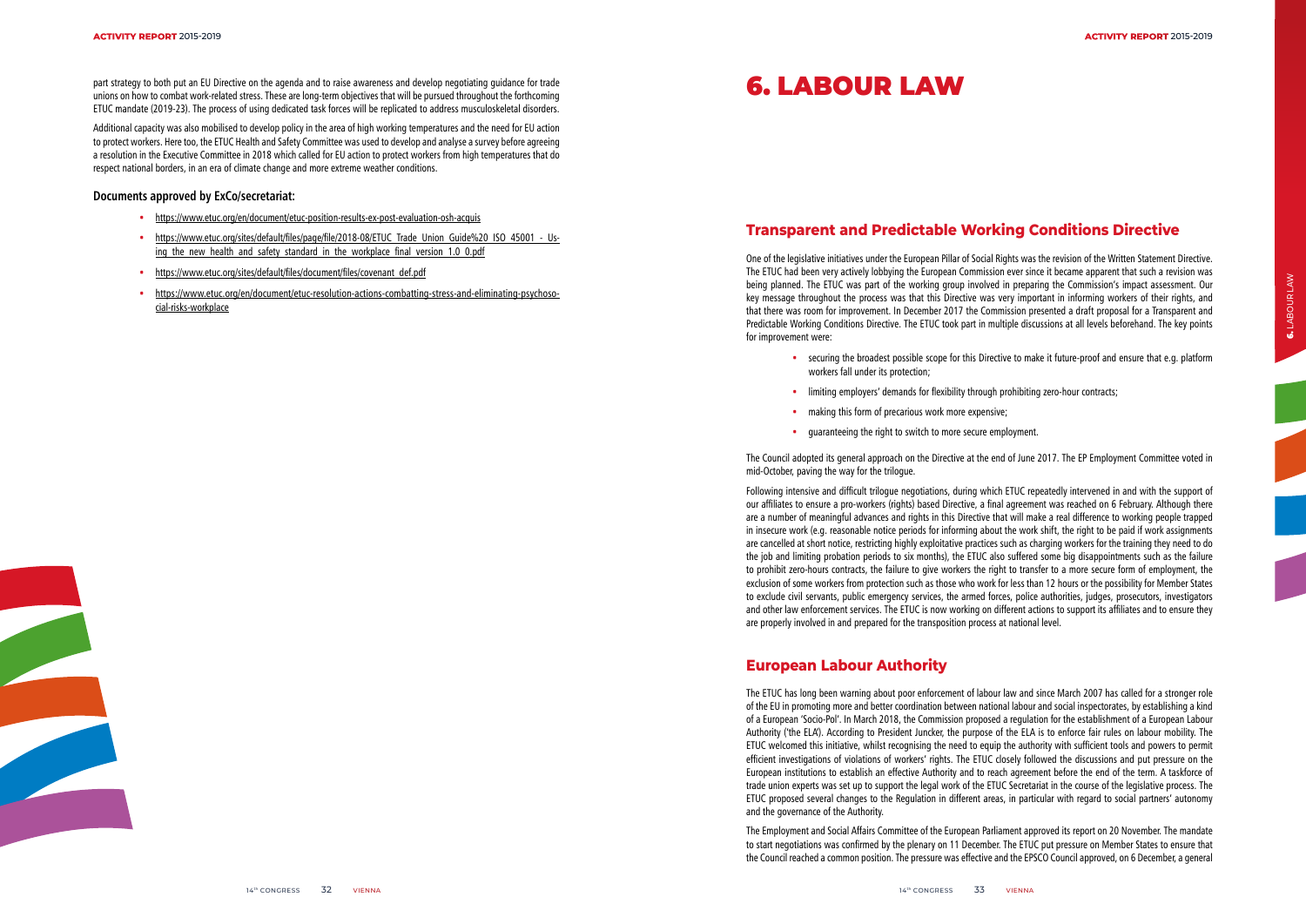part strategy to both put an EU Directive on the agenda and to raise awareness and develop negotiating guidance for trade unions on how to combat work-related stress. These are long-term objectives that will be pursued throughout the forthcoming ETUC mandate (2019-23). The process of using dedicated task forces will be replicated to address musculoskeletal disorders.

Additional capacity was also mobilised to develop policy in the area of high working temperatures and the need for EU action to protect workers. Here too, the ETUC Health and Safety Committee was used to develop and analyse a survey before agreeing a resolution in the Executive Committee in 2018 which called for EU action to protect workers from high temperatures that do respect national borders, in an era of climate change and more extreme weather conditions.

### Documents approved by ExCo/secretariat:

- https://www.etuc.org/en/document/etuc-position-results-ex-post-evaluation-osh-acquis
- https://www.etuc.org/sites/default/files/page/file/2018-08/ETUC_Trade_Union_Guide%20_ISO_45001_-_Using_the_new_health_and_safety_standard_in_the_workplace_final_version_1.0_0.pdf
- https://www.etuc.org/sites/default/files/document/files/covenant_def.pdf
- https://www.etuc.org/en/document/etuc-resolution-actions-combatting-stress-and-eliminating-psychosocial-risks-workplace

# 6. LABOUR LAW

## Transparent and Predictable Working Conditions Directive

One of the legislative initiatives under the European Pillar of Social Rights was the revision of the Written Statement Directive. The ETUC had been very actively lobbying the European Commission ever since it became apparent that such a revision was being planned. The ETUC was part of the working group involved in preparing the Commission's impact assessment. Our key message throughout the process was that this Directive was very important in informing workers of their rights, and that there was room for improvement. In December 2017 the Commission presented a draft proposal for a Transparent and Predictable Working Conditions Directive. The ETUC took part in multiple discussions at all levels beforehand. The key points for improvement were:

- securing the broadest possible scope for this Directive to make it future-proof and ensure that e.g. platform workers fall under its protection;
- limiting employers' demands for flexibility through prohibiting zero-hour contracts;
- making this form of precarious work more expensive;
- guaranteeing the right to switch to more secure employment.

The Council adopted its general approach on the Directive at the end of June 2017. The EP Employment Committee voted in mid-October, paving the way for the trilogue.

Following intensive and difficult trilogue negotiations, during which ETUC repeatedly intervened in and with the support of our affiliates to ensure a pro-workers (rights) based Directive, a final agreement was reached on 6 February. Although there are a number of meaningful advances and rights in this Directive that will make a real difference to working people trapped in insecure work (e.g. reasonable notice periods for informing about the work shift, the right to be paid if work assignments are cancelled at short notice, restricting highly exploitative practices such as charging workers for the training they need to do the job and limiting probation periods to six months), the ETUC also suffered some big disappointments such as the failure to prohibit zero-hours contracts, the failure to give workers the right to transfer to a more secure form of employment, the exclusion of some workers from protection such as those who work for less than 12 hours or the possibility for Member States to exclude civil servants, public emergency services, the armed forces, police authorities, judges, prosecutors, investigators and other law enforcement services. The ETUC is now working on different actions to support its affiliates and to ensure they are properly involved in and prepared for the transposition process at national level.

## European Labour Authority

The ETUC has long been warning about poor enforcement of labour law and since March 2007 has called for a stronger role of the EU in promoting more and better coordination between national labour and social inspectorates, by establishing a kind of a European 'Socio-Pol'. In March 2018, the Commission proposed a regulation for the establishment of a European Labour Authority ('the ELA'). According to President Juncker, the purpose of the ELA is to enforce fair rules on labour mobility. The ETUC welcomed this initiative, whilst recognising the need to equip the authority with sufficient tools and powers to permit efficient investigations of violations of workers' rights. The ETUC closely followed the discussions and put pressure on the European institutions to establish an effective Authority and to reach agreement before the end of the term. A taskforce of trade union experts was set up to support the legal work of the ETUC Secretariat in the course of the legislative process. The ETUC proposed several changes to the Regulation in different areas, in particular with regard to social partners' autonomy and the governance of the Authority.

The Employment and Social Affairs Committee of the European Parliament approved its report on 20 November. The mandate to start negotiations was confirmed by the plenary on 11 December. The ETUC put pressure on Member States to ensure that the Council reached a common position. The pressure was effective and the EPSCO Council approved, on 6 December, a general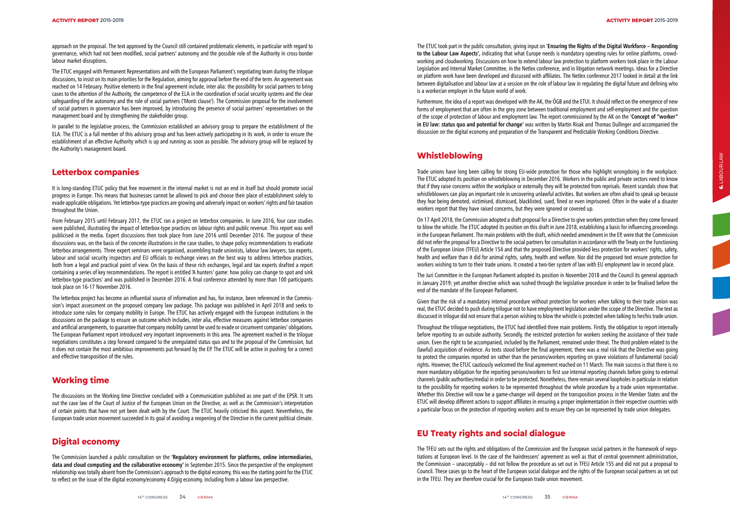approach on the proposal. The text approved by the Council still contained problematic elements, in particular with regard to governance, which had not been modified, social partners' autonomy and the possible role of the Authority in cross-border labour market disruptions.

The ETUC engaged with Permanent Representations and with the European Parliament's negotiating team during the trilogue discussions, to insist on its main priorities for the Regulation, aiming for approval before the end of the term. An agreement was reached on 14 February. Positive elements in the final agreement include, inter alia: the possibility for social partners to bring cases to the attention of the Authority, the competence of the ELA in the coordination of social security systems and the clear safeguarding of the autonomy and the role of social partners ('Monti clause'). The Commission proposal for the involvement of social partners in governance has been improved, by introducing the presence of social partners' representatives on the management board and by strengthening the stakeholder group.

In parallel to the legislative process, the Commission established an advisory group to prepare the establishment of the ELA. The ETUC is a full member of this advisory group and has been actively participating in its work, in order to ensure the establishment of an effective Authority which is up and running as soon as possible. The advisory group will be replaced by the Authority's management board.

## Letterbox companies

It is long-standing ETUC policy that free movement in the internal market is not an end in itself but should promote social progress in Europe. This means that businesses cannot be allowed to pick and choose their place of establishment solely to evade applicable obligations. Yet letterbox-type practices are growing and adversely impact on workers' rights and fair taxation throughout the Union.

From February 2015 until February 2017, the ETUC ran a project on letterbox companies. In June 2016, four case studies were published, illustrating the impact of letterbox-type practices on labour rights and public revenue. This report was well publicised in the media. Expert discussions then took place from June 2016 until December 2016. The purpose of these discussions was, on the basis of the concrete illustrations in the case studies, to shape policy recommendations to eradicate letterbox arrangements. Three expert seminars were organised, assembling trade unionists, labour law lawyers, tax experts, labour and social security inspectors and EU officials to exchange views on the best way to address letterbox practices, both from a legal and practical point of view. On the basis of these rich exchanges, legal and tax experts drafted a report containing a series of key recommendations. The report is entitled 'A hunters' game: how policy can change to spot and sink letterbox-type practices' and was published in December 2016. A final conference attended by more than 100 participants took place on 16-17 November 2016.

The letterbox project has become an influential source of information and has, for instance, been referenced in the Commission's impact assessment on the proposed company law package. This package was published in April 2018 and seeks to introduce some rules for company mobility in Europe. The ETUC has actively engaged with the European institutions in the discussions on the package to ensure an outcome which includes, inter alia, effective measures against letterbox companies and artificial arrangements, to guarantee that company mobility cannot be used to evade or circumvent companies' obligations. The European Parliament report introduced very important improvements in this area. The agreement reached in the trilogue negotiations constitutes a step forward compared to the unregulated status quo and to the proposal of the Commission, but it does not contain the most ambitious improvements put forward by the EP. The ETUC will be active in pushing for a correct and effective transposition of the rules.

## Working time

The discussions on the Working time Directive concluded with a Communication published as one part of the EPSR. It sets out the case law of the Court of Justice of the European Union on the Directive, as well as the Commission's interpretation of certain points that have not yet been dealt with by the Court. The ETUC heavily criticised this aspect. Nevertheless, the European trade union movement succeeded in its goal of avoiding a reopening of the Directive in the current political climate.

## Digital economy

The Commission launched a public consultation on the **'Regulatory environment for platforms, online intermediaries, data and cloud computing and the collaborative economy'** in September 2015. Since the perspective of the employment relationship was totally absent from the Commission's approach to the digital economy, this was the starting point for the ETUC to reflect on the issue of the digital economy/economy 4.0/gig economy, including from a labour law perspective.

The ETUC took part in the public consultation, giving input on '**Ensuring the Rights of the Digital Workforce – Responding to the Labour Law Aspects'**, indicating that what Europe needs is mandatory operating rules for online platforms, crowd-working and cloudworking. Discussions on how to extend labour law protection to platform workers took place in the Labour Legislation and Internal Market Committee, in the Netlex conference, and in litigation network meetings. Ideas for a Directive on platform work have been developed and discussed with affiliates. The Netlex conference 2017 looked in detail at the link between digitalisation and labour law at a session on the role of labour law in regulating the digital future and defining who is a worker/an employer in the future world of work.

Furthermore, the idea of a report was developed with the AK, the ÖGB and the ETUI. It should reflect on the emergence of new forms of employment that are often in the grey zone between traditional employment and self-employment and the question of the scope of protection of labour and employment law. The report commissioned by the AK on the '**Concept of "worker" in EU law: status quo and potential for change'** was written by Martin Risak and Thomas Dullinger and accompanied the discussion on the digital economy and preparation of the Transparent and Predictable Working Conditions Directive.

## Whistleblowing

Trade unions have long been calling for strong EU-wide protection for those who highlight wrongdoing in the workplace. The ETUC adopted its position on whistleblowing in December 2016. Workers in the public and private sectors need to know that if they raise concerns within the workplace or externally they will be protected from reprisals. Recent scandals show that whistleblowers can play an important role in uncovering unlawful activities. But workers are often afraid to speak up because they fear being demoted, victimised, dismissed, blacklisted, sued, fined or even imprisoned. Often in the wake of a disaster workers report that they have raised concerns, but they were ignored or covered up.

On 17 April 2018, the Commission adopted a draft proposal for a Directive to give workers protection when they come forward to blow the whistle. The ETUC adopted its position on this draft in June 2018, establishing a basis for influencing proceedings in the European Parliament. The main problems with the draft, which needed amendment in the EP, were that the Commission did not refer the proposal for a Directive to the social partners for consultation in accordance with the Treaty on the Functioning of the European Union (TFEU) Article 154 and that the proposed Directive provided less protection for workers' rights, safety, health and welfare than it did for animal rights, safety, health and welfare. Nor did the proposed text ensure protection for workers wishing to turn to their trade unions. It created a two-tier system of law with EU employment law in second place.

The Juri Committee in the European Parliament adopted its position in November 2018 and the Council its general approach in January 2019; yet another directive which was rushed through the legislative procedure in order to be finalised before the end of the mandate of the European Parliament.

Given that the risk of a mandatory internal procedure without protection for workers when talking to their trade union was real, the ETUC decided to push during trilogue not to have employment legislation under the scope of the Directive. The text as discussed in trilogue did not ensure that a person wishing to blow the whistle is protected when talking to her/his trade union.

Throughout the trilogue negotiations, the ETUC had identified three main problems. Firstly, the obligation to report internally before reporting to an outside authority. Secondly, the restricted protection for workers seeking the assistance of their trade union. Even the right to be accompanied, included by the Parliament, remained under threat. The third problem related to the (lawful) acquisition of evidence. As texts stood before the final agreement, there was a real risk that the Directive was going to protect the companies reported on rather than the persons/workers reporting on grave violations of fundamental (social) rights. However, the ETUC cautiously welcomed the final agreement reached on 11 March. The main success is that there is no more mandatory obligation for the reporting persons/workers to first use internal reporting channels before going to external channels (public authorities/media) in order to be protected. Nonetheless, there remain several loopholes in particular in relation to the possibility for reporting workers to be represented throughout the whole procedure by a trade union representative. Whether this Directive will now be a game-changer will depend on the transposition process in the Member States and the ETUC will develop different actions to support affiliates in ensuring a proper implementation in their respective countries with a particular focus on the protection of reporting workers and to ensure they can be represented by trade union delegates.

## EU Treaty rights and social dialogue

The TFEU sets out the rights and obligations of the Commission and the European social partners in the framework of negotiations at European level. In the case of the hairdressers' agreement as well as that of central government administration, the Commission – unacceptably – did not follow the procedure as set out in TFEU Article 155 and did not put a proposal to Council. These cases go to the heart of the European social dialogue and the rights of the European social partners as set out in the TFEU. They are therefore crucial for the European trade union movement.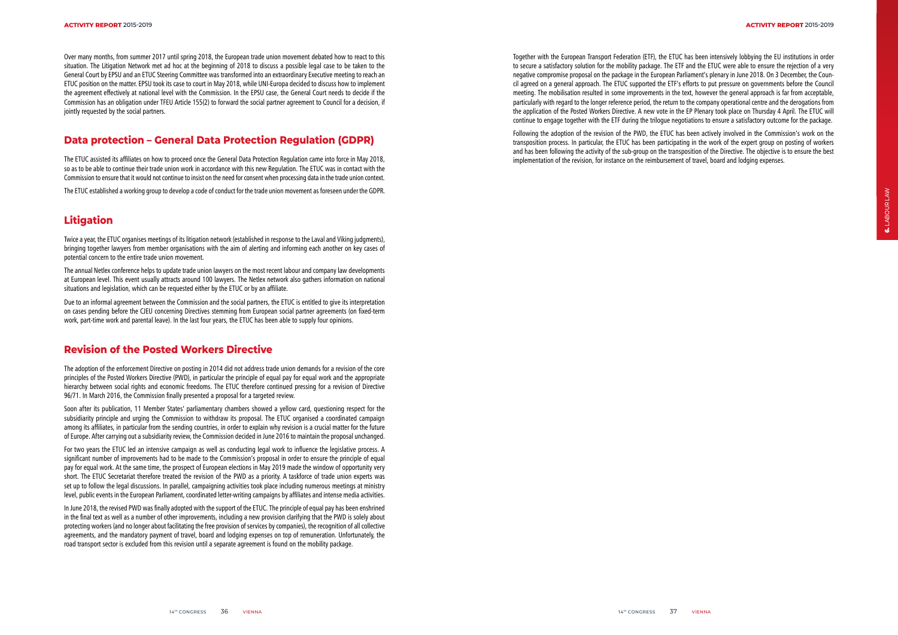Over many months, from summer 2017 until spring 2018, the European trade union movement debated how to react to this situation. The Litigation Network met ad hoc at the beginning of 2018 to discuss a possible legal case to be taken to the General Court by EPSU and an ETUC Steering Committee was transformed into an extraordinary Executive meeting to reach an ETUC position on the matter. EPSU took its case to court in May 2018, while UNI-Europa decided to discuss how to implement the agreement effectively at national level with the Commission. In the EPSU case, the General Court needs to decide if the Commission has an obligation under TFEU Article 155(2) to forward the social partner agreement to Council for a decision, if jointly requested by the social partners.

## Data protection – General Data Protection Regulation (GDPR)

The ETUC assisted its affiliates on how to proceed once the General Data Protection Regulation came into force in May 2018, so as to be able to continue their trade union work in accordance with this new Regulation. The ETUC was in contact with the Commission to ensure that it would not continue to insist on the need for consent when processing data in the trade union context.

The ETUC established a working group to develop a code of conduct for the trade union movement as foreseen under the GDPR.

## Litigation

Twice a year, the ETUC organises meetings of its litigation network (established in response to the Laval and Viking judgments), bringing together lawyers from member organisations with the aim of alerting and informing each another on key cases of potential concern to the entire trade union movement.

The annual Netlex conference helps to update trade union lawyers on the most recent labour and company law developments at European level. This event usually attracts around 100 lawyers. The Netlex network also gathers information on national situations and legislation, which can be requested either by the ETUC or by an affiliate.

Due to an informal agreement between the Commission and the social partners, the ETUC is entitled to give its interpretation on cases pending before the CJEU concerning Directives stemming from European social partner agreements (on fixed-term work, part-time work and parental leave). In the last four years, the ETUC has been able to supply four opinions.

## Revision of the Posted Workers Directive

The adoption of the enforcement Directive on posting in 2014 did not address trade union demands for a revision of the core principles of the Posted Workers Directive (PWD), in particular the principle of equal pay for equal work and the appropriate hierarchy between social rights and economic freedoms. The ETUC therefore continued pressing for a revision of Directive 96/71. In March 2016, the Commission finally presented a proposal for a targeted review.

Soon after its publication, 11 Member States' parliamentary chambers showed a yellow card, questioning respect for the subsidiarity principle and urging the Commission to withdraw its proposal. The ETUC organised a coordinated campaign among its affiliates, in particular from the sending countries, in order to explain why revision is a crucial matter for the future of Europe. After carrying out a subsidiarity review, the Commission decided in June 2016 to maintain the proposal unchanged.

For two years the ETUC led an intensive campaign as well as conducting legal work to influence the legislative process. A significant number of improvements had to be made to the Commission's proposal in order to ensure the principle of equal pay for equal work. At the same time, the prospect of European elections in May 2019 made the window of opportunity very short. The ETUC Secretariat therefore treated the revision of the PWD as a priority. A taskforce of trade union experts was set up to follow the legal discussions. In parallel, campaigning activities took place including numerous meetings at ministry level, public events in the European Parliament, coordinated letter-writing campaigns by affiliates and intense media activities.

In June 2018, the revised PWD was finally adopted with the support of the ETUC. The principle of equal pay has been enshrined in the final text as well as a number of other improvements, including a new provision clarifying that the PWD is solely about protecting workers (and no longer about facilitating the free provision of services by companies), the recognition of all collective agreements, and the mandatory payment of travel, board and lodging expenses on top of remuneration. Unfortunately, the road transport sector is excluded from this revision until a separate agreement is found on the mobility package.

Together with the European Transport Federation (ETF), the ETUC has been intensively lobbying the EU institutions in order to secure a satisfactory solution for the mobility package. The ETF and the ETUC were able to ensure the rejection of a very negative compromise proposal on the package in the European Parliament's plenary in June 2018. On 3 December, the Council agreed on a general approach. The ETUC supported the ETF's efforts to put pressure on governments before the Council meeting. The mobilisation resulted in some improvements in the text, however the general approach is far from acceptable, particularly with regard to the longer reference period, the return to the company operational centre and the derogations from the application of the Posted Workers Directive. A new vote in the EP Plenary took place on Thursday 4 April. The ETUC will continue to engage together with the ETF during the trilogue negotiations to ensure a satisfactory outcome for the package.

Following the adoption of the revision of the PWD, the ETUC has been actively involved in the Commission's work on the transposition process. In particular, the ETUC has been participating in the work of the expert group on posting of workers and has been following the activity of the sub-group on the transposition of the Directive. The objective is to ensure the best implementation of the revision, for instance on the reimbursement of travel, board and lodging expenses.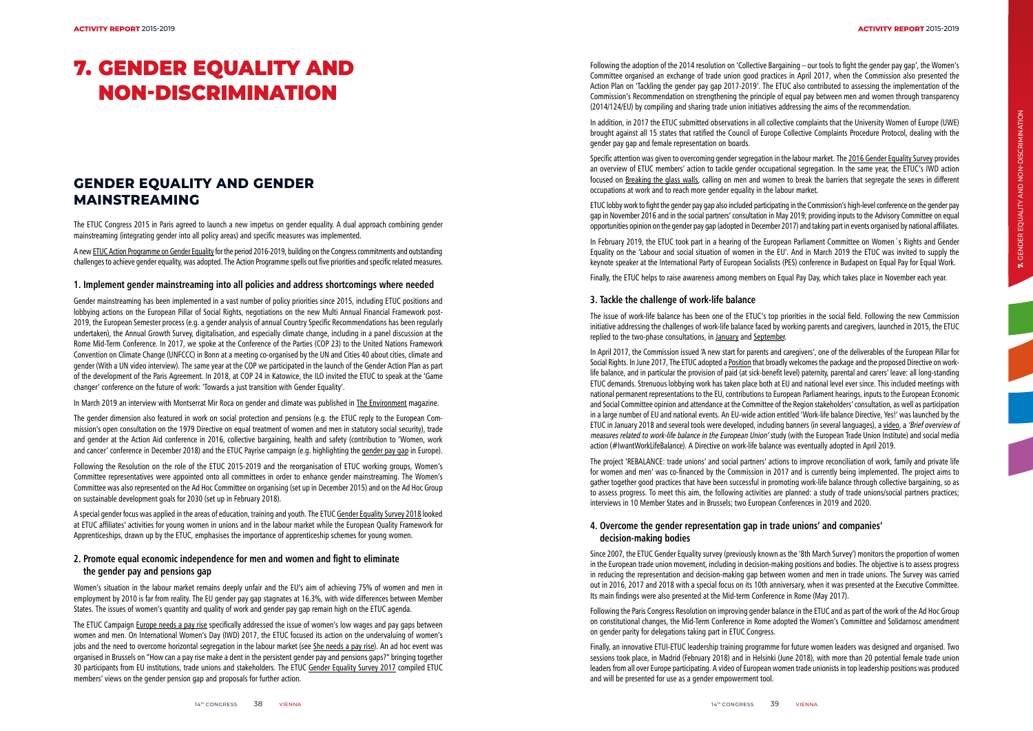# 7. GENDER EQUALITY AND NON-DISCRIMINATION

## GENDER EQUALITY AND GENDER MAINSTREAMING

The ETUC Congress 2015 in Paris agreed to launch a new impetus on gender equality. A dual approach combining gender mainstreaming (integrating gender into all policy areas) and specific measures was implemented.

A new ETUC Action Programme on Gender Equality for the period 2016-2019, building on the Congress commitments and outstanding challenges to achieve gender equality, was adopted. The Action Programme spells out five priorities and specific related measures.

### 1. Implement gender mainstreaming into all policies and address shortcomings where needed

Gender mainstreaming has been implemented in a vast number of policy priorities since 2015, including ETUC positions and lobbying actions on the European Pillar of Social Rights, negotiations on the new Multi Annual Financial Framework post-2019, the European Semester process (e.g. a gender analysis of annual Country Specific Recommendations has been regularly undertaken), the Annual Growth Survey, digitalisation, and especially climate change, including in a panel discussion at the Rome Mid-Term Conference. In 2017, we spoke at the Conference of the Parties (COP 23) to the United Nations Framework Convention on Climate Change (UNFCCC) in Bonn at a meeting co-organised by the UN and Cities 40 about cities, climate and gender (With a UN video interview). The same year at the COP we participated in the launch of the Gender Action Plan as part of the development of the Paris Agreement. In 2018, at COP 24 in Katowice, the ILO invited the ETUC to speak at the 'Game changer' conference on the future of work: 'Towards a just transition with Gender Equality'.

In March 2019 an interview with Montserrat Mir Roca on gender and climate was published in The Environment magazine.

The gender dimension also featured in work on social protection and pensions (e.g. the ETUC reply to the European Commission's open consultation on the 1979 Directive on equal treatment of women and men in statutory social security), trade and gender at the Action Aid conference in 2016, collective bargaining, health and safety (contribution to 'Women, work and cancer' conference in December 2018) and the ETUC Payrise campaign (e.g. highlighting the gender pay gap in Europe).

Following the Resolution on the role of the ETUC 2015-2019 and the reorganisation of ETUC working groups, Women's Committee representatives were appointed onto all committees in order to enhance gender mainstreaming. The Women's Committee was also represented on the Ad Hoc Committee on organising (set up in December 2015) and on the Ad Hoc Group on sustainable development goals for 2030 (set up in February 2018).

A special gender focus was applied in the areas of education, training and youth. The ETUC Gender Equality Survey 2018 looked at ETUC affiliates' activities for young women in unions and in the labour market while the European Quality Framework for Apprenticeships, drawn up by the ETUC, emphasises the importance of apprenticeship schemes for young women.

### 2. Promote equal economic independence for men and women and fight to eliminate the gender pay and pensions gap

Women's situation in the labour market remains deeply unfair and the EU's aim of achieving 75% of women and men in employment by 2010 is far from reality. The EU gender pay gap stagnates at 16.3%, with wide differences between Member States. The issues of women's quantity and quality of work and gender pay gap remain high on the ETUC agenda.

The ETUC Campaign Europe needs a pay rise specifically addressed the issue of women's low wages and pay gaps between women and men. On International Women's Day (IWD) 2017, the ETUC focused its action on the undervaluing of women's jobs and the need to overcome horizontal segregation in the labour market (see She needs a pay rise). An ad hoc event was organised in Brussels on "How can a pay rise make a dent in the persistent gender pay and pensions gaps?" bringing together 30 participants from EU institutions, trade unions and stakeholders. The ETUC Gender Equality Survey 2017 compiled ETUC members' views on the gender pension gap and proposals for further action.

Following the adoption of the 2014 resolution on 'Collective Bargaining – our tools to fight the gender pay gap', the Women's Committee organised an exchange of trade union good practices in April 2017, when the Commission also presented the Action Plan on 'Tackling the gender pay gap 2017-2019'. The ETUC also contributed to assessing the implementation of the Commission's Recommendation on strengthening the principle of equal pay between men and women through transparency (2014/124/EU) by compiling and sharing trade union initiatives addressing the aims of the recommendation.

In addition, in 2017 the ETUC submitted observations in all collective complaints that the University Women of Europe (UWE) brought against all 15 states that ratified the Council of Europe Collective Complaints Procedure Protocol, dealing with the gender pay gap and female representation on boards.

Specific attention was given to overcoming gender segregation in the labour market. The 2016 Gender Equality Survey provides an overview of ETUC members' action to tackle gender occupational segregation. In the same year, the ETUC's IWD action focused on Breaking the glass walls, calling on men and women to break the barriers that segregate the sexes in different occupations at work and to reach more gender equality in the labour market.

ETUC lobby work to fight the gender pay gap also included participating in the Commission's high-level conference on the gender pay gap in November 2016 and in the social partners' consultation in May 2019; providing inputs to the Advisory Committee on equal opportunities opinion on the gender pay gap (adopted in December 2017) and taking part in events organised by national affiliates.

In February 2019, the ETUC took part in a hearing of the European Parliament Committee on Women´s Rights and Gender Equality on the 'Labour and social situation of women in the EU'. And in March 2019 the ETUC was invited to supply the keynote speaker at the International Party of European Socialists (PES) conference in Budapest on Equal Pay for Equal Work.

Finally, the ETUC helps to raise awareness among members on Equal Pay Day, which takes place in November each year.

### 3. Tackle the challenge of work-life balance

The issue of work-life balance has been one of the ETUC's top priorities in the social field. Following the new Commission initiative addressing the challenges of work-life balance faced by working parents and caregivers, launched in 2015, the ETUC replied to the two-phase consultations, in January and September.

In April 2017, the Commission issued 'A new start for parents and carers', one of the deliverables of the European Pillar for Social Rights. In June 2017, The ETUC adopted a Position that broadly welcomes the package and the proposed Directive on work-life balance, and in particular the provision of paid (at sick-benefit level) paternity, parental and carers' leave: all long-standing ETUC demands. Strenuous lobbying work has taken place both at EU and national level ever since. This included meetings with national permanent representations to the EU, contributions to European Parliament hearings, inputs to the European Economic and Social Committee opinion and attendance at the Committee of the Region stakeholders' consultation, as well as participation in a large number of EU and national events. An EU-wide action entitled 'Work-life balance Directive, Yes!' was launched by the ETUC in January 2018 and several tools were developed, including banners (in several languages), a video, a *'Brief overview of measures related to work-life balance in the European Union'* study (with the European Trade Union Institute) and social media action (#IwantWorkLifeBalance). A Directive on work-life balance was eventually adopted in April 2019.

The project 'REBALANCE: trade unions' and social partners' actions to improve reconciliation of work, family and private life for women and men' was co-financed by the Commission in 2017 and is currently being implemented. The project aims to gather together good practices that have been successful in promoting work-life balance through collective bargaining, so as to assess progress. To meet this aim, the following activities are planned: a study of trade unions/social partners practices; interviews in 10 Member States and in Brussels; two European Conferences in 2019 and 2020.

### 4. Overcome the gender representation gap in trade unions' and companies' decision-making bodies

Since 2007, the ETUC Gender Equality survey (previously known as the '8th March Survey') monitors the proportion of women in the European trade union movement, including in decision-making positions and bodies. The objective is to assess progress in reducing the representation and decision-making gap between women and men in trade unions. The Survey was carried out in 2016, 2017 and 2018 with a special focus on its 10th anniversary, when it was presented at the Executive Committee. Its main findings were also presented at the Mid-term Conference in Rome (May 2017).

Following the Paris Congress Resolution on improving gender balance in the ETUC and as part of the work of the Ad Hoc Group on constitutional changes, the Mid-Term Conference in Rome adopted the Women's Committee and Solidarnosc amendment on gender parity for delegations taking part in ETUC Congress.

Finally, an innovative ETUI-ETUC leadership training programme for future women leaders was designed and organised. Two sessions took place, in Madrid (February 2018) and in Helsinki (June 2018), with more than 20 potential female trade union leaders from all over Europe participating. A video of European women trade unionists in top leadership positions was produced and will be presented for use as a gender empowerment tool.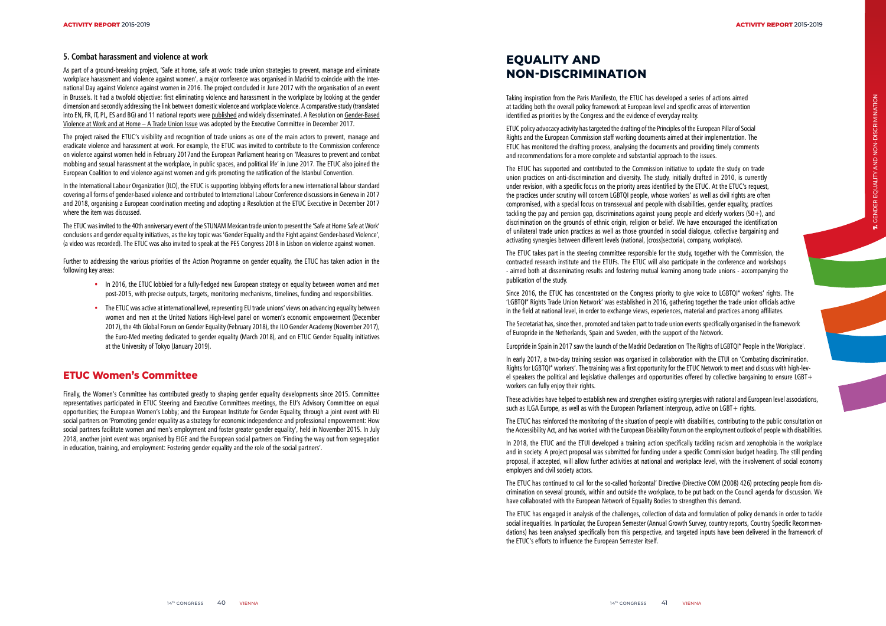### 5. Combat harassment and violence at work

As part of a ground-breaking project, 'Safe at home, safe at work: trade union strategies to prevent, manage and eliminate workplace harassment and violence against women', a major conference was organised in Madrid to coincide with the International Day against Violence against women in 2016. The project concluded in June 2017 with the organisation of an event in Brussels. It had a twofold objective: first eliminating violence and harassment in the workplace by looking at the gender dimension and secondly addressing the link between domestic violence and workplace violence. A comparative study (translated into EN, FR, IT, PL, ES and BG) and 11 national reports were published and widely disseminated. A Resolution on Gender-Based Violence at Work and at Home – A Trade Union Issue was adopted by the Executive Committee in December 2017.

The project raised the ETUC's visibility and recognition of trade unions as one of the main actors to prevent, manage and eradicate violence and harassment at work. For example, the ETUC was invited to contribute to the Commission conference on violence against women held in February 2017and the European Parliament hearing on 'Measures to prevent and combat mobbing and sexual harassment at the workplace, in public spaces, and political life' in June 2017. The ETUC also joined the European Coalition to end violence against women and girls promoting the ratification of the Istanbul Convention.

In the International Labour Organization (ILO), the ETUC is supporting lobbying efforts for a new international labour standard covering all forms of gender-based violence and contributed to International Labour Conference discussions in Geneva in 2017 and 2018, organising a European coordination meeting and adopting a Resolution at the ETUC Executive in December 2017 where the item was discussed.

The ETUC was invited to the 40th anniversary event of the STUNAM Mexican trade union to present the 'Safe at Home Safe at Work' conclusions and gender equality initiatives, as the key topic was 'Gender Equality and the Fight against Gender-based Violence', (a video was recorded). The ETUC was also invited to speak at the PES Congress 2018 in Lisbon on violence against women.

Further to addressing the various priorities of the Action Programme on gender equality, the ETUC has taken action in the following key areas:

- In 2016, the ETUC lobbied for a fully-fledged new European strategy on equality between women and men post-2015, with precise outputs, targets, monitoring mechanisms, timelines, funding and responsibilities.
- The ETUC was active at international level, representing EU trade unions' views on advancing equality between women and men at the United Nations High-level panel on women's economic empowerment (December 2017), the 4th Global Forum on Gender Equality (February 2018), the ILO Gender Academy (November 2017), the Euro-Med meeting dedicated to gender equality (March 2018), and on ETUC Gender Equality initiatives at the University of Tokyo (January 2019).

## ETUC Women's Committee

Finally, the Women's Committee has contributed greatly to shaping gender equality developments since 2015. Committee representatives participated in ETUC Steering and Executive Committees meetings, the EU's Advisory Committee on equal opportunities; the European Women's Lobby; and the European Institute for Gender Equality, through a joint event with EU social partners on 'Promoting gender equality as a strategy for economic independence and professional empowerment: How social partners facilitate women and men's employment and foster greater gender equality', held in November 2015. In July 2018, another joint event was organised by EIGE and the European social partners on 'Finding the way out from segregation in education, training, and employment: Fostering gender equality and the role of the social partners'.

# EQUALITY AND NON-DISCRIMINATION

Taking inspiration from the Paris Manifesto, the ETUC has developed a series of actions aimed at tackling both the overall policy framework at European level and specific areas of intervention identified as priorities by the Congress and the evidence of everyday reality.

ETUC policy advocacy activity has targeted the drafting of the Principles of the European Pillar of Social Rights and the European Commission staff working documents aimed at their implementation. The ETUC has monitored the drafting process, analysing the documents and providing timely comments and recommendations for a more complete and substantial approach to the issues.

The ETUC has supported and contributed to the Commission initiative to update the study on trade union practices on anti-discrimination and diversity. The study, initially drafted in 2010, is currently under revision, with a specific focus on the priority areas identified by the ETUC. At the ETUC's request, the practices under scrutiny will concern LGBTQI people, whose workers' as well as civil rights are often compromised, with a special focus on transsexual and people with disabilities, gender equality, practices tackling the pay and pension gap, discriminations against young people and elderly workers (50+), and discrimination on the grounds of ethnic origin, religion or belief. We have encouraged the identification of unilateral trade union practices as well as those grounded in social dialogue, collective bargaining and activating synergies between different levels (national, [cross]sectorial, company, workplace).

The ETUC takes part in the steering committee responsible for the study, together with the Commission, the contracted research institute and the ETUFs. The ETUC will also participate in the conference and workshops - aimed both at disseminating results and fostering mutual learning among trade unions - accompanying the publication of the study.

Since 2016, the ETUC has concentrated on the Congress priority to give voice to LGBTQI* workers' rights. The 'LGBTQI* Rights Trade Union Network' was established in 2016, gathering together the trade union officials active in the field at national level, in order to exchange views, experiences, material and practices among affiliates.

The Secretariat has, since then, promoted and taken part to trade union events specifically organised in the framework of Europride in the Netherlands, Spain and Sweden, with the support of the Network.

Europride in Spain in 2017 saw the launch of the Madrid Declaration on 'The Rights of LGBTQI* People in the Workplace'.

In early 2017, a two-day training session was organised in collaboration with the ETUI on 'Combating discrimination. Rights for LGBTQI* workers'. The training was a first opportunity for the ETUC Network to meet and discuss with high-level speakers the political and legislative challenges and opportunities offered by collective bargaining to ensure LGBT+ workers can fully enjoy their rights.

These activities have helped to establish new and strengthen existing synergies with national and European level associations, such as ILGA Europe, as well as with the European Parliament intergroup, active on LGBT+ rights.

The ETUC has reinforced the monitoring of the situation of people with disabilities, contributing to the public consultation on the Accessibility Act, and has worked with the European Disability Forum on the employment outlook of people with disabilities.

In 2018, the ETUC and the ETUI developed a training action specifically tackling racism and xenophobia in the workplace and in society. A project proposal was submitted for funding under a specific Commission budget heading. The still pending proposal, if accepted, will allow further activities at national and workplace level, with the involvement of social economy employers and civil society actors.

The ETUC has continued to call for the so-called 'horizontal' Directive (Directive COM (2008) 426) protecting people from discrimination on several grounds, within and outside the workplace, to be put back on the Council agenda for discussion. We have collaborated with the European Network of Equality Bodies to strengthen this demand.

The ETUC has engaged in analysis of the challenges, collection of data and formulation of policy demands in order to tackle social inequalities. In particular, the European Semester (Annual Growth Survey, country reports, Country Specific Recommendations) has been analysed specifically from this perspective, and targeted inputs have been delivered in the framework of the ETUC's efforts to influence the European Semester itself.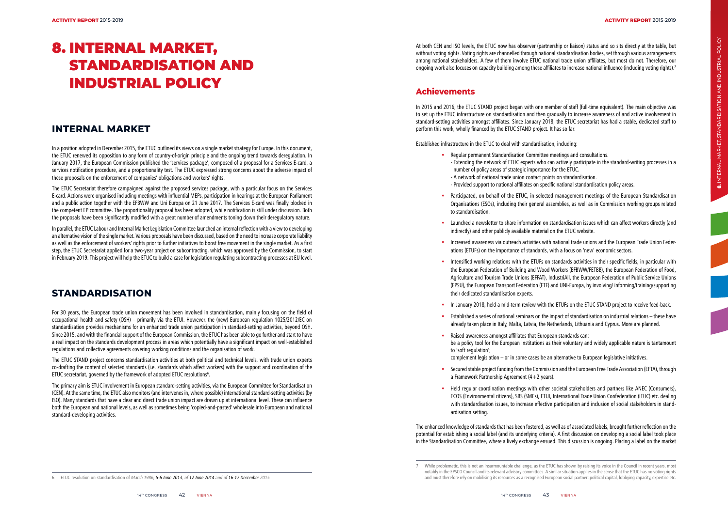# 8. INTERNAL MARKET, STANDARDISATION AND INDUSTRIAL POLICY

## INTERNAL MARKET

In a position adopted in December 2015, the ETUC outlined its views on a single market strategy for Europe. In this document, the ETUC renewed its opposition to any form of country-of-origin principle and the ongoing trend towards deregulation. In January 2017, the European Commission published the 'services package', composed of a proposal for a Services E-card, a services notification procedure, and a proportionality test. The ETUC expressed strong concerns about the adverse impact of these proposals on the enforcement of companies' obligations and workers' rights.

The ETUC Secretariat therefore campaigned against the proposed services package, with a particular focus on the Services E-card. Actions were organised including meetings with influential MEPs, participation in hearings at the European Parliament and a public action together with the EFBWW and Uni Europa on 21 June 2017. The Services E-card was finally blocked in the competent EP committee. The proportionality proposal has been adopted, while notification is still under discussion. Both the proposals have been significantly modified with a great number of amendments toning down their deregulatory nature.

In parallel, the ETUC Labour and Internal Market Legislation Committee launched an internal reflection with a view to developing an alternative vision of the single market. Various proposals have been discussed, based on the need to increase corporate liability as well as the enforcement of workers' rights prior to further initiatives to boost free movement in the single market. As a first step, the ETUC Secretariat applied for a two-year project on subcontracting, which was approved by the Commission, to start in February 2019. This project will help the ETUC to build a case for legislation regulating subcontracting processes at EU level.

## STANDARDISATION

For 30 years, the European trade union movement has been involved in standardisation, mainly focusing on the field of occupational health and safety (OSH) – primarily via the ETUI. However, the (new) European regulation 1025/2012/EC on standardisation provides mechanisms for an enhanced trade union participation in standard-setting activities, beyond OSH. Since 2015, and with the financial support of the European Commission, the ETUC has been able to go further and start to have a real impact on the standards development process in areas which potentially have a significant impact on well-established regulations and collective agreements covering working conditions and the organisation of work.

The ETUC STAND project concerns standardisation activities at both political and technical levels, with trade union experts co-drafting the content of selected standards (i.e. standards which affect workers) with the support and coordination of the ETUC secretariat, governed by the framework of adopted ETUC resolutions[6].

The primary aim is ETUC involvement in European standard-setting activities, via the European Committee for Standardisation (CEN). At the same time, the ETUC also monitors (and intervenes in, where possible) international standard-setting activities (by ISO). Many standards that have a clear and direct trade union impact are drawn up at international level. These can influence both the European and national levels, as well as sometimes being 'copied-and-pasted' wholesale into European and national standard-developing activities.

At both CEN and ISO levels, the ETUC now has observer (partnership or liaison) status and so sits directly at the table, but without voting rights. Voting rights are channelled through national standardisation bodies, set through various arrangements among national stakeholders. A few of them involve ETUC national trade union affiliates, but most do not. Therefore, our ongoing work also focuses on capacity building among these affiliates to increase national influence (including voting rights).[7]

### Achievements

In 2015 and 2016, the ETUC STAND project began with one member of staff (full-time equivalent). The main objective was to set up the ETUC infrastructure on standardisation and then gradually to increase awareness of and active involvement in standard-setting activities amongst affiliates. Since January 2018, the ETUC secretariat has had a stable, dedicated staff to perform this work, wholly financed by the ETUC STAND project. It has so far:

Established infrastructure in the ETUC to deal with standardisation, including:

- Regular permanent Standardisation Committee meetings and consultations.
  - Extending the network of ETUC experts who can actively participate in the standard-writing processes in a number of policy areas of strategic importance for the ETUC.
  - A network of national trade union contact points on standardisation.
  - Provided support to national affiliates on specific national standardisation policy areas.
- Participated, on behalf of the ETUC, in selected management meetings of the European Standardisation Organisations (ESOs), including their general assemblies, as well as in Commission working groups related to standardisation.
- Launched a newsletter to share information on standardisation issues which can affect workers directly (and indirectly) and other publicly available material on the ETUC website.
- Increased awareness via outreach activities with national trade unions and the European Trade Union Federations (ETUFs) on the importance of standards, with a focus on 'new' economic sectors.
- Intensified working relations with the ETUFs on standards activities in their specific fields, in particular with the European Federation of Building and Wood Workers (EFBWW/FETBB), the European Federation of Food, Agriculture and Tourism Trade Unions (EFFAT), IndustriAll, the European Federation of Public Service Unions (EPSU), the European Transport Federation (ETF) and UNI-Europa, by involving/ informing/training/supporting their dedicated standardisation experts.
- In January 2018, held a mid-term review with the ETUFs on the ETUC STAND project to receive feed-back.
- Established a series of national seminars on the impact of standardisation on industrial relations – these have already taken place in Italy, Malta, Latvia, the Netherlands, Lithuania and Cyprus. More are planned.
- Raised awareness amongst affiliates that European standards can:
  be a policy tool for the European institutions as their voluntary and widely applicable nature is tantamount to 'soft regulation';
  complement legislation – or in some cases be an alternative to European legislative initiatives.
- Secured stable project funding from the Commission and the European Free Trade Association (EFTA), through a Framework Partnership Agreement (4+2 years).
- Held regular coordination meetings with other societal stakeholders and partners like ANEC (Consumers), ECOS (Environmental citizens), SBS (SMEs), ETUI, International Trade Union Confederation (ITUC) etc. dealing with standardisation issues, to increase effective participation and inclusion of social stakeholders in standardisation setting.

The enhanced knowledge of standards that has been fostered, as well as of associated labels, brought further reflection on the potential for establishing a social label (and its underlying criteria). A first discussion on developing a social label took place in the Standardisation Committee, where a lively exchange ensued. This discussion is ongoing. Placing a label on the market

---

[6] ETUC resolution on standardisation of *March 1986, 5-6 June 2013, of 12 June 2014 and of 16-17 December 2015*

[7] While problematic, this is not an insurmountable challenge, as the ETUC has shown by raising its voice in the Council in recent years, most notably in the EPSCO Council and its relevant advisory committees. A similar situation applies in the sense that the ETUC has no voting rights and must therefore rely on mobilising its resources as a recognised European social partner: political capital, lobbying capacity, expertise etc.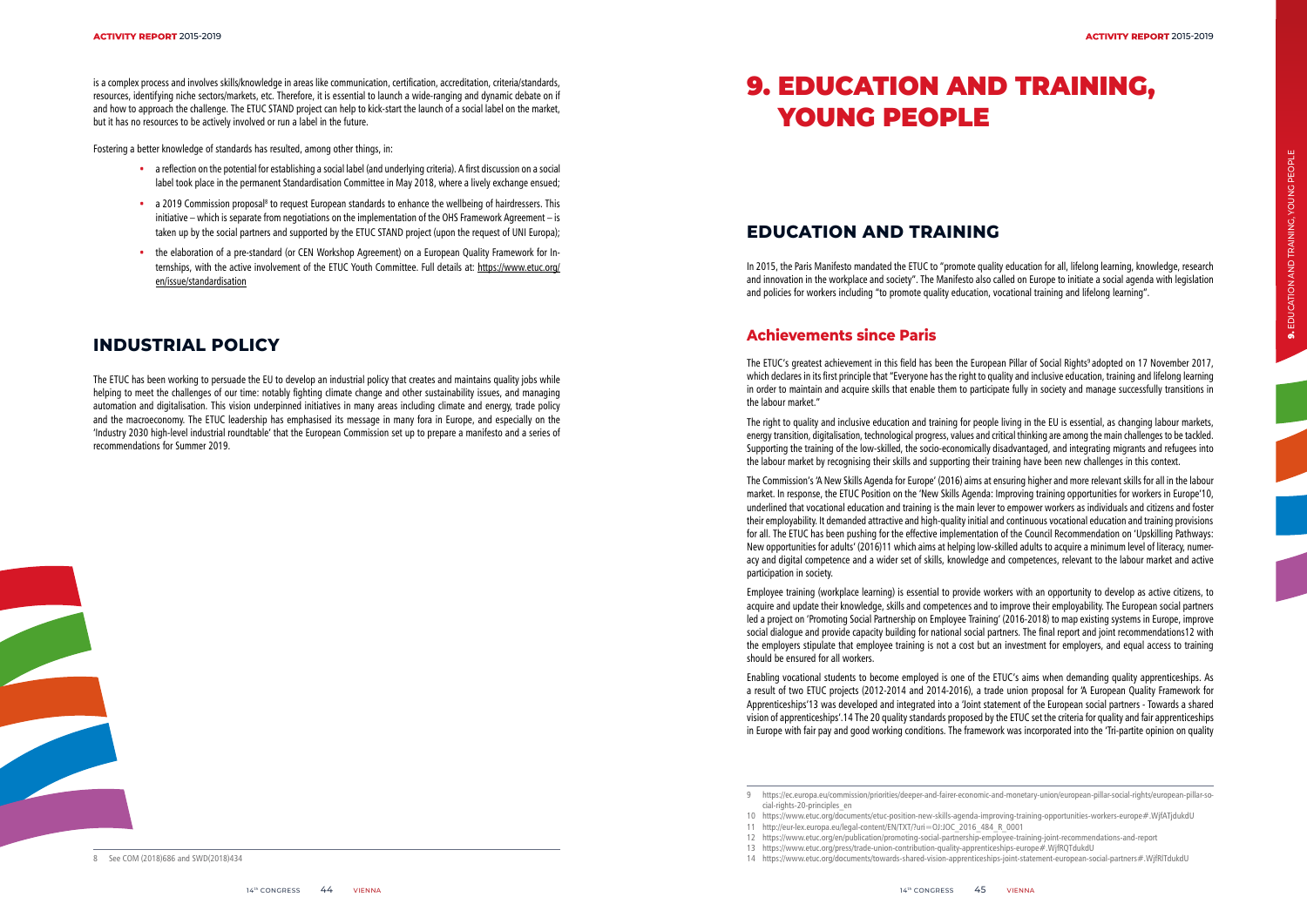is a complex process and involves skills/knowledge in areas like communication, certification, accreditation, criteria/standards, resources, identifying niche sectors/markets, etc. Therefore, it is essential to launch a wide-ranging and dynamic debate on if and how to approach the challenge. The ETUC STAND project can help to kick-start the launch of a social label on the market, but it has no resources to be actively involved or run a label in the future.

Fostering a better knowledge of standards has resulted, among other things, in:

- a reflection on the potential for establishing a social label (and underlying criteria). A first discussion on a social label took place in the permanent Standardisation Committee in May 2018, where a lively exchange ensued;
- a 2019 Commission proposal[8] to request European standards to enhance the wellbeing of hairdressers. This initiative – which is separate from negotiations on the implementation of the OHS Framework Agreement – is taken up by the social partners and supported by the ETUC STAND project (upon the request of UNI Europa);
- the elaboration of a pre-standard (or CEN Workshop Agreement) on a European Quality Framework for Internships, with the active involvement of the ETUC Youth Committee. Full details at: https://www.etuc.org/en/issue/standardisation

## INDUSTRIAL POLICY

The ETUC has been working to persuade the EU to develop an industrial policy that creates and maintains quality jobs while helping to meet the challenges of our time: notably fighting climate change and other sustainability issues, and managing automation and digitalisation. This vision underpinned initiatives in many areas including climate and energy, trade policy and the macroeconomy. The ETUC leadership has emphasised its message in many fora in Europe, and especially on the 'Industry 2030 high-level industrial roundtable' that the European Commission set up to prepare a manifesto and a series of recommendations for Summer 2019.

8 See COM (2018)686 and SWD(2018)434

# 9. EDUCATION AND TRAINING, YOUNG PEOPLE

## EDUCATION AND TRAINING

In 2015, the Paris Manifesto mandated the ETUC to "promote quality education for all, lifelong learning, knowledge, research and innovation in the workplace and society". The Manifesto also called on Europe to initiate a social agenda with legislation and policies for workers including "to promote quality education, vocational training and lifelong learning".

### Achievements since Paris

The ETUC's greatest achievement in this field has been the European Pillar of Social Rights[9] adopted on 17 November 2017, which declares in its first principle that "Everyone has the right to quality and inclusive education, training and lifelong learning in order to maintain and acquire skills that enable them to participate fully in society and manage successfully transitions in the labour market."

The right to quality and inclusive education and training for people living in the EU is essential, as changing labour markets, energy transition, digitalisation, technological progress, values and critical thinking are among the main challenges to be tackled. Supporting the training of the low-skilled, the socio-economically disadvantaged, and integrating migrants and refugees into the labour market by recognising their skills and supporting their training have been new challenges in this context.

The Commission's 'A New Skills Agenda for Europe' (2016) aims at ensuring higher and more relevant skills for all in the labour market. In response, the ETUC Position on the 'New Skills Agenda: Improving training opportunities for workers in Europe'10, underlined that vocational education and training is the main lever to empower workers as individuals and citizens and foster their employability. It demanded attractive and high-quality initial and continuous vocational education and training provisions for all. The ETUC has been pushing for the effective implementation of the Council Recommendation on 'Upskilling Pathways: New opportunities for adults' (2016)11 which aims at helping low-skilled adults to acquire a minimum level of literacy, numeracy and digital competence and a wider set of skills, knowledge and competences, relevant to the labour market and active participation in society.

Employee training (workplace learning) is essential to provide workers with an opportunity to develop as active citizens, to acquire and update their knowledge, skills and competences and to improve their employability. The European social partners led a project on 'Promoting Social Partnership on Employee Training' (2016-2018) to map existing systems in Europe, improve social dialogue and provide capacity building for national social partners. The final report and joint recommendations12 with the employers stipulate that employee training is not a cost but an investment for employers, and equal access to training should be ensured for all workers.

Enabling vocational students to become employed is one of the ETUC's aims when demanding quality apprenticeships. As a result of two ETUC projects (2012-2014 and 2014-2016), a trade union proposal for 'A European Quality Framework for Apprenticeships'13 was developed and integrated into a 'Joint statement of the European social partners - Towards a shared vision of apprenticeships'.14 The 20 quality standards proposed by the ETUC set the criteria for quality and fair apprenticeships in Europe with fair pay and good working conditions. The framework was incorporated into the 'Tri-partite opinion on quality

9 https://ec.europa.eu/commission/priorities/deeper-and-fairer-economic-and-monetary-union/european-pillar-social-rights/european-pillar-social-rights-20-principles_en

10 https://www.etuc.org/documents/etuc-position-new-skills-agenda-improving-training-opportunities-workers-europe#.WjfATjdukdU

11 http://eur-lex.europa.eu/legal-content/EN/TXT/?uri=OJ:JOC_2016_484_R_0001

12 https://www.etuc.org/en/publication/promoting-social-partnership-employee-training-joint-recommendations-and-report

13 https://www.etuc.org/press/trade-union-contribution-quality-apprenticeships-europe#.WjfRQTdukdU

14 https://www.etuc.org/documents/towards-shared-vision-apprenticeships-joint-statement-european-social-partners#.WjfRlTdukdU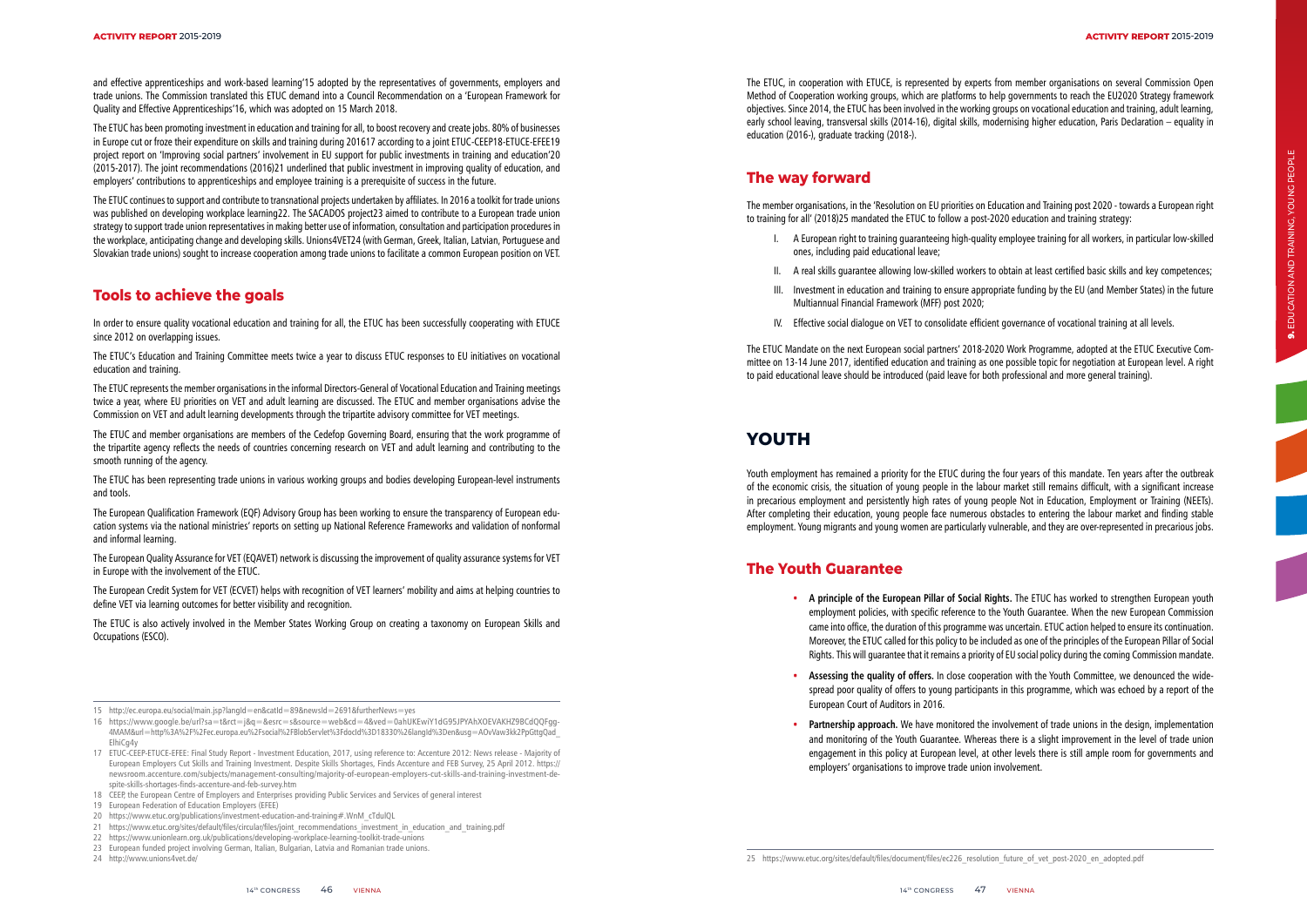and effective apprenticeships and work-based learning'15 adopted by the representatives of governments, employers and trade unions. The Commission translated this ETUC demand into a Council Recommendation on a 'European Framework for Quality and Effective Apprenticeships'16, which was adopted on 15 March 2018.

The ETUC has been promoting investment in education and training for all, to boost recovery and create jobs. 80% of businesses in Europe cut or froze their expenditure on skills and training during 201617 according to a joint ETUC-CEEP18-ETUCE-EFEE19 project report on 'Improving social partners' involvement in EU support for public investments in training and education'20 (2015-2017). The joint recommendations (2016)21 underlined that public investment in improving quality of education, and employers' contributions to apprenticeships and employee training is a prerequisite of success in the future.

The ETUC continues to support and contribute to transnational projects undertaken by affiliates. In 2016 a toolkit for trade unions was published on developing workplace learning22. The SACADOS project23 aimed to contribute to a European trade union strategy to support trade union representatives in making better use of information, consultation and participation procedures in the workplace, anticipating change and developing skills. Unions4VET24 (with German, Greek, Italian, Latvian, Portuguese and Slovakian trade unions) sought to increase cooperation among trade unions to facilitate a common European position on VET.

## Tools to achieve the goals

In order to ensure quality vocational education and training for all, the ETUC has been successfully cooperating with ETUCE since 2012 on overlapping issues.

The ETUC's Education and Training Committee meets twice a year to discuss ETUC responses to EU initiatives on vocational education and training.

The ETUC represents the member organisations in the informal Directors-General of Vocational Education and Training meetings twice a year, where EU priorities on VET and adult learning are discussed. The ETUC and member organisations advise the Commission on VET and adult learning developments through the tripartite advisory committee for VET meetings.

The ETUC and member organisations are members of the Cedefop Governing Board, ensuring that the work programme of the tripartite agency reflects the needs of countries concerning research on VET and adult learning and contributing to the smooth running of the agency.

The ETUC has been representing trade unions in various working groups and bodies developing European-level instruments and tools.

The European Qualification Framework (EQF) Advisory Group has been working to ensure the transparency of European education systems via the national ministries' reports on setting up National Reference Frameworks and validation of nonformal and informal learning.

The European Quality Assurance for VET (EQAVET) network is discussing the improvement of quality assurance systems for VET in Europe with the involvement of the ETUC.

The European Credit System for VET (ECVET) helps with recognition of VET learners' mobility and aims at helping countries to define VET via learning outcomes for better visibility and recognition.

The ETUC is also actively involved in the Member States Working Group on creating a taxonomy on European Skills and Occupations (ESCO).

15 http://ec.europa.eu/social/main.jsp?langId=en&catId=89&newsId=2691&furtherNews=yes

16 https://www.google.be/url?sa=t&rct=j&q=&esrc=s&source=web&cd=4&ved=0ahUKEwiY1dG95JPYAhXOEVAKHZ9BCdQQFgg-4MAM&url=http%3A%2F%2Fec.europa.eu%2Fsocial%2FBlobServlet%3FdocId%3D18330%26langId%3Den&usg=AOvVaw3kk2PpGttgQad_ElhiCg4y

17 ETUC-CEEP-ETUCE-EFEE: Final Study Report - Investment Education, 2017, using reference to: Accenture 2012: News release - Majority of European Employers Cut Skills and Training Investment. Despite Skills Shortages, Finds Accenture and FEB Survey, 25 April 2012. https://newsroom.accenture.com/subjects/management-consulting/majority-of-european-employers-cut-skills-and-training-investment-despite-skills-shortages-finds-accenture-and-feb-survey.htm

18 CEEP, the European Centre of Employers and Enterprises providing Public Services and Services of general interest

19 European Federation of Education Employers (EFEE)

20 https://www.etuc.org/publications/investment-education-and-training#.WnM_cTdulQL

21 https://www.etuc.org/sites/default/files/circular/files/joint_recommendations_investment_in_education_and_training.pdf

22 https://www.unionlearn.org.uk/publications/developing-workplace-learning-toolkit-trade-unions

23 European funded project involving German, Italian, Bulgarian, Latvia and Romanian trade unions.

24 http://www.unions4vet.de/

The ETUC, in cooperation with ETUCE, is represented by experts from member organisations on several Commission Open Method of Cooperation working groups, which are platforms to help governments to reach the EU2020 Strategy framework objectives. Since 2014, the ETUC has been involved in the working groups on vocational education and training, adult learning, early school leaving, transversal skills (2014-16), digital skills, modernising higher education, Paris Declaration – equality in education (2016-), graduate tracking (2018-).

## The way forward

The member organisations, in the 'Resolution on EU priorities on Education and Training post 2020 - towards a European right to training for all' (2018)25 mandated the ETUC to follow a post-2020 education and training strategy:

I. A European right to training guaranteeing high-quality employee training for all workers, in particular low-skilled ones, including paid educational leave;

II. A real skills guarantee allowing low-skilled workers to obtain at least certified basic skills and key competences;

III. Investment in education and training to ensure appropriate funding by the EU (and Member States) in the future Multiannual Financial Framework (MFF) post 2020;

IV. Effective social dialogue on VET to consolidate efficient governance of vocational training at all levels.

The ETUC Mandate on the next European social partners' 2018-2020 Work Programme, adopted at the ETUC Executive Committee on 13-14 June 2017, identified education and training as one possible topic for negotiation at European level. A right to paid educational leave should be introduced (paid leave for both professional and more general training).

# YOUTH

Youth employment has remained a priority for the ETUC during the four years of this mandate. Ten years after the outbreak of the economic crisis, the situation of young people in the labour market still remains difficult, with a significant increase in precarious employment and persistently high rates of young people Not in Education, Employment or Training (NEETs). After completing their education, young people face numerous obstacles to entering the labour market and finding stable employment. Young migrants and young women are particularly vulnerable, and they are over-represented in precarious jobs.

## The Youth Guarantee

- **A principle of the European Pillar of Social Rights.** The ETUC has worked to strengthen European youth employment policies, with specific reference to the Youth Guarantee. When the new European Commission came into office, the duration of this programme was uncertain. ETUC action helped to ensure its continuation. Moreover, the ETUC called for this policy to be included as one of the principles of the European Pillar of Social Rights. This will guarantee that it remains a priority of EU social policy during the coming Commission mandate.
- **Assessing the quality of offers.** In close cooperation with the Youth Committee, we denounced the widespread poor quality of offers to young participants in this programme, which was echoed by a report of the European Court of Auditors in 2016.
- **Partnership approach.** We have monitored the involvement of trade unions in the design, implementation and monitoring of the Youth Guarantee. Whereas there is a slight improvement in the level of trade union engagement in this policy at European level, at other levels there is still ample room for governments and employers' organisations to improve trade union involvement.

25 https://www.etuc.org/sites/default/files/document/files/ec226_resolution_future_of_vet_post-2020_en_adopted.pdf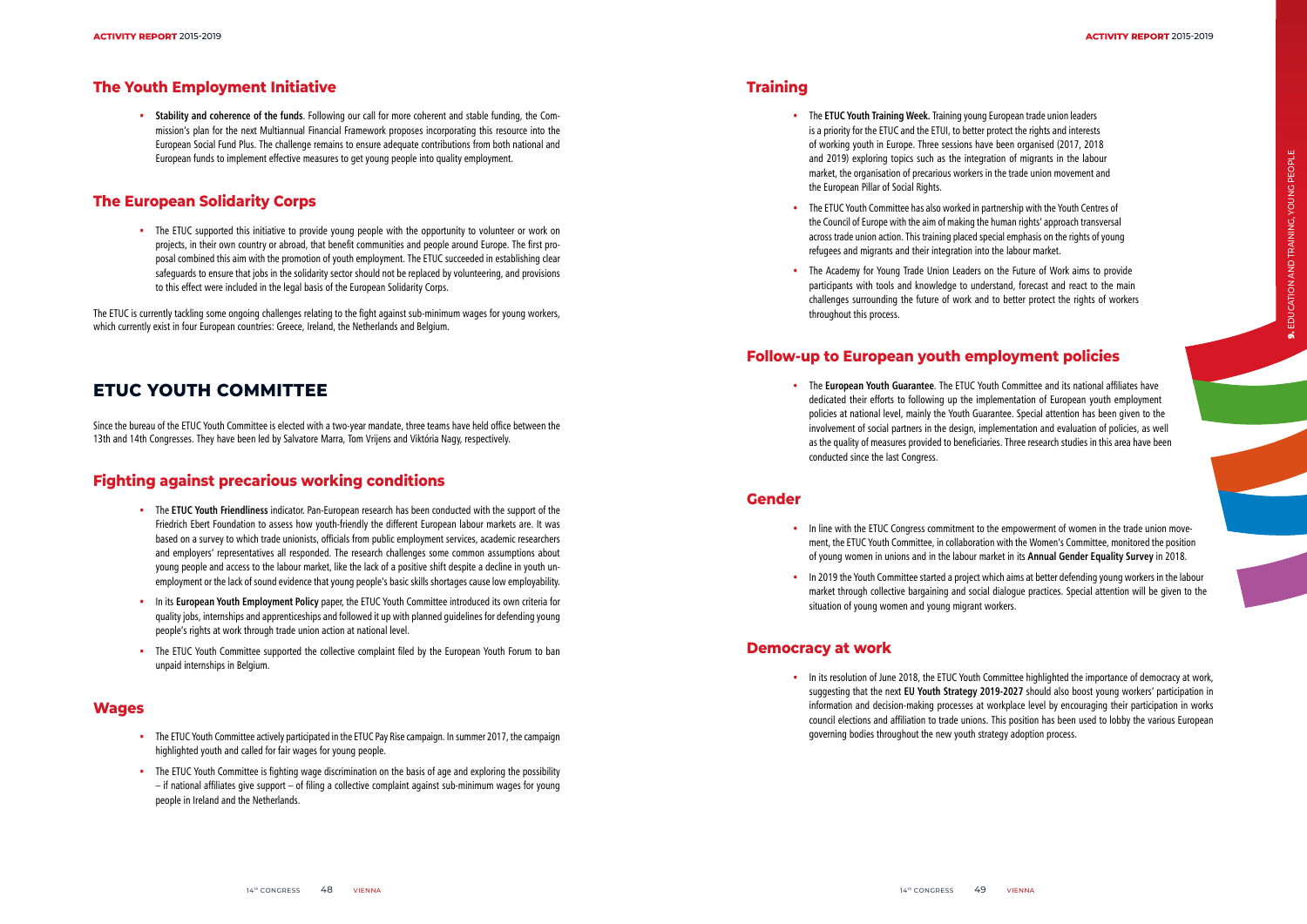## The Youth Employment Initiative

- **Stability and coherence of the funds**. Following our call for more coherent and stable funding, the Commission's plan for the next Multiannual Financial Framework proposes incorporating this resource into the European Social Fund Plus. The challenge remains to ensure adequate contributions from both national and European funds to implement effective measures to get young people into quality employment.

## The European Solidarity Corps

- The ETUC supported this initiative to provide young people with the opportunity to volunteer or work on projects, in their own country or abroad, that benefit communities and people around Europe. The first proposal combined this aim with the promotion of youth employment. The ETUC succeeded in establishing clear safeguards to ensure that jobs in the solidarity sector should not be replaced by volunteering, and provisions to this effect were included in the legal basis of the European Solidarity Corps.

The ETUC is currently tackling some ongoing challenges relating to the fight against sub-minimum wages for young workers, which currently exist in four European countries: Greece, Ireland, the Netherlands and Belgium.

# ETUC YOUTH COMMITTEE

Since the bureau of the ETUC Youth Committee is elected with a two-year mandate, three teams have held office between the 13th and 14th Congresses. They have been led by Salvatore Marra, Tom Vrijens and Viktória Nagy, respectively.

## Fighting against precarious working conditions

- The **ETUC Youth Friendliness** indicator. Pan-European research has been conducted with the support of the Friedrich Ebert Foundation to assess how youth-friendly the different European labour markets are. It was based on a survey to which trade unionists, officials from public employment services, academic researchers and employers' representatives all responded. The research challenges some common assumptions about young people and access to the labour market, like the lack of a positive shift despite a decline in youth unemployment or the lack of sound evidence that young people's basic skills shortages cause low employability.
- In its **European Youth Employment Policy** paper, the ETUC Youth Committee introduced its own criteria for quality jobs, internships and apprenticeships and followed it up with planned guidelines for defending young people's rights at work through trade union action at national level.
- The ETUC Youth Committee supported the collective complaint filed by the European Youth Forum to ban unpaid internships in Belgium.

## Wages

- The ETUC Youth Committee actively participated in the ETUC Pay Rise campaign. In summer 2017, the campaign highlighted youth and called for fair wages for young people.
- The ETUC Youth Committee is fighting wage discrimination on the basis of age and exploring the possibility – if national affiliates give support – of filing a collective complaint against sub-minimum wages for young people in Ireland and the Netherlands.

## Training

- The **ETUC Youth Training Week.** Training young European trade union leaders is a priority for the ETUC and the ETUI, to better protect the rights and interests of working youth in Europe. Three sessions have been organised (2017, 2018 and 2019) exploring topics such as the integration of migrants in the labour market, the organisation of precarious workers in the trade union movement and the European Pillar of Social Rights.
- The ETUC Youth Committee has also worked in partnership with the Youth Centres of the Council of Europe with the aim of making the human rights' approach transversal across trade union action. This training placed special emphasis on the rights of young refugees and migrants and their integration into the labour market.
- The Academy for Young Trade Union Leaders on the Future of Work aims to provide participants with tools and knowledge to understand, forecast and react to the main challenges surrounding the future of work and to better protect the rights of workers throughout this process.

## Follow-up to European youth employment policies

- The **European Youth Guarantee**. The ETUC Youth Committee and its national affiliates have dedicated their efforts to following up the implementation of European youth employment policies at national level, mainly the Youth Guarantee. Special attention has been given to the involvement of social partners in the design, implementation and evaluation of policies, as well as the quality of measures provided to beneficiaries. Three research studies in this area have been conducted since the last Congress.

## Gender

- In line with the ETUC Congress commitment to the empowerment of women in the trade union movement, the ETUC Youth Committee, in collaboration with the Women's Committee, monitored the position of young women in unions and in the labour market in its **Annual Gender Equality Survey** in 2018.
- In 2019 the Youth Committee started a project which aims at better defending young workers in the labour market through collective bargaining and social dialogue practices. Special attention will be given to the situation of young women and young migrant workers.

## Democracy at work

- In its resolution of June 2018, the ETUC Youth Committee highlighted the importance of democracy at work, suggesting that the next **EU Youth Strategy 2019-2027** should also boost young workers' participation in information and decision-making processes at workplace level by encouraging their participation in works council elections and affiliation to trade unions. This position has been used to lobby the various European governing bodies throughout the new youth strategy adoption process.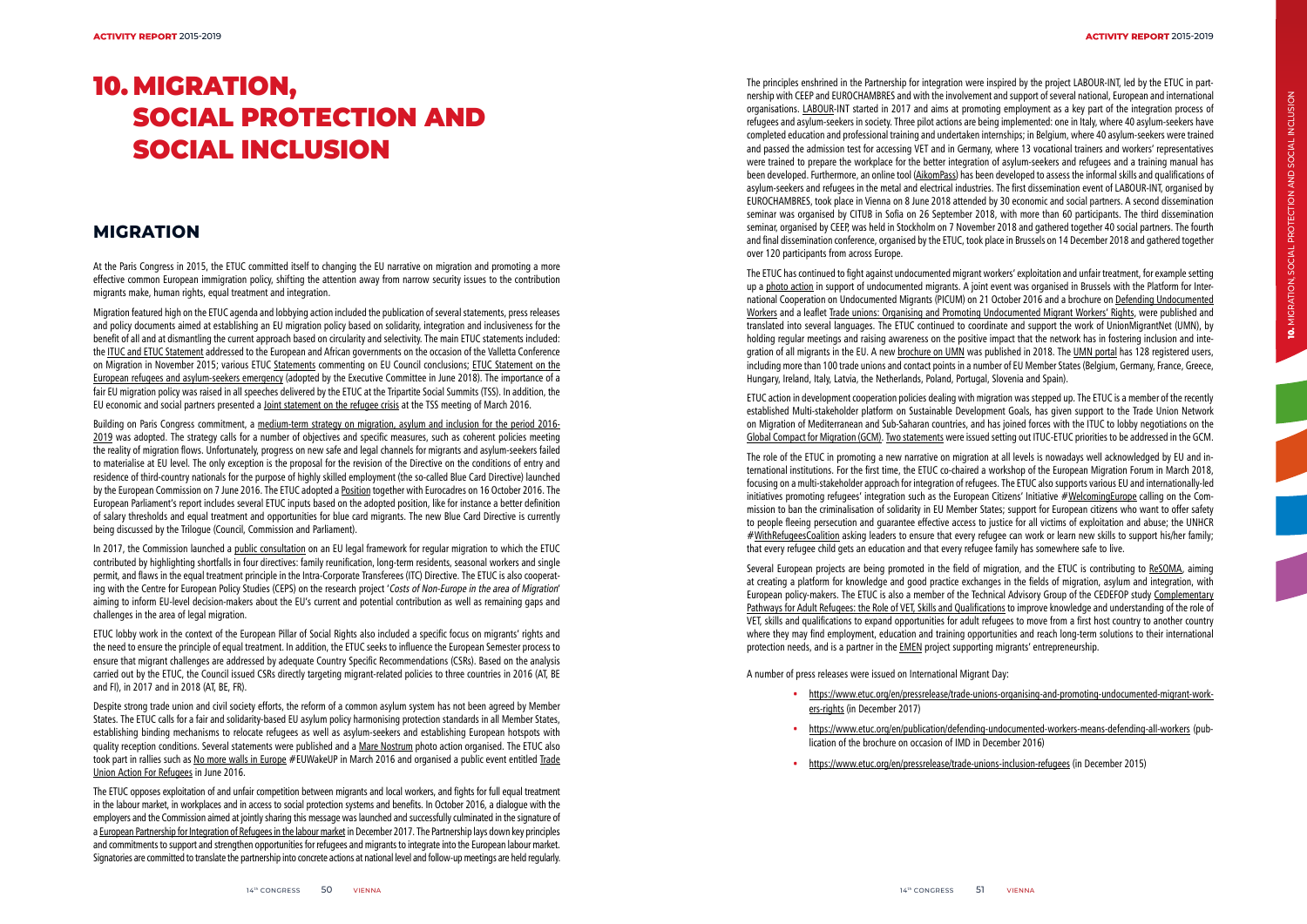# 10. MIGRATION, SOCIAL PROTECTION AND SOCIAL INCLUSION

## MIGRATION

At the Paris Congress in 2015, the ETUC committed itself to changing the EU narrative on migration and promoting a more effective common European immigration policy, shifting the attention away from narrow security issues to the contribution migrants make, human rights, equal treatment and integration.

Migration featured high on the ETUC agenda and lobbying action included the publication of several statements, press releases and policy documents aimed at establishing an EU migration policy based on solidarity, integration and inclusiveness for the benefit of all and at dismantling the current approach based on circularity and selectivity. The main ETUC statements included: the ITUC and ETUC Statement addressed to the European and African governments on the occasion of the Valletta Conference on Migration in November 2015; various ETUC Statements commenting on EU Council conclusions; ETUC Statement on the European refugees and asylum-seekers emergency (adopted by the Executive Committee in June 2018). The importance of a fair EU migration policy was raised in all speeches delivered by the ETUC at the Tripartite Social Summits (TSS). In addition, the EU economic and social partners presented a Joint statement on the refugee crisis at the TSS meeting of March 2016.

Building on Paris Congress commitment, a medium-term strategy on migration, asylum and inclusion for the period 2016-2019 was adopted. The strategy calls for a number of objectives and specific measures, such as coherent policies meeting the reality of migration flows. Unfortunately, progress on new safe and legal channels for migrants and asylum-seekers failed to materialise at EU level. The only exception is the proposal for the revision of the Directive on the conditions of entry and residence of third-country nationals for the purpose of highly skilled employment (the so-called Blue Card Directive) launched by the European Commission on 7 June 2016. The ETUC adopted a Position together with Eurocadres on 16 October 2016. The European Parliament's report includes several ETUC inputs based on the adopted position, like for instance a better definition of salary thresholds and equal treatment and opportunities for blue card migrants. The new Blue Card Directive is currently being discussed by the Trilogue (Council, Commission and Parliament).

In 2017, the Commission launched a public consultation on an EU legal framework for regular migration to which the ETUC contributed by highlighting shortfalls in four directives: family reunification, long-term residents, seasonal workers and single permit, and flaws in the equal treatment principle in the Intra-Corporate Transferees (ITC) Directive. The ETUC is also cooperating with the Centre for European Policy Studies (CEPS) on the research project '*Costs of Non-Europe in the area of Migration*' aiming to inform EU-level decision-makers about the EU's current and potential contribution as well as remaining gaps and challenges in the area of legal migration.

ETUC lobby work in the context of the European Pillar of Social Rights also included a specific focus on migrants' rights and the need to ensure the principle of equal treatment. In addition, the ETUC seeks to influence the European Semester process to ensure that migrant challenges are addressed by adequate Country Specific Recommendations (CSRs). Based on the analysis carried out by the ETUC, the Council issued CSRs directly targeting migrant-related policies to three countries in 2016 (AT, BE and FI), in 2017 and in 2018 (AT, BE, FR).

Despite strong trade union and civil society efforts, the reform of a common asylum system has not been agreed by Member States. The ETUC calls for a fair and solidarity-based EU asylum policy harmonising protection standards in all Member States, establishing binding mechanisms to relocate refugees as well as asylum-seekers and establishing European hotspots with quality reception conditions. Several statements were published and a Mare Nostrum photo action organised. The ETUC also took part in rallies such as No more walls in Europe #EUWakeUP in March 2016 and organised a public event entitled Trade Union Action For Refugees in June 2016.

The ETUC opposes exploitation of and unfair competition between migrants and local workers, and fights for full equal treatment in the labour market, in workplaces and in access to social protection systems and benefits. In October 2016, a dialogue with the employers and the Commission aimed at jointly sharing this message was launched and successfully culminated in the signature of a European Partnership for Integration of Refugees in the labour market in December 2017. The Partnership lays down key principles and commitments to support and strengthen opportunities for refugees and migrants to integrate into the European labour market. Signatories are committed to translate the partnership into concrete actions at national level and follow-up meetings are held regularly.

The principles enshrined in the Partnership for integration were inspired by the project LABOUR-INT, led by the ETUC in partnership with CEEP and EUROCHAMBRES and with the involvement and support of several national, European and international organisations. LABOUR-INT started in 2017 and aims at promoting employment as a key part of the integration process of refugees and asylum-seekers in society. Three pilot actions are being implemented: one in Italy, where 40 asylum-seekers have completed education and professional training and undertaken internships; in Belgium, where 40 asylum-seekers were trained and passed the admission test for accessing VET and in Germany, where 13 vocational trainers and workers' representatives were trained to prepare the workplace for the better integration of asylum-seekers and refugees and a training manual has been developed. Furthermore, an online tool (AikomPass) has been developed to assess the informal skills and qualifications of asylum-seekers and refugees in the metal and electrical industries. The first dissemination event of LABOUR-INT, organised by EUROCHAMBRES, took place in Vienna on 8 June 2018 attended by 30 economic and social partners. A second dissemination seminar was organised by CITUB in Sofia on 26 September 2018, with more than 60 participants. The third dissemination seminar, organised by CEEP, was held in Stockholm on 7 November 2018 and gathered together 40 social partners. The fourth and final dissemination conference, organised by the ETUC, took place in Brussels on 14 December 2018 and gathered together over 120 participants from across Europe.

The ETUC has continued to fight against undocumented migrant workers' exploitation and unfair treatment, for example setting up a photo action in support of undocumented migrants. A joint event was organised in Brussels with the Platform for International Cooperation on Undocumented Migrants (PICUM) on 21 October 2016 and a brochure on Defending Undocumented Workers and a leaflet Trade unions: Organising and Promoting Undocumented Migrant Workers' Rights, were published and translated into several languages. The ETUC continued to coordinate and support the work of UnionMigrantNet (UMN), by holding regular meetings and raising awareness on the positive impact that the network has in fostering inclusion and integration of all migrants in the EU. A new brochure on UMN was published in 2018. The UMN portal has 128 registered users, including more than 100 trade unions and contact points in a number of EU Member States (Belgium, Germany, France, Greece, Hungary, Ireland, Italy, Latvia, the Netherlands, Poland, Portugal, Slovenia and Spain).

ETUC action in development cooperation policies dealing with migration was stepped up. The ETUC is a member of the recently established Multi-stakeholder platform on Sustainable Development Goals, has given support to the Trade Union Network on Migration of Mediterranean and Sub-Saharan countries, and has joined forces with the ITUC to lobby negotiations on the Global Compact for Migration (GCM). Two statements were issued setting out ITUC-ETUC priorities to be addressed in the GCM.

The role of the ETUC in promoting a new narrative on migration at all levels is nowadays well acknowledged by EU and international institutions. For the first time, the ETUC co-chaired a workshop of the European Migration Forum in March 2018, focusing on a multi-stakeholder approach for integration of refugees. The ETUC also supports various EU and internationally-led initiatives promoting refugees' integration such as the European Citizens' Initiative #WelcomingEurope calling on the Commission to ban the criminalisation of solidarity in EU Member States; support for European citizens who want to offer safety to people fleeing persecution and guarantee effective access to justice for all victims of exploitation and abuse; the UNHCR #WithRefugeesCoalition asking leaders to ensure that every refugee can work or learn new skills to support his/her family; that every refugee child gets an education and that every refugee family has somewhere safe to live.

Several European projects are being promoted in the field of migration, and the ETUC is contributing to ReSOMA, aiming at creating a platform for knowledge and good practice exchanges in the fields of migration, asylum and integration, with European policy-makers. The ETUC is also a member of the Technical Advisory Group of the CEDEFOP study Complementary Pathways for Adult Refugees: the Role of VET, Skills and Qualifications to improve knowledge and understanding of the role of VET, skills and qualifications to expand opportunities for adult refugees to move from a first host country to another country where they may find employment, education and training opportunities and reach long-term solutions to their international protection needs, and is a partner in the EMEN project supporting migrants' entrepreneurship.

A number of press releases were issued on International Migrant Day:

- https://www.etuc.org/en/pressrelease/trade-unions-organising-and-promoting-undocumented-migrant-workers-rights (in December 2017)
- https://www.etuc.org/en/publication/defending-undocumented-workers-means-defending-all-workers (publication of the brochure on occasion of IMD in December 2016)
- https://www.etuc.org/en/pressrelease/trade-unions-inclusion-refugees (in December 2015)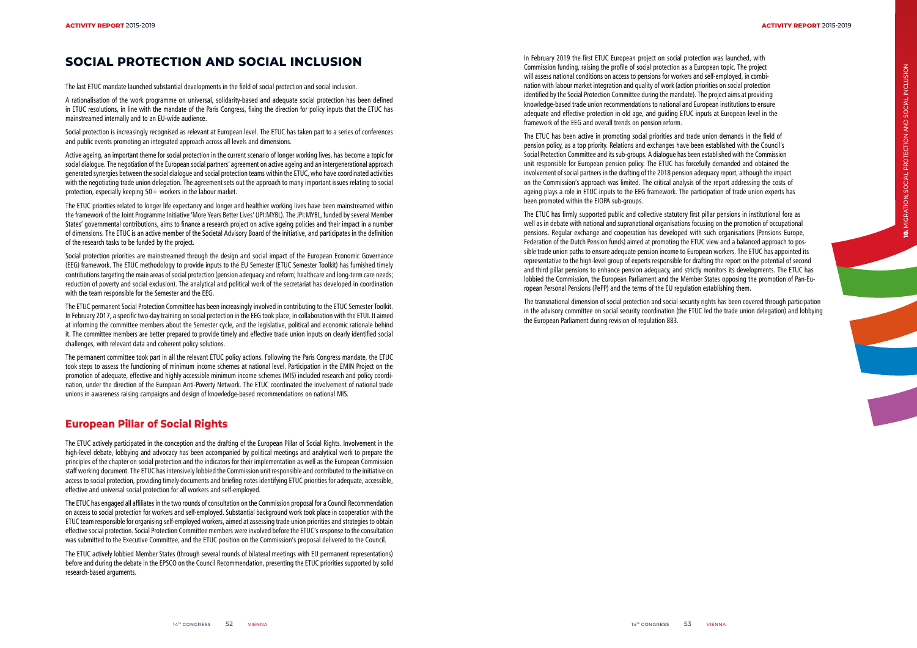# SOCIAL PROTECTION AND SOCIAL INCLUSION

The last ETUC mandate launched substantial developments in the field of social protection and social inclusion.

A rationalisation of the work programme on universal, solidarity-based and adequate social protection has been defined in ETUC resolutions, in line with the mandate of the Paris Congress, fixing the direction for policy inputs that the ETUC has mainstreamed internally and to an EU-wide audience.

Social protection is increasingly recognised as relevant at European level. The ETUC has taken part to a series of conferences and public events promoting an integrated approach across all levels and dimensions.

Active ageing, an important theme for social protection in the current scenario of longer working lives, has become a topic for social dialogue. The negotiation of the European social partners' agreement on active ageing and an intergenerational approach generated synergies between the social dialogue and social protection teams within the ETUC, who have coordinated activities with the negotiating trade union delegation. The agreement sets out the approach to many important issues relating to social protection, especially keeping 50+ workers in the labour market.

The ETUC priorities related to longer life expectancy and longer and healthier working lives have been mainstreamed within the framework of the Joint Programme Initiative 'More Years Better Lives' (JPI:MYBL). The JPI:MYBL, funded by several Member States' governmental contributions, aims to finance a research project on active ageing policies and their impact in a number of dimensions. The ETUC is an active member of the Societal Advisory Board of the initiative, and participates in the definition of the research tasks to be funded by the project.

Social protection priorities are mainstreamed through the design and social impact of the European Economic Governance (EEG) framework. The ETUC methodology to provide inputs to the EU Semester (ETUC Semester Toolkit) has furnished timely contributions targeting the main areas of social protection (pension adequacy and reform; healthcare and long-term care needs; reduction of poverty and social exclusion). The analytical and political work of the secretariat has developed in coordination with the team responsible for the Semester and the EEG.

The ETUC permanent Social Protection Committee has been increasingly involved in contributing to the ETUC Semester Toolkit. In February 2017, a specific two-day training on social protection in the EEG took place, in collaboration with the ETUI. It aimed at informing the committee members about the Semester cycle, and the legislative, political and economic rationale behind it. The committee members are better prepared to provide timely and effective trade union inputs on clearly identified social challenges, with relevant data and coherent policy solutions.

The permanent committee took part in all the relevant ETUC policy actions. Following the Paris Congress mandate, the ETUC took steps to assess the functioning of minimum income schemes at national level. Participation in the EMIN Project on the promotion of adequate, effective and highly accessible minimum income schemes (MIS) included research and policy coordination, under the direction of the European Anti-Poverty Network. The ETUC coordinated the involvement of national trade unions in awareness raising campaigns and design of knowledge-based recommendations on national MIS.

## European Pillar of Social Rights

The ETUC actively participated in the conception and the drafting of the European Pillar of Social Rights. Involvement in the high-level debate, lobbying and advocacy has been accompanied by political meetings and analytical work to prepare the principles of the chapter on social protection and the indicators for their implementation as well as the European Commission staff working document. The ETUC has intensively lobbied the Commission unit responsible and contributed to the initiative on access to social protection, providing timely documents and briefing notes identifying ETUC priorities for adequate, accessible, effective and universal social protection for all workers and self-employed.

The ETUC has engaged all affiliates in the two rounds of consultation on the Commission proposal for a Council Recommendation on access to social protection for workers and self-employed. Substantial background work took place in cooperation with the ETUC team responsible for organising self-employed workers, aimed at assessing trade union priorities and strategies to obtain effective social protection. Social Protection Committee members were involved before the ETUC's response to the consultation was submitted to the Executive Committee, and the ETUC position on the Commission's proposal delivered to the Council.

The ETUC actively lobbied Member States (through several rounds of bilateral meetings with EU permanent representations) before and during the debate in the EPSCO on the Council Recommendation, presenting the ETUC priorities supported by solid research-based arguments.

In February 2019 the first ETUC European project on social protection was launched, with Commission funding, raising the profile of social protection as a European topic. The project will assess national conditions on access to pensions for workers and self-employed, in combination with labour market integration and quality of work (action priorities on social protection identified by the Social Protection Committee during the mandate). The project aims at providing knowledge-based trade union recommendations to national and European institutions to ensure adequate and effective protection in old age, and guiding ETUC inputs at European level in the framework of the EEG and overall trends on pension reform.

The ETUC has been active in promoting social priorities and trade union demands in the field of pension policy, as a top priority. Relations and exchanges have been established with the Council's Social Protection Committee and its sub-groups. A dialogue has been established with the Commission unit responsible for European pension policy. The ETUC has forcefully demanded and obtained the involvement of social partners in the drafting of the 2018 pension adequacy report, although the impact on the Commission's approach was limited. The critical analysis of the report addressing the costs of ageing plays a role in ETUC inputs to the EEG framework. The participation of trade union experts has been promoted within the EIOPA sub-groups.

The ETUC has firmly supported public and collective statutory first pillar pensions in institutional fora as well as in debate with national and supranational organisations focusing on the promotion of occupational pensions. Regular exchange and cooperation has developed with such organisations (Pensions Europe, Federation of the Dutch Pension funds) aimed at promoting the ETUC view and a balanced approach to possible trade union paths to ensure adequate pension income to European workers. The ETUC has appointed its representative to the high-level group of experts responsible for drafting the report on the potential of second and third pillar pensions to enhance pension adequacy, and strictly monitors its developments. The ETUC has lobbied the Commission, the European Parliament and the Member States opposing the promotion of Pan-European Personal Pensions (PePP) and the terms of the EU regulation establishing them.

The transnational dimension of social protection and social security rights has been covered through participation in the advisory committee on social security coordination (the ETUC led the trade union delegation) and lobbying the European Parliament during revision of regulation 883.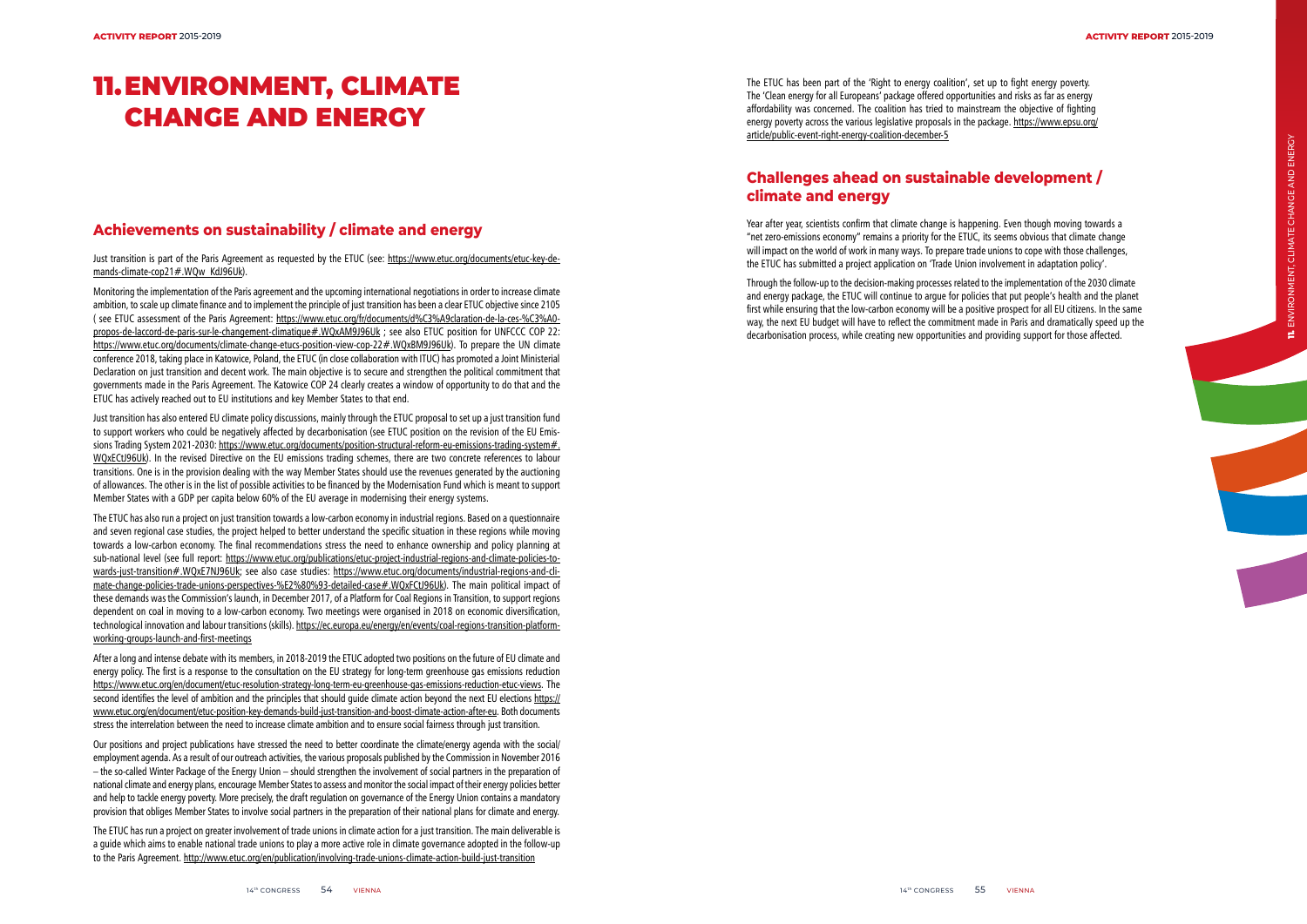# 11. ENVIRONMENT, CLIMATE CHANGE AND ENERGY

## Achievements on sustainability / climate and energy

Just transition is part of the Paris Agreement as requested by the ETUC (see: https://www.etuc.org/documents/etuc-key-demands-climate-cop21#.WQw_KdJ96Uk).

Monitoring the implementation of the Paris agreement and the upcoming international negotiations in order to increase climate ambition, to scale up climate finance and to implement the principle of just transition has been a clear ETUC objective since 2105 ( see ETUC assessment of the Paris Agreement: https://www.etuc.org/fr/documents/d%C3%A9claration-de-la-ces-%C3%A0-propos-de-laccord-de-paris-sur-le-changement-climatique#.WQxAM9J96Uk ; see also ETUC position for UNFCCC COP 22: https://www.etuc.org/documents/climate-change-etucs-position-view-cop-22#.WQxBM9J96Uk). To prepare the UN climate conference 2018, taking place in Katowice, Poland, the ETUC (in close collaboration with ITUC) has promoted a Joint Ministerial Declaration on just transition and decent work. The main objective is to secure and strengthen the political commitment that governments made in the Paris Agreement. The Katowice COP 24 clearly creates a window of opportunity to do that and the ETUC has actively reached out to EU institutions and key Member States to that end.

Just transition has also entered EU climate policy discussions, mainly through the ETUC proposal to set up a just transition fund to support workers who could be negatively affected by decarbonisation (see ETUC position on the revision of the EU Emissions Trading System 2021-2030: https://www.etuc.org/documents/position-structural-reform-eu-emissions-trading-system#.WQxECtJ96Uk). In the revised Directive on the EU emissions trading schemes, there are two concrete references to labour transitions. One is in the provision dealing with the way Member States should use the revenues generated by the auctioning of allowances. The other is in the list of possible activities to be financed by the Modernisation Fund which is meant to support Member States with a GDP per capita below 60% of the EU average in modernising their energy systems.

The ETUC has also run a project on just transition towards a low-carbon economy in industrial regions. Based on a questionnaire and seven regional case studies, the project helped to better understand the specific situation in these regions while moving towards a low-carbon economy. The final recommendations stress the need to enhance ownership and policy planning at sub-national level (see full report: https://www.etuc.org/publications/etuc-project-industrial-regions-and-climate-policies-towards-just-transition#.WQxE7NJ96Uk; see also case studies: https://www.etuc.org/documents/industrial-regions-and-climate-change-policies-trade-unions-perspectives-%E2%80%93-detailed-case#.WQxFCtJ96Uk). The main political impact of these demands was the Commission's launch, in December 2017, of a Platform for Coal Regions in Transition, to support regions dependent on coal in moving to a low-carbon economy. Two meetings were organised in 2018 on economic diversification, technological innovation and labour transitions (skills). https://ec.europa.eu/energy/en/events/coal-regions-transition-platform-working-groups-launch-and-first-meetings

After a long and intense debate with its members, in 2018-2019 the ETUC adopted two positions on the future of EU climate and energy policy. The first is a response to the consultation on the EU strategy for long-term greenhouse gas emissions reduction https://www.etuc.org/en/document/etuc-resolution-strategy-long-term-eu-greenhouse-gas-emissions-reduction-etuc-views. The second identifies the level of ambition and the principles that should guide climate action beyond the next EU elections https://www.etuc.org/en/document/etuc-position-key-demands-build-just-transition-and-boost-climate-action-after-eu. Both documents stress the interrelation between the need to increase climate ambition and to ensure social fairness through just transition.

Our positions and project publications have stressed the need to better coordinate the climate/energy agenda with the social/employment agenda. As a result of our outreach activities, the various proposals published by the Commission in November 2016 – the so-called Winter Package of the Energy Union – should strengthen the involvement of social partners in the preparation of national climate and energy plans, encourage Member States to assess and monitor the social impact of their energy policies better and help to tackle energy poverty. More precisely, the draft regulation on governance of the Energy Union contains a mandatory provision that obliges Member States to involve social partners in the preparation of their national plans for climate and energy.

The ETUC has run a project on greater involvement of trade unions in climate action for a just transition. The main deliverable is a guide which aims to enable national trade unions to play a more active role in climate governance adopted in the follow-up to the Paris Agreement. http://www.etuc.org/en/publication/involving-trade-unions-climate-action-build-just-transition

The ETUC has been part of the 'Right to energy coalition', set up to fight energy poverty. The 'Clean energy for all Europeans' package offered opportunities and risks as far as energy affordability was concerned. The coalition has tried to mainstream the objective of fighting energy poverty across the various legislative proposals in the package. https://www.epsu.org/article/public-event-right-energy-coalition-december-5

## Challenges ahead on sustainable development / climate and energy

Year after year, scientists confirm that climate change is happening. Even though moving towards a "net zero-emissions economy" remains a priority for the ETUC, its seems obvious that climate change will impact on the world of work in many ways. To prepare trade unions to cope with those challenges, the ETUC has submitted a project application on 'Trade Union involvement in adaptation policy'.

Through the follow-up to the decision-making processes related to the implementation of the 2030 climate and energy package, the ETUC will continue to argue for policies that put people's health and the planet first while ensuring that the low-carbon economy will be a positive prospect for all EU citizens. In the same way, the next EU budget will have to reflect the commitment made in Paris and dramatically speed up the decarbonisation process, while creating new opportunities and providing support for those affected.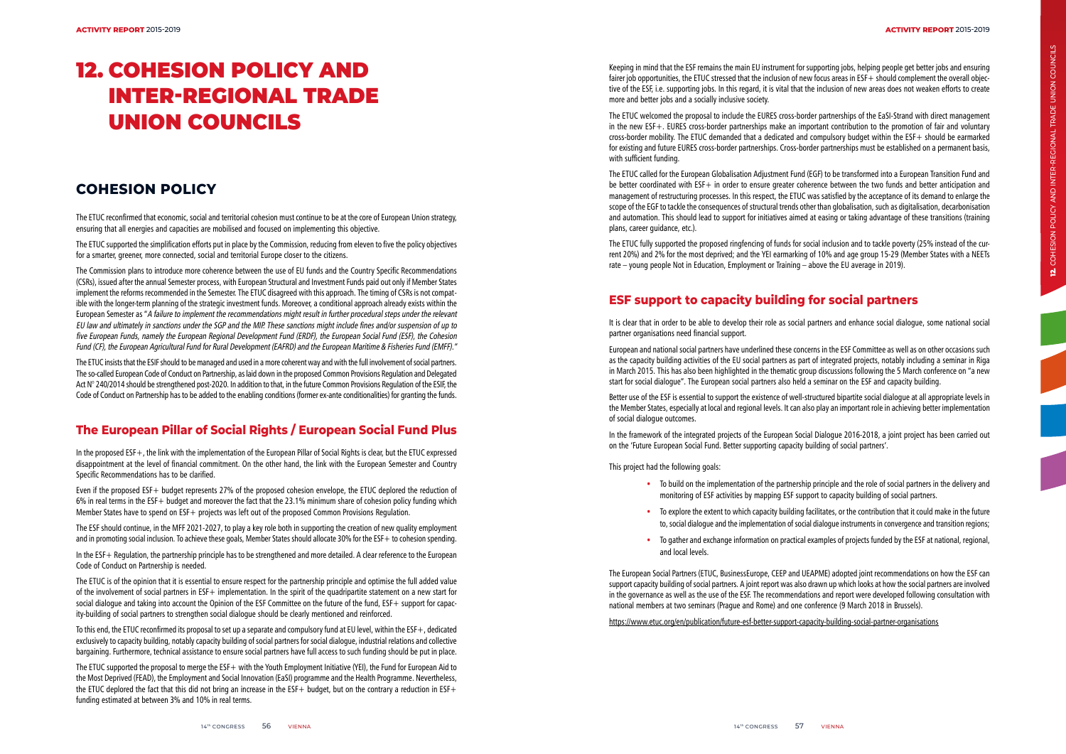# 12. COHESION POLICY AND INTER-REGIONAL TRADE UNION COUNCILS

## COHESION POLICY

The ETUC reconfirmed that economic, social and territorial cohesion must continue to be at the core of European Union strategy, ensuring that all energies and capacities are mobilised and focused on implementing this objective.

The ETUC supported the simplification efforts put in place by the Commission, reducing from eleven to five the policy objectives for a smarter, greener, more connected, social and territorial Europe closer to the citizens.

The Commission plans to introduce more coherence between the use of EU funds and the Country Specific Recommendations (CSRs), issued after the annual Semester process, with European Structural and Investment Funds paid out only if Member States implement the reforms recommended in the Semester. The ETUC disagreed with this approach. The timing of CSRs is not compatible with the longer-term planning of the strategic investment funds. Moreover, a conditional approach already exists within the European Semester as "*A failure to implement the recommendations might result in further procedural steps under the relevant EU law and ultimately in sanctions under the SGP and the MIP. These sanctions might include fines and/or suspension of up to five European Funds, namely the European Regional Development Fund (ERDF), the European Social Fund (ESF), the Cohesion Fund (CF), the European Agricultural Fund for Rural Development (EAFRD) and the European Maritime & Fisheries Fund (EMFF).*"

The ETUC insists that the ESIF should to be managed and used in a more coherent way and with the full involvement of social partners. The so-called European Code of Conduct on Partnership, as laid down in the proposed Common Provisions Regulation and Delegated Act N° 240/2014 should be strengthened post-2020. In addition to that, in the future Common Provisions Regulation of the ESIF, the Code of Conduct on Partnership has to be added to the enabling conditions (former ex-ante conditionalities) for granting the funds.

### The European Pillar of Social Rights / European Social Fund Plus

In the proposed ESF+, the link with the implementation of the European Pillar of Social Rights is clear, but the ETUC expressed disappointment at the level of financial commitment. On the other hand, the link with the European Semester and Country Specific Recommendations has to be clarified.

Even if the proposed ESF+ budget represents 27% of the proposed cohesion envelope, the ETUC deplored the reduction of 6% in real terms in the ESF+ budget and moreover the fact that the 23.1% minimum share of cohesion policy funding which Member States have to spend on ESF+ projects was left out of the proposed Common Provisions Regulation.

The ESF should continue, in the MFF 2021-2027, to play a key role both in supporting the creation of new quality employment and in promoting social inclusion. To achieve these goals, Member States should allocate 30% for the ESF+ to cohesion spending.

In the ESF+ Regulation, the partnership principle has to be strengthened and more detailed. A clear reference to the European Code of Conduct on Partnership is needed.

The ETUC is of the opinion that it is essential to ensure respect for the partnership principle and optimise the full added value of the involvement of social partners in ESF+ implementation. In the spirit of the quadripartite statement on a new start for social dialogue and taking into account the Opinion of the ESF Committee on the future of the fund, ESF+ support for capacity-building of social partners to strengthen social dialogue should be clearly mentioned and reinforced.

To this end, the ETUC reconfirmed its proposal to set up a separate and compulsory fund at EU level, within the ESF+, dedicated exclusively to capacity building, notably capacity building of social partners for social dialogue, industrial relations and collective bargaining. Furthermore, technical assistance to ensure social partners have full access to such funding should be put in place.

The ETUC supported the proposal to merge the ESF+ with the Youth Employment Initiative (YEI), the Fund for European Aid to the Most Deprived (FEAD), the Employment and Social Innovation (EaSI) programme and the Health Programme. Nevertheless, the ETUC deplored the fact that this did not bring an increase in the ESF+ budget, but on the contrary a reduction in ESF+ funding estimated at between 3% and 10% in real terms.

Keeping in mind that the ESF remains the main EU instrument for supporting jobs, helping people get better jobs and ensuring fairer job opportunities, the ETUC stressed that the inclusion of new focus areas in ESF+ should complement the overall objective of the ESF, i.e. supporting jobs. In this regard, it is vital that the inclusion of new areas does not weaken efforts to create more and better jobs and a socially inclusive society.

The ETUC welcomed the proposal to include the EURES cross-border partnerships of the EaSI-Strand with direct management in the new ESF+. EURES cross-border partnerships make an important contribution to the promotion of fair and voluntary cross-border mobility. The ETUC demanded that a dedicated and compulsory budget within the ESF+ should be earmarked for existing and future EURES cross-border partnerships. Cross-border partnerships must be established on a permanent basis, with sufficient funding.

The ETUC called for the European Globalisation Adjustment Fund (EGF) to be transformed into a European Transition Fund and be better coordinated with ESF+ in order to ensure greater coherence between the two funds and better anticipation and management of restructuring processes. In this respect, the ETUC was satisfied by the acceptance of its demand to enlarge the scope of the EGF to tackle the consequences of structural trends other than globalisation, such as digitalisation, decarbonisation and automation. This should lead to support for initiatives aimed at easing or taking advantage of these transitions (training plans, career guidance, etc.).

The ETUC fully supported the proposed ringfencing of funds for social inclusion and to tackle poverty (25% instead of the current 20%) and 2% for the most deprived; and the YEI earmarking of 10% and age group 15-29 (Member States with a NEETs rate – young people Not in Education, Employment or Training – above the EU average in 2019).

### ESF support to capacity building for social partners

It is clear that in order to be able to develop their role as social partners and enhance social dialogue, some national social partner organisations need financial support.

European and national social partners have underlined these concerns in the ESF Committee as well as on other occasions such as the capacity building activities of the EU social partners as part of integrated projects, notably including a seminar in Riga in March 2015. This has also been highlighted in the thematic group discussions following the 5 March conference on "a new start for social dialogue". The European social partners also held a seminar on the ESF and capacity building.

Better use of the ESF is essential to support the existence of well-structured bipartite social dialogue at all appropriate levels in the Member States, especially at local and regional levels. It can also play an important role in achieving better implementation of social dialogue outcomes.

In the framework of the integrated projects of the European Social Dialogue 2016-2018, a joint project has been carried out on the 'Future European Social Fund. Better supporting capacity building of social partners'.

This project had the following goals:

- To build on the implementation of the partnership principle and the role of social partners in the delivery and monitoring of ESF activities by mapping ESF support to capacity building of social partners.
- To explore the extent to which capacity building facilitates, or the contribution that it could make in the future to, social dialogue and the implementation of social dialogue instruments in convergence and transition regions;
- To gather and exchange information on practical examples of projects funded by the ESF at national, regional, and local levels.

The European Social Partners (ETUC, BusinessEurope, CEEP and UEAPME) adopted joint recommendations on how the ESF can support capacity building of social partners. A joint report was also drawn up which looks at how the social partners are involved in the governance as well as the use of the ESF. The recommendations and report were developed following consultation with national members at two seminars (Prague and Rome) and one conference (9 March 2018 in Brussels).

https://www.etuc.org/en/publication/future-esf-better-support-capacity-building-social-partner-organisations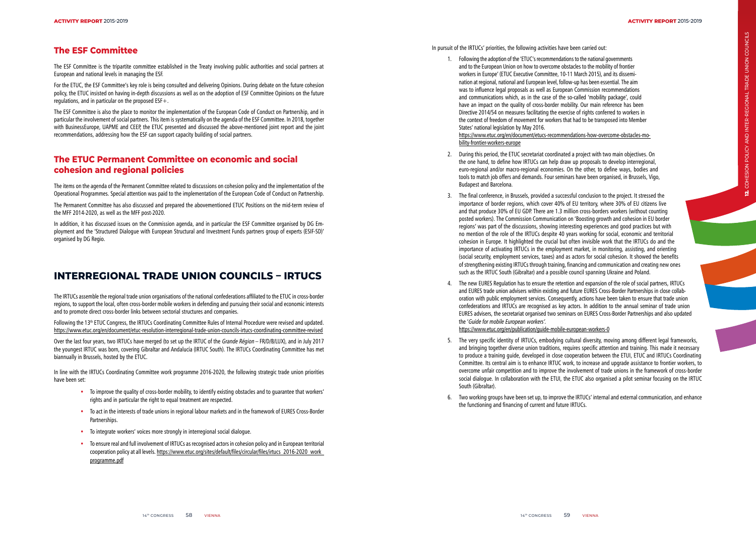## The ESF Committee

The ESF Committee is the tripartite committee established in the Treaty involving public authorities and social partners at European and national levels in managing the ESF.

For the ETUC, the ESF Committee's key role is being consulted and delivering Opinions. During debate on the future cohesion policy, the ETUC insisted on having in-depth discussions as well as on the adoption of ESF Committee Opinions on the future regulations, and in particular on the proposed ESF+.

The ESF Committee is also the place to monitor the implementation of the European Code of Conduct on Partnership, and in particular the involvement of social partners. This item is systematically on the agenda of the ESF Committee. In 2018, together with BusinessEurope, UAPME and CEEP, the ETUC presented and discussed the above-mentioned joint report and the joint recommendations, addressing how the ESF can support capacity building of social partners.

## The ETUC Permanent Committee on economic and social cohesion and regional policies

The items on the agenda of the Permanent Committee related to discussions on cohesion policy and the implementation of the Operational Programmes. Special attention was paid to the implementation of the European Code of Conduct on Partnership.

The Permanent Committee has also discussed and prepared the abovementioned ETUC Positions on the mid-term review of the MFF 2014-2020, as well as the MFF post-2020.

In addition, it has discussed issues on the Commission agenda, and in particular the ESF Committee organised by DG Employment and the 'Structured Dialogue with European Structural and Investment Funds partners group of experts (ESIF-SD)' organised by DG Regio.

# INTERREGIONAL TRADE UNION COUNCILS – IRTUCS

The IRTUCs assemble the regional trade union organisations of the national confederations affiliated to the ETUC in cross-border regions, to support the local, often cross-border mobile workers in defending and pursuing their social and economic interests and to promote direct cross-border links between sectorial structures and companies.

Following the 13th ETUC Congress, the IRTUCs Coordinating Committee Rules of Internal Procedure were revised and updated. https://www.etuc.org/en/document/etuc-resolution-interregional-trade-union-councils-irtucs-coordinating-committee-revised

Over the last four years, two IRTUCs have merged (to set up the IRTUC of the *Grande Région* – FR/D/B/LUX), and in July 2017 the youngest IRTUC was born, covering Gibraltar and Andalucía (IRTUC South). The IRTUCs Coordinating Committee has met biannually in Brussels, hosted by the ETUC.

In line with the IRTUCs Coordinating Committee work programme 2016-2020, the following strategic trade union priorities have been set:

- To improve the quality of cross-border mobility, to identify existing obstacles and to guarantee that workers' rights and in particular the right to equal treatment are respected.
- To act in the interests of trade unions in regional labour markets and in the framework of EURES Cross-Border Partnerships.
- To integrate workers' voices more strongly in interregional social dialogue.
- To ensure real and full involvement of IRTUCs as recognised actors in cohesion policy and in European territorial cooperation policy at all levels. https://www.etuc.org/sites/default/files/circular/files/irtucs_2016-2020_work_programme.pdf

In pursuit of the IRTUCs' priorities, the following activities have been carried out:

1. Following the adoption of the 'ETUC's recommendations to the national governments and to the European Union on how to overcome obstacles to the mobility of frontier workers in Europe' (ETUC Executive Committee, 10-11 March 2015), and its dissemination at regional, national and European level, follow-up has been essential. The aim was to influence legal proposals as well as European Commission recommendations and communications which, as in the case of the so-called 'mobility package', could have an impact on the quality of cross-border mobility. Our main reference has been Directive 2014/54 on measures facilitating the exercise of rights conferred to workers in the context of freedom of movement for workers that had to be transposed into Member States' national legislation by May 2016.
   https://www.etuc.org/en/document/etucs-recommendations-how-overcome-obstacles-mobility-frontier-workers-europe
2. During this period, the ETUC secretariat coordinated a project with two main objectives. On the one hand, to define how IRTUCs can help draw up proposals to develop interregional, euro-regional and/or macro-regional economies. On the other, to define ways, bodies and tools to match job offers and demands. Four seminars have been organised, in Brussels, Vigo, Budapest and Barcelona.
3. The final conference, in Brussels, provided a successful conclusion to the project. It stressed the importance of border regions, which cover 40% of EU territory, where 30% of EU citizens live and that produce 30% of EU GDP. There are 1.3 million cross-borders workers (without counting posted workers). The Commission Communication on 'Boosting growth and cohesion in EU border regions' was part of the discussions, showing interesting experiences and good practices but with no mention of the role of the IRTUCs despite 40 years working for social, economic and territorial cohesion in Europe. It highlighted the crucial but often invisible work that the IRTUCs do and the importance of activating IRTUCs in the employment market, in monitoring, assisting, and orienting (social security, employment services, taxes) and as actors for social cohesion. It showed the benefits of strengthening existing IRTUCs through training, financing and communication and creating new ones such as the IRTUC South (Gibraltar) and a possible council spanning Ukraine and Poland.
4. The new EURES Regulation has to ensure the retention and expansion of the role of social partners, IRTUCs and EURES trade union advisers within existing and future EURES Cross-Border Partnerships in close collaboration with public employment services. Consequently, actions have been taken to ensure that trade union confederations and IRTUCs are recognised as key actors. In addition to the annual seminar of trade union EURES advisers, the secretariat organised two seminars on EURES Cross-Border Partnerships and also updated the '*Guide for mobile European workers'*.
   https://www.etuc.org/en/publication/guide-mobile-european-workers-0
5. The very specific identity of IRTUCs, embodying cultural diversity, moving among different legal frameworks, and bringing together diverse union traditions, requires specific attention and training. This made it necessary to produce a training guide, developed in close cooperation between the ETUI, ETUC and IRTUCs Coordinating Committee. Its central aim is to enhance IRTUC work, to increase and upgrade assistance to frontier workers, to overcome unfair competition and to improve the involvement of trade unions in the framework of cross-border social dialogue. In collaboration with the ETUI, the ETUC also organised a pilot seminar focusing on the IRTUC South (Gibraltar).
6. Two working groups have been set up, to improve the IRTUCs' internal and external communication, and enhance the functioning and financing of current and future IRTUCs.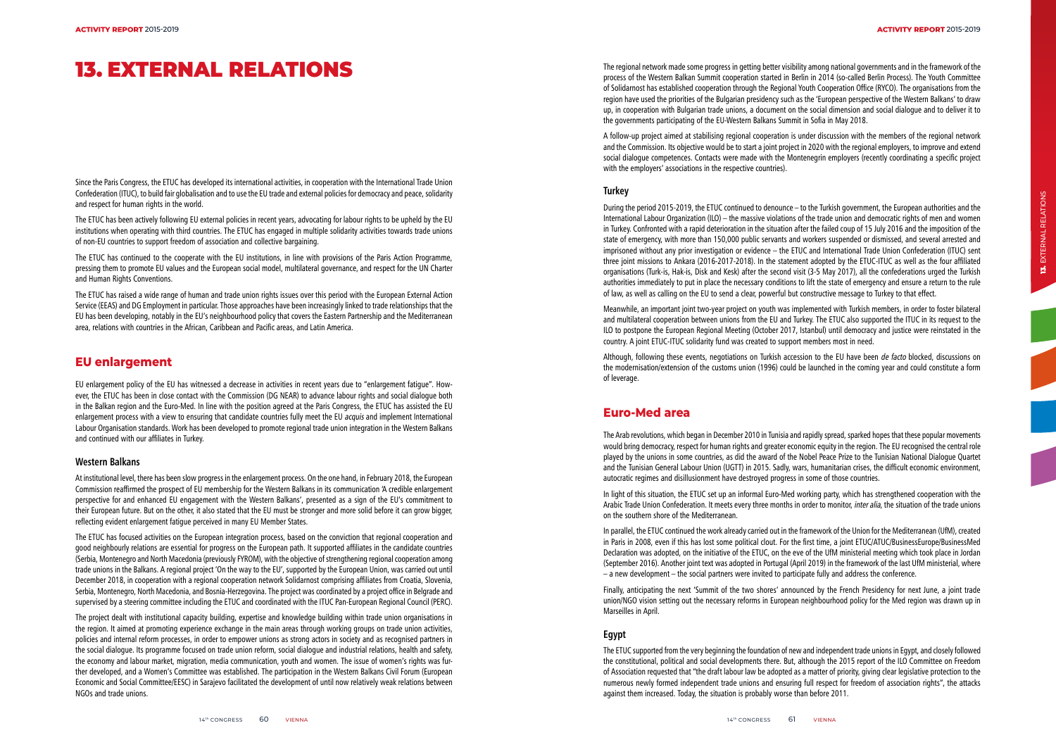# 13. EXTERNAL RELATIONS

Since the Paris Congress, the ETUC has developed its international activities, in cooperation with the International Trade Union Confederation (ITUC), to build fair globalisation and to use the EU trade and external policies for democracy and peace, solidarity and respect for human rights in the world.

The ETUC has been actively following EU external policies in recent years, advocating for labour rights to be upheld by the EU institutions when operating with third countries. The ETUC has engaged in multiple solidarity activities towards trade unions of non-EU countries to support freedom of association and collective bargaining.

The ETUC has continued to the cooperate with the EU institutions, in line with provisions of the Paris Action Programme, pressing them to promote EU values and the European social model, multilateral governance, and respect for the UN Charter and Human Rights Conventions.

The ETUC has raised a wide range of human and trade union rights issues over this period with the European External Action Service (EEAS) and DG Employment in particular. Those approaches have been increasingly linked to trade relationships that the EU has been developing, notably in the EU's neighbourhood policy that covers the Eastern Partnership and the Mediterranean area, relations with countries in the African, Caribbean and Pacific areas, and Latin America.

## EU enlargement

EU enlargement policy of the EU has witnessed a decrease in activities in recent years due to "enlargement fatigue". However, the ETUC has been in close contact with the Commission (DG NEAR) to advance labour rights and social dialogue both in the Balkan region and the Euro-Med. In line with the position agreed at the Paris Congress, the ETUC has assisted the EU enlargement process with a view to ensuring that candidate countries fully meet the EU *acquis* and implement International Labour Organisation standards. Work has been developed to promote regional trade union integration in the Western Balkans and continued with our affiliates in Turkey.

### Western Balkans

At institutional level, there has been slow progress in the enlargement process. On the one hand, in February 2018, the European Commission reaffirmed the prospect of EU membership for the Western Balkans in its communication 'A credible enlargement perspective for and enhanced EU engagement with the Western Balkans', presented as a sign of the EU's commitment to their European future. But on the other, it also stated that the EU must be stronger and more solid before it can grow bigger, reflecting evident enlargement fatigue perceived in many EU Member States.

The ETUC has focused activities on the European integration process, based on the conviction that regional cooperation and good neighbourly relations are essential for progress on the European path. It supported affiliates in the candidate countries (Serbia, Montenegro and North Macedonia (previously FYROM), with the objective of strengthening regional cooperation among trade unions in the Balkans. A regional project 'On the way to the EU', supported by the European Union, was carried out until December 2018, in cooperation with a regional cooperation network Solidarnost comprising affiliates from Croatia, Slovenia, Serbia, Montenegro, North Macedonia, and Bosnia-Herzegovina. The project was coordinated by a project office in Belgrade and supervised by a steering committee including the ETUC and coordinated with the ITUC Pan-European Regional Council (PERC).

The project dealt with institutional capacity building, expertise and knowledge building within trade union organisations in the region. It aimed at promoting experience exchange in the main areas through working groups on trade union activities, policies and internal reform processes, in order to empower unions as strong actors in society and as recognised partners in the social dialogue. Its programme focused on trade union reform, social dialogue and industrial relations, health and safety, the economy and labour market, migration, media communication, youth and women. The issue of women's rights was further developed, and a Women's Committee was established. The participation in the Western Balkans Civil Forum (European Economic and Social Committee/EESC) in Sarajevo facilitated the development of until now relatively weak relations between NGOs and trade unions.

The regional network made some progress in getting better visibility among national governments and in the framework of the process of the Western Balkan Summit cooperation started in Berlin in 2014 (so-called Berlin Process). The Youth Committee of Solidarnost has established cooperation through the Regional Youth Cooperation Office (RYCO). The organisations from the region have used the priorities of the Bulgarian presidency such as the 'European perspective of the Western Balkans' to draw up, in cooperation with Bulgarian trade unions, a document on the social dimension and social dialogue and to deliver it to the governments participating of the EU-Western Balkans Summit in Sofia in May 2018.

A follow-up project aimed at stabilising regional cooperation is under discussion with the members of the regional network and the Commission. Its objective would be to start a joint project in 2020 with the regional employers, to improve and extend social dialogue competences. Contacts were made with the Montenegrin employers (recently coordinating a specific project with the employers' associations in the respective countries).

### Turkey

During the period 2015-2019, the ETUC continued to denounce – to the Turkish government, the European authorities and the International Labour Organization (ILO) – the massive violations of the trade union and democratic rights of men and women in Turkey. Confronted with a rapid deterioration in the situation after the failed coup of 15 July 2016 and the imposition of the state of emergency, with more than 150,000 public servants and workers suspended or dismissed, and several arrested and imprisoned without any prior investigation or evidence – the ETUC and International Trade Union Confederation (ITUC) sent three joint missions to Ankara (2016-2017-2018). In the statement adopted by the ETUC-ITUC as well as the four affiliated organisations (Turk-is, Hak-is, Disk and Kesk) after the second visit (3-5 May 2017), all the confederations urged the Turkish authorities immediately to put in place the necessary conditions to lift the state of emergency and ensure a return to the rule of law, as well as calling on the EU to send a clear, powerful but constructive message to Turkey to that effect.

Meanwhile, an important joint two-year project on youth was implemented with Turkish members, in order to foster bilateral and multilateral cooperation between unions from the EU and Turkey. The ETUC also supported the ITUC in its request to the ILO to postpone the European Regional Meeting (October 2017, Istanbul) until democracy and justice were reinstated in the country. A joint ETUC-ITUC solidarity fund was created to support members most in need.

Although, following these events, negotiations on Turkish accession to the EU have been *de facto* blocked, discussions on the modernisation/extension of the customs union (1996) could be launched in the coming year and could constitute a form of leverage.

## Euro-Med area

The Arab revolutions, which began in December 2010 in Tunisia and rapidly spread, sparked hopes that these popular movements would bring democracy, respect for human rights and greater economic equity in the region. The EU recognised the central role played by the unions in some countries, as did the award of the Nobel Peace Prize to the Tunisian National Dialogue Quartet and the Tunisian General Labour Union (UGTT) in 2015. Sadly, wars, humanitarian crises, the difficult economic environment, autocratic regimes and disillusionment have destroyed progress in some of those countries.

In light of this situation, the ETUC set up an informal Euro-Med working party, which has strengthened cooperation with the Arabic Trade Union Confederation. It meets every three months in order to monitor, *inter alia*, the situation of the trade unions on the southern shore of the Mediterranean.

In parallel, the ETUC continued the work already carried out in the framework of the Union for the Mediterranean (UfM), created in Paris in 2008, even if this has lost some political clout. For the first time, a joint ETUC/ATUC/BusinessEurope/BusinessMed Declaration was adopted, on the initiative of the ETUC, on the eve of the UfM ministerial meeting which took place in Jordan (September 2016). Another joint text was adopted in Portugal (April 2019) in the framework of the last UfM ministerial, where – a new development – the social partners were invited to participate fully and address the conference.

Finally, anticipating the next 'Summit of the two shores' announced by the French Presidency for next June, a joint trade union/NGO vision setting out the necessary reforms in European neighbourhood policy for the Med region was drawn up in Marseilles in April.

### Egypt

The ETUC supported from the very beginning the foundation of new and independent trade unions in Egypt, and closely followed the constitutional, political and social developments there. But, although the 2015 report of the ILO Committee on Freedom of Association requested that "the draft labour law be adopted as a matter of priority, giving clear legislative protection to the numerous newly formed independent trade unions and ensuring full respect for freedom of association rights", the attacks against them increased. Today, the situation is probably worse than before 2011.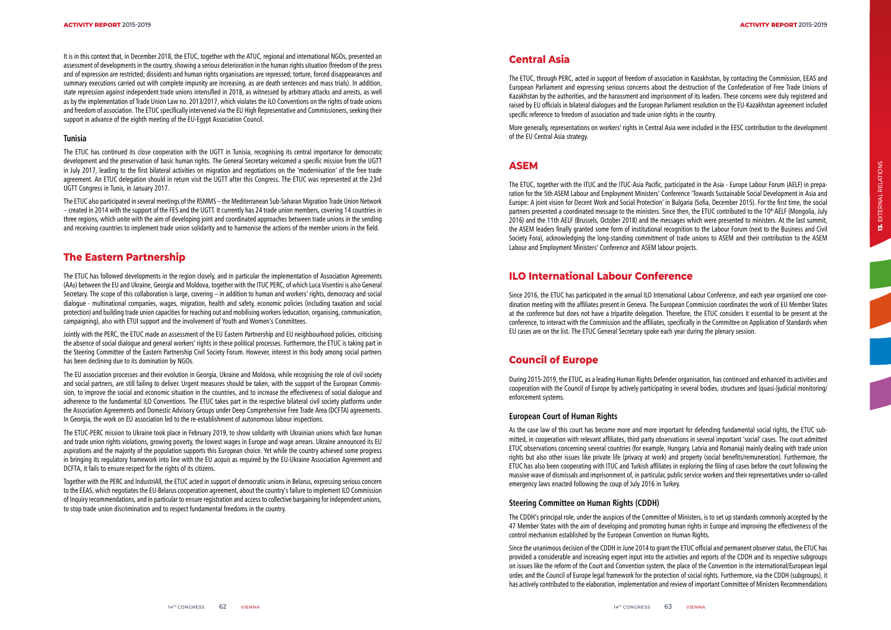It is in this context that, in December 2018, the ETUC, together with the ATUC, regional and international NGOs, presented an assessment of developments in the country, showing a serious deterioration in the human rights situation (freedom of the press and of expression are restricted; dissidents and human rights organisations are repressed; torture, forced disappearances and summary executions carried out with complete impunity are increasing, as are death sentences and mass trials). In addition, state repression against independent trade unions intensified in 2018, as witnessed by arbitrary attacks and arrests, as well as by the implementation of Trade Union Law no. 2013/2017, which violates the ILO Conventions on the rights of trade unions and freedom of association. The ETUC specifically intervened via the EU High Representative and Commissioners, seeking their support in advance of the eighth meeting of the EU-Egypt Association Council.

### Tunisia

The ETUC has continued its close cooperation with the UGTT in Tunisia, recognising its central importance for democratic development and the preservation of basic human rights. The General Secretary welcomed a specific mission from the UGTT in July 2017, leading to the first bilateral activities on migration and negotiations on the 'modernisation' of the free trade agreement. An ETUC delegation should in return visit the UGTT after this Congress. The ETUC was represented at the 23rd UGTT Congress in Tunis, in January 2017.

The ETUC also participated in several meetings of the RSMMS – the Mediterranean Sub-Saharan Migration Trade Union Network – created in 2014 with the support of the FES and the UGTT. It currently has 24 trade union members, covering 14 countries in three regions, which unite with the aim of developing joint and coordinated approaches between trade unions in the sending and receiving countries to implement trade union solidarity and to harmonise the actions of the member unions in the field.

## The Eastern Partnership

The ETUC has followed developments in the region closely, and in particular the implementation of Association Agreements (AAs) between the EU and Ukraine, Georgia and Moldova, together with the ITUC PERC, of which Luca Visentini is also General Secretary. The scope of this collaboration is large, covering – in addition to human and workers' rights, democracy and social dialogue - multinational companies, wages, migration, health and safety, economic policies (including taxation and social protection) and building trade union capacities for reaching out and mobilising workers (education, organising, communication, campaigning), also with ETUI support and the involvement of Youth and Women's Committees.

Jointly with the PERC, the ETUC made an assessment of the EU Eastern Partnership and EU neighbourhood policies, criticising the absence of social dialogue and general workers' rights in these political processes. Furthermore, the ETUC is taking part in the Steering Committee of the Eastern Partnership Civil Society Forum. However, interest in this body among social partners has been declining due to its domination by NGOs.

The EU association processes and their evolution in Georgia, Ukraine and Moldova, while recognising the role of civil society and social partners, are still failing to deliver. Urgent measures should be taken, with the support of the European Commission, to improve the social and economic situation in the countries, and to increase the effectiveness of social dialogue and adherence to the fundamental ILO Conventions. The ETUC takes part in the respective bilateral civil society platforms under the Association Agreements and Domestic Advisory Groups under Deep Comprehensive Free Trade Area (DCFTA) agreements. In Georgia, the work on EU association led to the re-establishment of autonomous labour inspections.

The ETUC-PERC mission to Ukraine took place in February 2019, to show solidarity with Ukrainian unions which face human and trade union rights violations, growing poverty, the lowest wages in Europe and wage arrears. Ukraine announced its EU aspirations and the majority of the population supports this European choice. Yet while the country achieved some progress in bringing its regulatory framework into line with the EU *acquis* as required by the EU-Ukraine Association Agreement and DCFTA, it fails to ensure respect for the rights of its citizens.

Together with the PERC and IndustriAll, the ETUC acted in support of democratic unions in Belarus, expressing serious concern to the EEAS, which negotiates the EU-Belarus cooperation agreement, about the country's failure to implement ILO Commission of Inquiry recommendations, and in particular to ensure registration and access to collective bargaining for independent unions, to stop trade union discrimination and to respect fundamental freedoms in the country.

## Central Asia

The ETUC, through PERC, acted in support of freedom of association in Kazakhstan, by contacting the Commission, EEAS and European Parliament and expressing serious concerns about the destruction of the Confederation of Free Trade Unions of Kazakhstan by the authorities, and the harassment and imprisonment of its leaders. These concerns were duly registered and raised by EU officials in bilateral dialogues and the European Parliament resolution on the EU-Kazakhstan agreement included specific reference to freedom of association and trade union rights in the country.

More generally, representations on workers' rights in Central Asia were included in the EESC contribution to the development of the EU Central Asia strategy.

## ASEM

The ETUC, together with the ITUC and the ITUC-Asia Pacific, participated in the Asia - Europe Labour Forum (AELF) in preparation for the 5th ASEM Labour and Employment Ministers' Conference 'Towards Sustainable Social Development in Asia and Europe: A joint vision for Decent Work and Social Protection' in Bulgaria (Sofia, December 2015). For the first time, the social partners presented a coordinated message to the ministers. Since then, the ETUC contributed to the 10th AELF (Mongolia, July 2016) and the 11th AELF (Brussels, October 2018) and the messages which were presented to ministers. At the last summit, the ASEM leaders finally granted some form of institutional recognition to the Labour Forum (next to the Business and Civil Society Fora), acknowledging the long-standing commitment of trade unions to ASEM and their contribution to the ASEM Labour and Employment Ministers' Conference and ASEM labour projects.

## ILO International Labour Conference

Since 2016, the ETUC has participated in the annual ILO International Labour Conference, and each year organised one coordination meeting with the affiliates present in Geneva. The European Commission coordinates the work of EU Member States at the conference but does not have a tripartite delegation. Therefore, the ETUC considers it essential to be present at the conference, to interact with the Commission and the affiliates, specifically in the Committee on Application of Standards when EU cases are on the list. The ETUC General Secretary spoke each year during the plenary session.

## Council of Europe

During 2015-2019, the ETUC, as a leading Human Rights Defender organisation, has continued and enhanced its activities and cooperation with the Council of Europe by actively participating in several bodies, structures and (quasi-)judicial monitoring/enforcement systems.

### European Court of Human Rights

As the case law of this court has become more and more important for defending fundamental social rights, the ETUC submitted, in cooperation with relevant affiliates, third party observations in several important 'social' cases. The court admitted ETUC observations concerning several countries (for example, Hungary, Latvia and Romania) mainly dealing with trade union rights but also other issues like private life (privacy at work) and property (social benefits/remuneration). Furthermore, the ETUC has also been cooperating with ITUC and Turkish affiliates in exploring the filing of cases before the court following the massive wave of dismissals and imprisonment of, in particular, public service workers and their representatives under so-called emergency laws enacted following the coup of July 2016 in Turkey.

### Steering Committee on Human Rights (CDDH)

The CDDH's principal role, under the auspices of the Committee of Ministers, is to set up standards commonly accepted by the 47 Member States with the aim of developing and promoting human rights in Europe and improving the effectiveness of the control mechanism established by the European Convention on Human Rights.

Since the unanimous decision of the CDDH in June 2014 to grant the ETUC official and permanent observer status, the ETUC has provided a considerable and increasing expert input into the activities and reports of the CDDH and its respective subgroups on issues like the reform of the Court and Convention system, the place of the Convention in the international/European legal order, and the Council of Europe legal framework for the protection of social rights. Furthermore, via the CDDH (subgroups), it has actively contributed to the elaboration, implementation and review of important Committee of Ministers Recommendations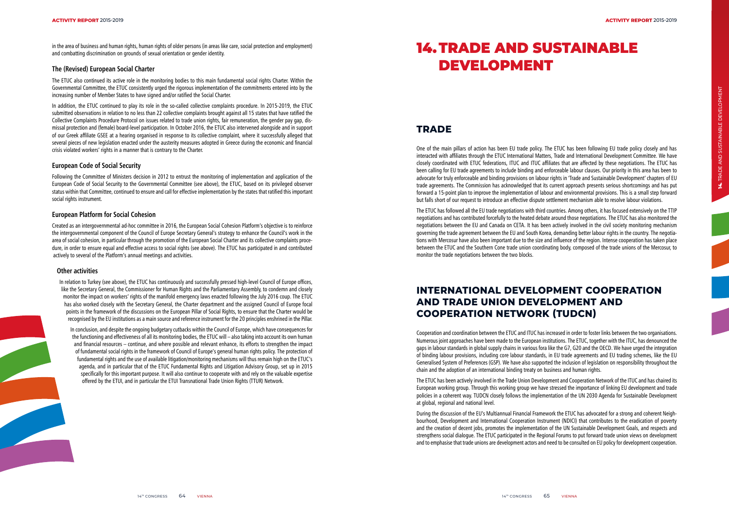in the area of business and human rights, human rights of older persons (in areas like care, social protection and employment) and combatting discrimination on grounds of sexual orientation or gender identity.

### The (Revised) European Social Charter

The ETUC also continued its active role in the monitoring bodies to this main fundamental social rights Charter. Within the Governmental Committee, the ETUC consistently urged the rigorous implementation of the commitments entered into by the increasing number of Member States to have signed and/or ratified the Social Charter.

In addition, the ETUC continued to play its role in the so-called collective complaints procedure. In 2015-2019, the ETUC submitted observations in relation to no less than 22 collective complaints brought against all 15 states that have ratified the Collective Complaints Procedure Protocol on issues related to trade union rights, fair remuneration, the gender pay gap, dismissal protection and (female) board-level participation. In October 2016, the ETUC also intervened alongside and in support of our Greek affiliate GSEE at a hearing organised in response to its collective complaint, where it successfully alleged that several pieces of new legislation enacted under the austerity measures adopted in Greece during the economic and financial crisis violated workers' rights in a manner that is contrary to the Charter.

### European Code of Social Security

Following the Committee of Ministers decision in 2012 to entrust the monitoring of implementation and application of the European Code of Social Security to the Governmental Committee (see above), the ETUC, based on its privileged observer status within that Committee, continued to ensure and call for effective implementation by the states that ratified this important social rights instrument.

### European Platform for Social Cohesion

Created as an intergovernmental ad-hoc committee in 2016, the European Social Cohesion Platform's objective is to reinforce the intergovernmental component of the Council of Europe Secretary General's strategy to enhance the Council's work in the area of social cohesion, in particular through the promotion of the European Social Charter and its collective complaints procedure, in order to ensure equal and effective access to social rights (see above). The ETUC has participated in and contributed actively to several of the Platform's annual meetings and activities.

### Other activities

In relation to Turkey (see above), the ETUC has continuously and successfully pressed high-level Council of Europe offices, like the Secretary General, the Commissioner for Human Rights and the Parliamentary Assembly, to condemn and closely monitor the impact on workers' rights of the manifold emergency laws enacted following the July 2016 coup. The ETUC has also worked closely with the Secretary General, the Charter department and the assigned Council of Europe focal points in the framework of the discussions on the European Pillar of Social Rights, to ensure that the Charter would be recognised by the EU institutions as a main source and reference instrument for the 20 principles enshrined in the Pillar.

In conclusion, and despite the ongoing budgetary cutbacks within the Council of Europe, which have consequences for the functioning and effectiveness of all its monitoring bodies, the ETUC will – also taking into account its own human and financial resources – continue, and where possible and relevant enhance, its efforts to strengthen the impact of fundamental social rights in the framework of Council of Europe's general human rights policy. The protection of fundamental rights and the use of available litigation/monitoring mechanisms will thus remain high on the ETUC's agenda, and in particular that of the ETUC Fundamental Rights and Litigation Advisory Group, set up in 2015 specifically for this important purpose. It will also continue to cooperate with and rely on the valuable expertise offered by the ETUI, and in particular the ETUI Transnational Trade Union Rights (TTUR) Network.

# 14. TRADE AND SUSTAINABLE DEVELOPMENT

## TRADE

One of the main pillars of action has been EU trade policy. The ETUC has been following EU trade policy closely and has interacted with affiliates through the ETUC International Matters, Trade and International Development Committee. We have closely coordinated with ETUC federations, ITUC and ITUC affiliates that are affected by these negotiations. The ETUC has been calling for EU trade agreements to include binding and enforceable labour clauses. Our priority in this area has been to advocate for truly enforceable and binding provisions on labour rights in 'Trade and Sustainable Development' chapters of EU trade agreements. The Commission has acknowledged that its current approach presents serious shortcomings and has put forward a 15-point plan to improve the implementation of labour and environmental provisions. This is a small step forward but falls short of our request to introduce an effective dispute settlement mechanism able to resolve labour violations.

The ETUC has followed all the EU trade negotiations with third countries. Among others, it has focused extensively on the TTIP negotiations and has contributed forcefully to the heated debate around those negotiations. The ETUC has also monitored the negotiations between the EU and Canada on CETA. It has been actively involved in the civil society monitoring mechanism governing the trade agreement between the EU and South Korea, demanding better labour rights in the country. The negotiations with Mercosur have also been important due to the size and influence of the region. Intense cooperation has taken place between the ETUC and the Southern Cone trade union coordinating body, composed of the trade unions of the Mercosur, to monitor the trade negotiations between the two blocks.

## INTERNATIONAL DEVELOPMENT COOPERATION AND TRADE UNION DEVELOPMENT AND COOPERATION NETWORK (TUDCN)

Cooperation and coordination between the ETUC and ITUC has increased in order to foster links between the two organisations. Numerous joint approaches have been made to the European institutions. The ETUC, together with the ITUC, has denounced the gaps in labour standards in global supply chains in various fora like the G7, G20 and the OECD. We have urged the integration of binding labour provisions, including core labour standards, in EU trade agreements and EU trading schemes, like the EU Generalised System of Preferences (GSP). We have also supported the inclusion of legislation on responsibility throughout the chain and the adoption of an international binding treaty on business and human rights.

The ETUC has been actively involved in the Trade Union Development and Cooperation Network of the ITUC and has chaired its European working group. Through this working group we have stressed the importance of linking EU development and trade policies in a coherent way. TUDCN closely follows the implementation of the UN 2030 Agenda for Sustainable Development at global, regional and national level.

During the discussion of the EU's Multiannual Financial Framework the ETUC has advocated for a strong and coherent Neighbourhood, Development and International Cooperation Instrument (NDICI) that contributes to the eradication of poverty and the creation of decent jobs, promotes the implementation of the UN Sustainable Development Goals, and respects and strengthens social dialogue. The ETUC participated in the Regional Forums to put forward trade union views on development and to emphasise that trade unions are development actors and need to be consulted on EU policy for development cooperation.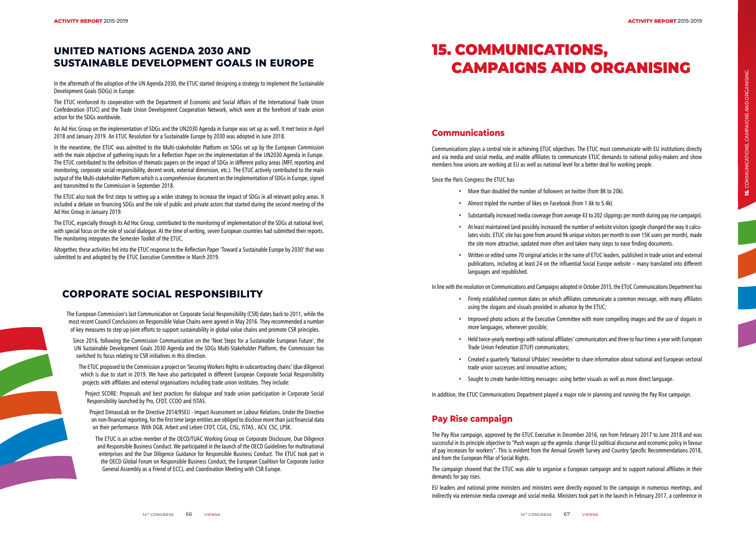## UNITED NATIONS AGENDA 2030 AND SUSTAINABLE DEVELOPMENT GOALS IN EUROPE

In the aftermath of the adoption of the UN Agenda 2030, the ETUC started designing a strategy to implement the Sustainable Development Goals (SDGs) in Europe.

The ETUC reinforced its cooperation with the Department of Economic and Social Affairs of the International Trade Union Confederation (ITUC) and the Trade Union Development Cooperation Network, which were at the forefront of trade union action for the SDGs worldwide.

An Ad Hoc Group on the implementation of SDGs and the UN2030 Agenda in Europe was set up as well. It met twice in April 2018 and January 2019. An ETUC Resolution for a Sustainable Europe by 2030 was adopted in June 2018.

In the meantime, the ETUC was admitted to the Multi-stakeholder Platform on SDGs set up by the European Commission with the main objective of gathering inputs for a Reflection Paper on the implementation of the UN2030 Agenda in Europe. The ETUC contributed to the definition of thematic papers on the impact of SDGs in different policy areas (MFF, reporting and monitoring, corporate social responsibility, decent work, external dimension, etc.). The ETUC actively contributed to the main output of the Multi-stakeholder Platform which is a comprehensive document on the implementation of SDGs in Europe, signed and transmitted to the Commission in September 2018.

The ETUC also took the first steps to setting up a wider strategy to increase the impact of SDGs in all relevant policy areas. It included a debate on financing SDGs and the role of public and private actors that started during the second meeting of the Ad Hoc Group in January 2019.

The ETUC, especially through its Ad Hoc Group, contributed to the monitoring of implementation of the SDGs at national level, with special focus on the role of social dialogue. At the time of writing, seven European countries had submitted their reports. The monitoring integrates the Semester Toolkit of the ETUC.

Altogether, these activities fed into the ETUC response to the Reflection Paper 'Toward a Sustainable Europe by 2030' that was submitted to and adopted by the ETUC Executive Committee in March 2019.

## CORPORATE SOCIAL RESPONSIBILITY

The European Commission's last Communication on Corporate Social Responsibility (CSR) dates back to 2011, while the most recent Council Conclusions on Responsible Value Chains were agreed in May 2016. They recommended a number of key measures to step up joint efforts to support sustainability in global value chains and promote CSR principles.

Since 2016, following the Commission Communication on the 'Next Steps for a Sustainable European Future', the UN Sustainable Development Goals 2030 Agenda and the SDGs Multi-Stakeholder Platform, the Commission has switched its focus relating to CSR initiatives in this direction.

The ETUC proposed to the Commission a project on 'Securing Workers Rights in subcontracting chains' (due diligence) which is due to start in 2019. We have also participated in different European Corporate Social Responsibility projects with affiliates and external organisations including trade union institutes. They include:

Project SCORE: Proposals and best practices for dialogue and trade union participation in Corporate Social Responsibility launched by Pro, CFDT, CCOO and ISTAS.

Project DimasoLab on the Directive 2014/95EU - Impact Assessment on Labour Relations. Under the Directive on non-financial reporting, for the first time large entities are obliged to disclose more than just financial data on their performance. With DGB, Arbeit und Leben CFDT, CGIL, CISL, ISTAS , ACV, CSC, LPSK.

The ETUC is an active member of the OECD/TUAC Working Group on Corporate Disclosure, Due Diligence and Responsible Business Conduct. We participated in the launch of the OECD Guidelines for multinational enterprises and the Due Diligence Guidance for Responsible Business Conduct. The ETUC took part in the OECD Global Forum on Responsible Business Conduct, the European Coalition for Corporate Justice General Assembly as a Friend of ECCJ, and Coordination Meeting with CSR Europe.

# 15. COMMUNICATIONS, CAMPAIGNS AND ORGANISING

## Communications

Communications plays a central role in achieving ETUC objectives. The ETUC must communicate with EU institutions directly and via media and social media, and enable affiliates to communicate ETUC demands to national policy-makers and show members how unions are working at EU as well as national level for a better deal for working people.

Since the Paris Congress the ETUC has

- More than doubled the number of followers on twitter (from 8K to 20k).
- Almost tripled the number of likes on Facebook (from 1.6k to 5.4k).
- Substantially increased media coverage (from average 43 to 202 clippings per month during pay rise campaign).
- At least maintained (and possibly increased) the number of website visitors (google changed the way it calculates visits: ETUC site has gone from around 9k unique visitors per month to over 15K users per month), made the site more attractive, updated more often and taken many steps to ease finding documents.
- Written or edited some 70 original articles in the name of ETUC leaders, published in trade union and external publications, including at least 24 on the influential Social Europe website – many translated into different languages and republished.

In line with the resolution on Communications and Campaigns adopted in October 2015, the ETUC Communications Department has

- Firmly established common dates on which affiliates communicate a common message, with many affiliates using the slogans and visuals provided in advance by the ETUC;
- Improved photo actions at the Executive Committee with more compelling images and the use of slogans in more languages, whenever possible;
- Held twice-yearly meetings with national affiliates' communicators and three to four times a year with European Trade Union Federation (ETUF) communicators;
- Created a quarterly 'National UPdates' newsletter to share information about national and European sectoral trade union successes and innovative actions;
- Sought to create harder-hitting messages: using better visuals as well as more direct language.

In addition, the ETUC Communications Department played a major role in planning and running the Pay Rise campaign.

## Pay Rise campaign

The Pay Rise campaign, approved by the ETUC Executive in December 2016, ran from February 2017 to June 2018 and was successful in its principle objective to "Push wages up the agenda: change EU political discourse and economic policy in favour of pay increases for workers". This is evident from the Annual Growth Survey and Country Specific Recommendations 2018, and from the European Pillar of Social Rights.

The campaign showed that the ETUC was able to organise a European campaign and to support national affiliates in their demands for pay rises.

EU leaders and national prime ministers and ministers were directly exposed to the campaign in numerous meetings, and indirectly via extensive media coverage and social media. Ministers took part in the launch in February 2017, a conference in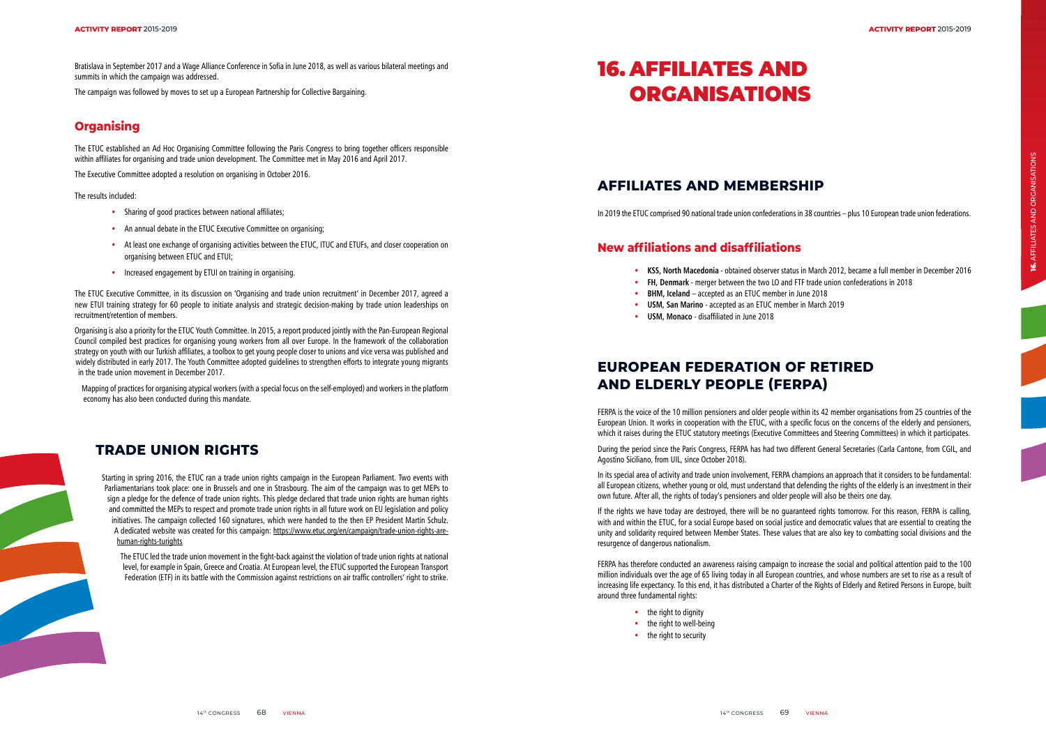Bratislava in September 2017 and a Wage Alliance Conference in Sofia in June 2018, as well as various bilateral meetings and summits in which the campaign was addressed.

The campaign was followed by moves to set up a European Partnership for Collective Bargaining.

### Organising

The ETUC established an Ad Hoc Organising Committee following the Paris Congress to bring together officers responsible within affiliates for organising and trade union development. The Committee met in May 2016 and April 2017.

The Executive Committee adopted a resolution on organising in October 2016.

The results included:

- Sharing of good practices between national affiliates;
- An annual debate in the ETUC Executive Committee on organising;
- At least one exchange of organising activities between the ETUC, ITUC and ETUFs, and closer cooperation on organising between ETUC and ETUI;
- Increased engagement by ETUI on training in organising.

The ETUC Executive Committee, in its discussion on 'Organising and trade union recruitment' in December 2017, agreed a new ETUI training strategy for 60 people to initiate analysis and strategic decision-making by trade union leaderships on recruitment/retention of members.

Organising is also a priority for the ETUC Youth Committee. In 2015, a report produced jointly with the Pan-European Regional Council compiled best practices for organising young workers from all over Europe. In the framework of the collaboration strategy on youth with our Turkish affiliates, a toolbox to get young people closer to unions and vice versa was published and widely distributed in early 2017. The Youth Committee adopted guidelines to strengthen efforts to integrate young migrants in the trade union movement in December 2017.

Mapping of practices for organising atypical workers (with a special focus on the self-employed) and workers in the platform economy has also been conducted during this mandate.

## TRADE UNION RIGHTS

Starting in spring 2016, the ETUC ran a trade union rights campaign in the European Parliament. Two events with Parliamentarians took place: one in Brussels and one in Strasbourg. The aim of the campaign was to get MEPs to sign a pledge for the defence of trade union rights. This pledge declared that trade union rights are human rights and committed the MEPs to respect and promote trade union rights in all future work on EU legislation and policy initiatives. The campaign collected 160 signatures, which were handed to the then EP President Martin Schulz. A dedicated website was created for this campaign: https://www.etuc.org/en/campaign/trade-union-rights-are-human-rights-turights

The ETUC led the trade union movement in the fight-back against the violation of trade union rights at national level, for example in Spain, Greece and Croatia. At European level, the ETUC supported the European Transport Federation (ETF) in its battle with the Commission against restrictions on air traffic controllers' right to strike.

# 16. AFFILIATES AND ORGANISATIONS

## AFFILIATES AND MEMBERSHIP

In 2019 the ETUC comprised 90 national trade union confederations in 38 countries – plus 10 European trade union federations.

### New affiliations and disaffiliations

- **KSS, North Macedonia** - obtained observer status in March 2012, became a full member in December 2016
- **FH, Denmark** - merger between the two LO and FTF trade union confederations in 2018
- **BHM, Iceland** – accepted as an ETUC member in June 2018
- **USM, San Marino** - accepted as an ETUC member in March 2019
- **USM, Monaco** - disaffiliated in June 2018

## EUROPEAN FEDERATION OF RETIRED AND ELDERLY PEOPLE (FERPA)

FERPA is the voice of the 10 million pensioners and older people within its 42 member organisations from 25 countries of the European Union. It works in cooperation with the ETUC, with a specific focus on the concerns of the elderly and pensioners, which it raises during the ETUC statutory meetings (Executive Committees and Steering Committees) in which it participates.

During the period since the Paris Congress, FERPA has had two different General Secretaries (Carla Cantone, from CGIL, and Agostino Siciliano, from UIL, since October 2018).

In its special area of activity and trade union involvement, FERPA champions an approach that it considers to be fundamental: all European citizens, whether young or old, must understand that defending the rights of the elderly is an investment in their own future. After all, the rights of today's pensioners and older people will also be theirs one day.

If the rights we have today are destroyed, there will be no guaranteed rights tomorrow. For this reason, FERPA is calling, with and within the ETUC, for a social Europe based on social justice and democratic values that are essential to creating the unity and solidarity required between Member States. These values that are also key to combatting social divisions and the resurgence of dangerous nationalism.

FERPA has therefore conducted an awareness raising campaign to increase the social and political attention paid to the 100 million individuals over the age of 65 living today in all European countries, and whose numbers are set to rise as a result of increasing life expectancy. To this end, it has distributed a Charter of the Rights of Elderly and Retired Persons in Europe, built around three fundamental rights:

- the right to dignity
- the right to well-being
- the right to security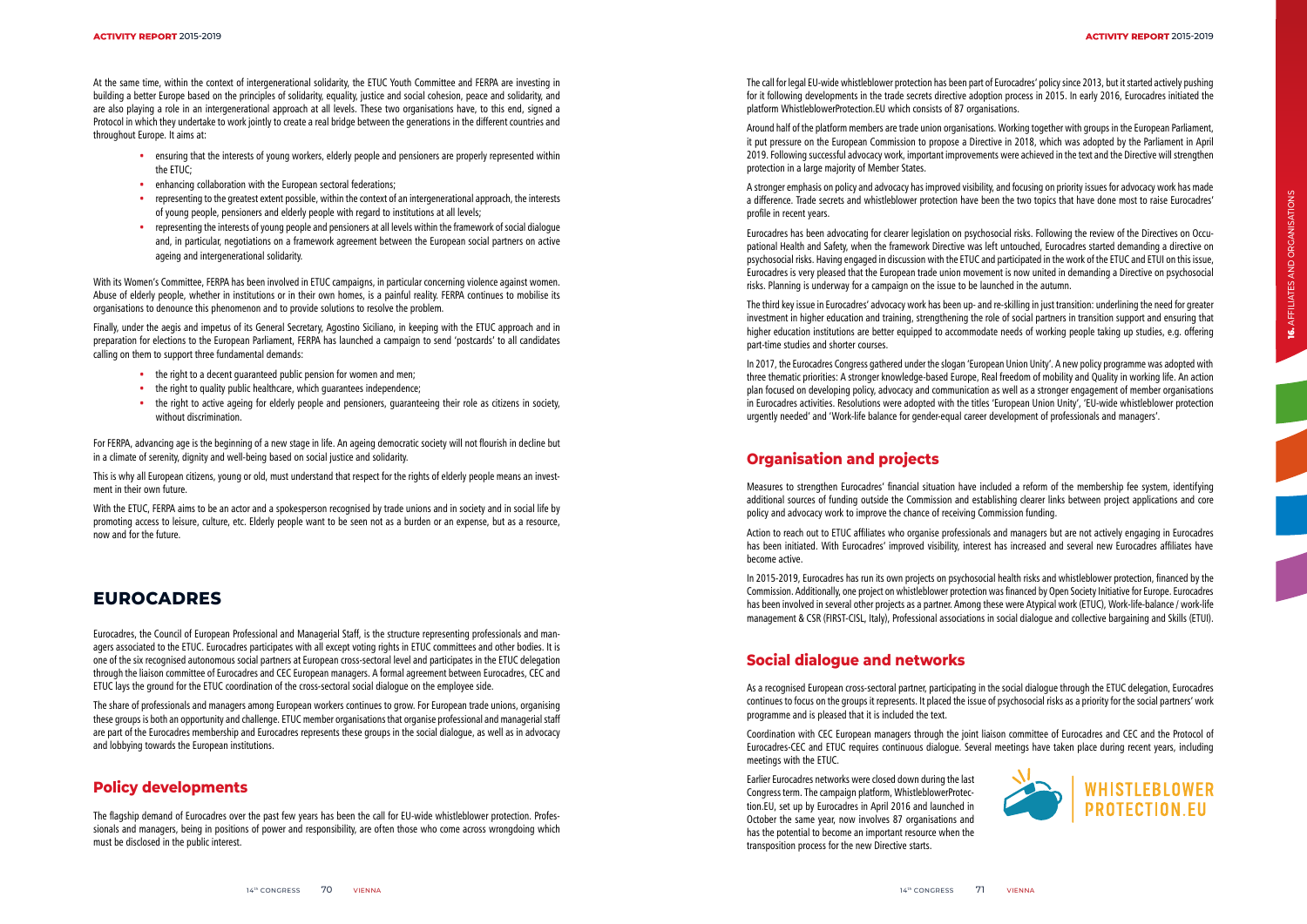At the same time, within the context of intergenerational solidarity, the ETUC Youth Committee and FERPA are investing in building a better Europe based on the principles of solidarity, equality, justice and social cohesion, peace and solidarity, and are also playing a role in an intergenerational approach at all levels. These two organisations have, to this end, signed a Protocol in which they undertake to work jointly to create a real bridge between the generations in the different countries and throughout Europe. It aims at:

- ensuring that the interests of young workers, elderly people and pensioners are properly represented within the ETUC;
- enhancing collaboration with the European sectoral federations;
- representing to the greatest extent possible, within the context of an intergenerational approach, the interests of young people, pensioners and elderly people with regard to institutions at all levels;
- representing the interests of young people and pensioners at all levels within the framework of social dialogue and, in particular, negotiations on a framework agreement between the European social partners on active ageing and intergenerational solidarity.

With its Women's Committee, FERPA has been involved in ETUC campaigns, in particular concerning violence against women. Abuse of elderly people, whether in institutions or in their own homes, is a painful reality. FERPA continues to mobilise its organisations to denounce this phenomenon and to provide solutions to resolve the problem.

Finally, under the aegis and impetus of its General Secretary, Agostino Siciliano, in keeping with the ETUC approach and in preparation for elections to the European Parliament, FERPA has launched a campaign to send 'postcards' to all candidates calling on them to support three fundamental demands:

- the right to a decent guaranteed public pension for women and men;
- the right to quality public healthcare, which guarantees independence;
- the right to active ageing for elderly people and pensioners, guaranteeing their role as citizens in society, without discrimination.

For FERPA, advancing age is the beginning of a new stage in life. An ageing democratic society will not flourish in decline but in a climate of serenity, dignity and well-being based on social justice and solidarity.

This is why all European citizens, young or old, must understand that respect for the rights of elderly people means an investment in their own future.

With the ETUC, FERPA aims to be an actor and a spokesperson recognised by trade unions and in society and in social life by promoting access to leisure, culture, etc. Elderly people want to be seen not as a burden or an expense, but as a resource, now and for the future.

# EUROCADRES

Eurocadres, the Council of European Professional and Managerial Staff, is the structure representing professionals and managers associated to the ETUC. Eurocadres participates with all except voting rights in ETUC committees and other bodies. It is one of the six recognised autonomous social partners at European cross-sectoral level and participates in the ETUC delegation through the liaison committee of Eurocadres and CEC European managers. A formal agreement between Eurocadres, CEC and ETUC lays the ground for the ETUC coordination of the cross-sectoral social dialogue on the employee side.

The share of professionals and managers among European workers continues to grow. For European trade unions, organising these groups is both an opportunity and challenge. ETUC member organisations that organise professional and managerial staff are part of the Eurocadres membership and Eurocadres represents these groups in the social dialogue, as well as in advocacy and lobbying towards the European institutions.

## Policy developments

The flagship demand of Eurocadres over the past few years has been the call for EU-wide whistleblower protection. Professionals and managers, being in positions of power and responsibility, are often those who come across wrongdoing which must be disclosed in the public interest.

The call for legal EU-wide whistleblower protection has been part of Eurocadres' policy since 2013, but it started actively pushing for it following developments in the trade secrets directive adoption process in 2015. In early 2016, Eurocadres initiated the platform WhistleblowerProtection.EU which consists of 87 organisations.

Around half of the platform members are trade union organisations. Working together with groups in the European Parliament, it put pressure on the European Commission to propose a Directive in 2018, which was adopted by the Parliament in April 2019. Following successful advocacy work, important improvements were achieved in the text and the Directive will strengthen protection in a large majority of Member States.

A stronger emphasis on policy and advocacy has improved visibility, and focusing on priority issues for advocacy work has made a difference. Trade secrets and whistleblower protection have been the two topics that have done most to raise Eurocadres' profile in recent years.

Eurocadres has been advocating for clearer legislation on psychosocial risks. Following the review of the Directives on Occupational Health and Safety, when the framework Directive was left untouched, Eurocadres started demanding a directive on psychosocial risks. Having engaged in discussion with the ETUC and participated in the work of the ETUC and ETUI on this issue, Eurocadres is very pleased that the European trade union movement is now united in demanding a Directive on psychosocial risks. Planning is underway for a campaign on the issue to be launched in the autumn.

The third key issue in Eurocadres' advocacy work has been up- and re-skilling in just transition: underlining the need for greater investment in higher education and training, strengthening the role of social partners in transition support and ensuring that higher education institutions are better equipped to accommodate needs of working people taking up studies, e.g. offering part-time studies and shorter courses.

In 2017, the Eurocadres Congress gathered under the slogan 'European Union Unity'. A new policy programme was adopted with three thematic priorities: A stronger knowledge-based Europe, Real freedom of mobility and Quality in working life. An action plan focused on developing policy, advocacy and communication as well as a stronger engagement of member organisations in Eurocadres activities. Resolutions were adopted with the titles 'European Union Unity', 'EU-wide whistleblower protection urgently needed' and 'Work-life balance for gender-equal career development of professionals and managers'.

## Organisation and projects

Measures to strengthen Eurocadres' financial situation have included a reform of the membership fee system, identifying additional sources of funding outside the Commission and establishing clearer links between project applications and core policy and advocacy work to improve the chance of receiving Commission funding.

Action to reach out to ETUC affiliates who organise professionals and managers but are not actively engaging in Eurocadres has been initiated. With Eurocadres' improved visibility, interest has increased and several new Eurocadres affiliates have become active.

In 2015-2019, Eurocadres has run its own projects on psychosocial health risks and whistleblower protection, financed by the Commission. Additionally, one project on whistleblower protection was financed by Open Society Initiative for Europe. Eurocadres has been involved in several other projects as a partner. Among these were Atypical work (ETUC), Work-life-balance / work-life management & CSR (FIRST-CISL, Italy), Professional associations in social dialogue and collective bargaining and Skills (ETUI).

## Social dialogue and networks

As a recognised European cross-sectoral partner, participating in the social dialogue through the ETUC delegation, Eurocadres continues to focus on the groups it represents. It placed the issue of psychosocial risks as a priority for the social partners' work programme and is pleased that it is included the text.

Coordination with CEC European managers through the joint liaison committee of Eurocadres and CEC and the Protocol of Eurocadres-CEC and ETUC requires continuous dialogue. Several meetings have taken place during recent years, including meetings with the ETUC.

Earlier Eurocadres networks were closed down during the last Congress term. The campaign platform, WhistleblowerProtection.EU, set up by Eurocadres in April 2016 and launched in October the same year, now involves 87 organisations and has the potential to become an important resource when the transposition process for the new Directive starts.

WHISTLEBLOWER PROTECTION.EU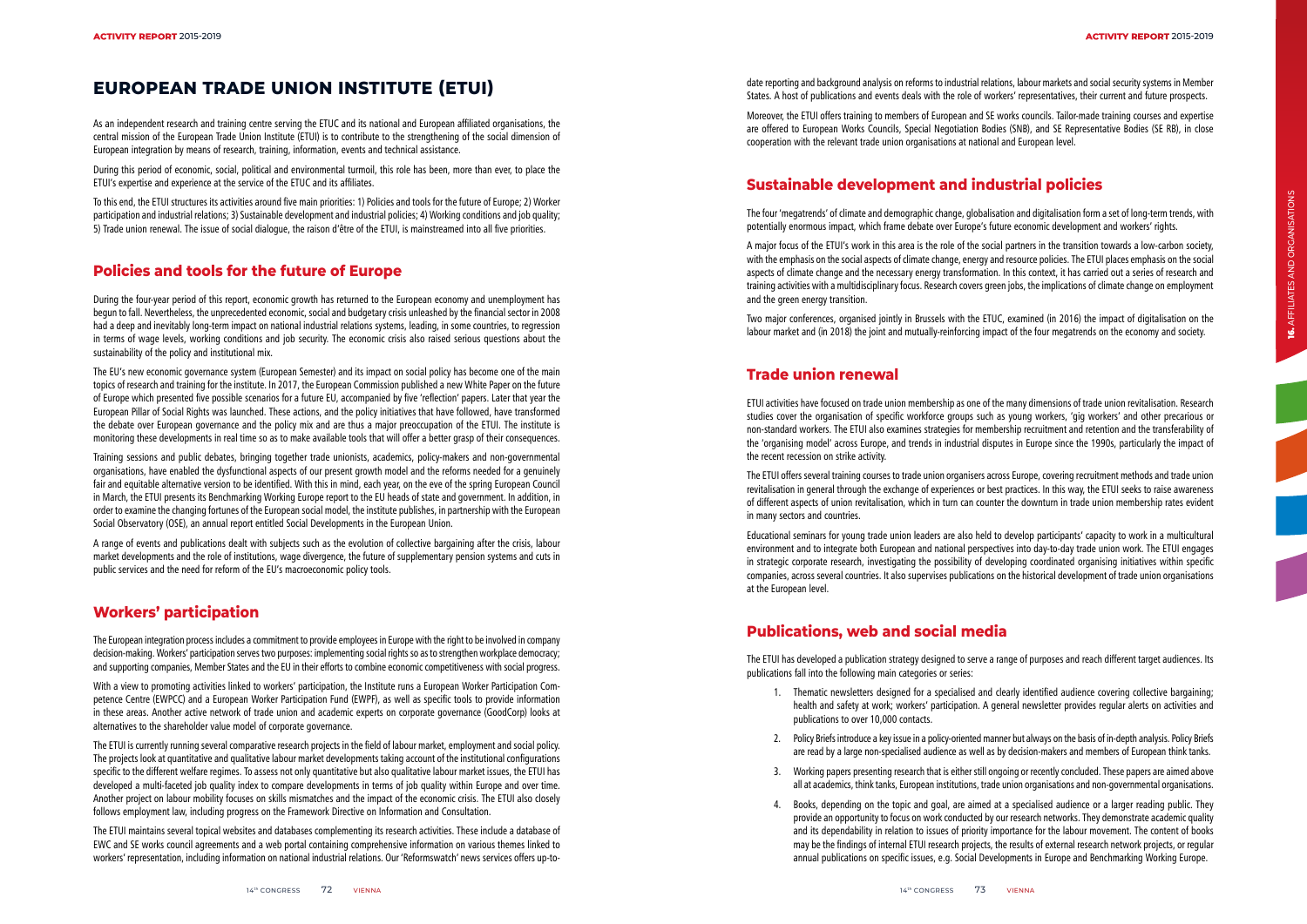# EUROPEAN TRADE UNION INSTITUTE (ETUI)

As an independent research and training centre serving the ETUC and its national and European affiliated organisations, the central mission of the European Trade Union Institute (ETUI) is to contribute to the strengthening of the social dimension of European integration by means of research, training, information, events and technical assistance.

During this period of economic, social, political and environmental turmoil, this role has been, more than ever, to place the ETUI's expertise and experience at the service of the ETUC and its affiliates.

To this end, the ETUI structures its activities around five main priorities: 1) Policies and tools for the future of Europe; 2) Worker participation and industrial relations; 3) Sustainable development and industrial policies; 4) Working conditions and job quality; 5) Trade union renewal. The issue of social dialogue, the raison d'être of the ETUI, is mainstreamed into all five priorities.

## Policies and tools for the future of Europe

During the four-year period of this report, economic growth has returned to the European economy and unemployment has begun to fall. Nevertheless, the unprecedented economic, social and budgetary crisis unleashed by the financial sector in 2008 had a deep and inevitably long-term impact on national industrial relations systems, leading, in some countries, to regression in terms of wage levels, working conditions and job security. The economic crisis also raised serious questions about the sustainability of the policy and institutional mix.

The EU's new economic governance system (European Semester) and its impact on social policy has become one of the main topics of research and training for the institute. In 2017, the European Commission published a new White Paper on the future of Europe which presented five possible scenarios for a future EU, accompanied by five 'reflection' papers. Later that year the European Pillar of Social Rights was launched. These actions, and the policy initiatives that have followed, have transformed the debate over European governance and the policy mix and are thus a major preoccupation of the ETUI. The institute is monitoring these developments in real time so as to make available tools that will offer a better grasp of their consequences.

Training sessions and public debates, bringing together trade unionists, academics, policy-makers and non-governmental organisations, have enabled the dysfunctional aspects of our present growth model and the reforms needed for a genuinely fair and equitable alternative version to be identified. With this in mind, each year, on the eve of the spring European Council in March, the ETUI presents its Benchmarking Working Europe report to the EU heads of state and government. In addition, in order to examine the changing fortunes of the European social model, the institute publishes, in partnership with the European Social Observatory (OSE), an annual report entitled Social Developments in the European Union.

A range of events and publications dealt with subjects such as the evolution of collective bargaining after the crisis, labour market developments and the role of institutions, wage divergence, the future of supplementary pension systems and cuts in public services and the need for reform of the EU's macroeconomic policy tools.

## Workers' participation

The European integration process includes a commitment to provide employees in Europe with the right to be involved in company decision-making. Workers' participation serves two purposes: implementing social rights so as to strengthen workplace democracy; and supporting companies, Member States and the EU in their efforts to combine economic competitiveness with social progress.

With a view to promoting activities linked to workers' participation, the Institute runs a European Worker Participation Competence Centre (EWPCC) and a European Worker Participation Fund (EWPF), as well as specific tools to provide information in these areas. Another active network of trade union and academic experts on corporate governance (GoodCorp) looks at alternatives to the shareholder value model of corporate governance.

The ETUI is currently running several comparative research projects in the field of labour market, employment and social policy. The projects look at quantitative and qualitative labour market developments taking account of the institutional configurations specific to the different welfare regimes. To assess not only quantitative but also qualitative labour market issues, the ETUI has developed a multi-faceted job quality index to compare developments in terms of job quality within Europe and over time. Another project on labour mobility focuses on skills mismatches and the impact of the economic crisis. The ETUI also closely follows employment law, including progress on the Framework Directive on Information and Consultation.

The ETUI maintains several topical websites and databases complementing its research activities. These include a database of EWC and SE works council agreements and a web portal containing comprehensive information on various themes linked to workers' representation, including information on national industrial relations. Our 'Reformswatch' news services offers up-to-date reporting and background analysis on reforms to industrial relations, labour markets and social security systems in Member States. A host of publications and events deals with the role of workers' representatives, their current and future prospects.

Moreover, the ETUI offers training to members of European and SE works councils. Tailor-made training courses and expertise are offered to European Works Councils, Special Negotiation Bodies (SNB), and SE Representative Bodies (SE RB), in close cooperation with the relevant trade union organisations at national and European level.

## Sustainable development and industrial policies

The four 'megatrends' of climate and demographic change, globalisation and digitalisation form a set of long-term trends, with potentially enormous impact, which frame debate over Europe's future economic development and workers' rights.

A major focus of the ETUI's work in this area is the role of the social partners in the transition towards a low-carbon society, with the emphasis on the social aspects of climate change, energy and resource policies. The ETUI places emphasis on the social aspects of climate change and the necessary energy transformation. In this context, it has carried out a series of research and training activities with a multidisciplinary focus. Research covers green jobs, the implications of climate change on employment and the green energy transition.

Two major conferences, organised jointly in Brussels with the ETUC, examined (in 2016) the impact of digitalisation on the labour market and (in 2018) the joint and mutually-reinforcing impact of the four megatrends on the economy and society.

## Trade union renewal

ETUI activities have focused on trade union membership as one of the many dimensions of trade union revitalisation. Research studies cover the organisation of specific workforce groups such as young workers, 'gig workers' and other precarious or non-standard workers. The ETUI also examines strategies for membership recruitment and retention and the transferability of the 'organising model' across Europe, and trends in industrial disputes in Europe since the 1990s, particularly the impact of the recent recession on strike activity.

The ETUI offers several training courses to trade union organisers across Europe, covering recruitment methods and trade union revitalisation in general through the exchange of experiences or best practices. In this way, the ETUI seeks to raise awareness of different aspects of union revitalisation, which in turn can counter the downturn in trade union membership rates evident in many sectors and countries.

Educational seminars for young trade union leaders are also held to develop participants' capacity to work in a multicultural environment and to integrate both European and national perspectives into day-to-day trade union work. The ETUI engages in strategic corporate research, investigating the possibility of developing coordinated organising initiatives within specific companies, across several countries. It also supervises publications on the historical development of trade union organisations at the European level.

## Publications, web and social media

The ETUI has developed a publication strategy designed to serve a range of purposes and reach different target audiences. Its publications fall into the following main categories or series:

1. Thematic newsletters designed for a specialised and clearly identified audience covering collective bargaining; health and safety at work; workers' participation. A general newsletter provides regular alerts on activities and publications to over 10,000 contacts.
2. Policy Briefs introduce a key issue in a policy-oriented manner but always on the basis of in-depth analysis. Policy Briefs are read by a large non-specialised audience as well as by decision-makers and members of European think tanks.
3. Working papers presenting research that is either still ongoing or recently concluded. These papers are aimed above all at academics, think tanks, European institutions, trade union organisations and non-governmental organisations.
4. Books, depending on the topic and goal, are aimed at a specialised audience or a larger reading public. They provide an opportunity to focus on work conducted by our research networks. They demonstrate academic quality and its dependability in relation to issues of priority importance for the labour movement. The content of books may be the findings of internal ETUI research projects, the results of external research network projects, or regular annual publications on specific issues, e.g. Social Developments in Europe and Benchmarking Working Europe.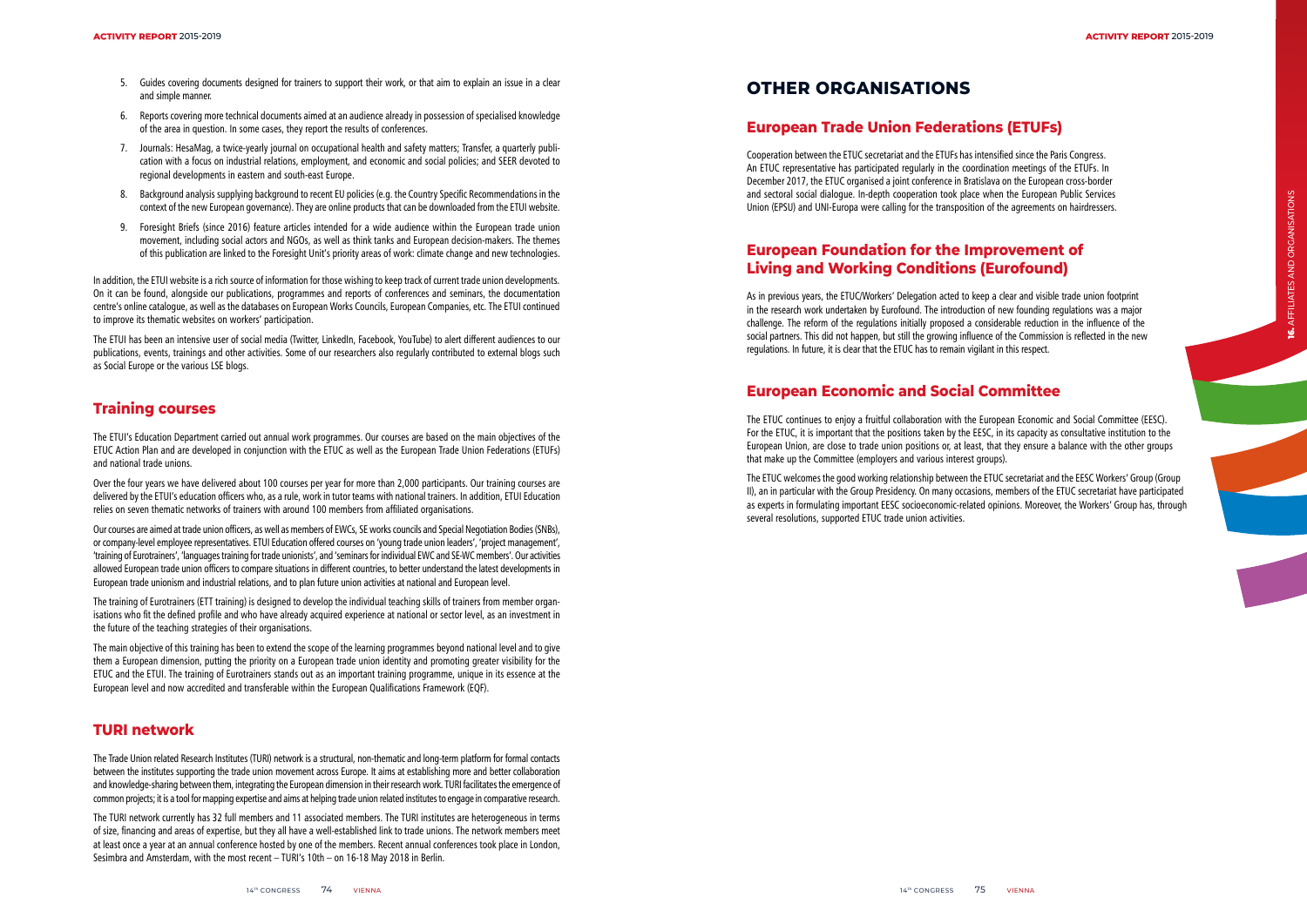5. Guides covering documents designed for trainers to support their work, or that aim to explain an issue in a clear and simple manner.
6. Reports covering more technical documents aimed at an audience already in possession of specialised knowledge of the area in question. In some cases, they report the results of conferences.
7. Journals: HesaMag, a twice-yearly journal on occupational health and safety matters; Transfer, a quarterly publication with a focus on industrial relations, employment, and economic and social policies; and SEER devoted to regional developments in eastern and south-east Europe.
8. Background analysis supplying background to recent EU policies (e.g. the Country Specific Recommendations in the context of the new European governance). They are online products that can be downloaded from the ETUI website.
9. Foresight Briefs (since 2016) feature articles intended for a wide audience within the European trade union movement, including social actors and NGOs, as well as think tanks and European decision-makers. The themes of this publication are linked to the Foresight Unit's priority areas of work: climate change and new technologies.

In addition, the ETUI website is a rich source of information for those wishing to keep track of current trade union developments. On it can be found, alongside our publications, programmes and reports of conferences and seminars, the documentation centre's online catalogue, as well as the databases on European Works Councils, European Companies, etc. The ETUI continued to improve its thematic websites on workers' participation.

The ETUI has been an intensive user of social media (Twitter, LinkedIn, Facebook, YouTube) to alert different audiences to our publications, events, trainings and other activities. Some of our researchers also regularly contributed to external blogs such as Social Europe or the various LSE blogs.

## Training courses

The ETUI's Education Department carried out annual work programmes. Our courses are based on the main objectives of the ETUC Action Plan and are developed in conjunction with the ETUC as well as the European Trade Union Federations (ETUFs) and national trade unions.

Over the four years we have delivered about 100 courses per year for more than 2,000 participants. Our training courses are delivered by the ETUI's education officers who, as a rule, work in tutor teams with national trainers. In addition, ETUI Education relies on seven thematic networks of trainers with around 100 members from affiliated organisations.

Our courses are aimed at trade union officers, as well as members of EWCs, SE works councils and Special Negotiation Bodies (SNBs), or company-level employee representatives. ETUI Education offered courses on 'young trade union leaders', 'project management', 'training of Eurotrainers', 'languages training for trade unionists', and 'seminars for individual EWC and SE-WC members'. Our activities allowed European trade union officers to compare situations in different countries, to better understand the latest developments in European trade unionism and industrial relations, and to plan future union activities at national and European level.

The training of Eurotrainers (ETT training) is designed to develop the individual teaching skills of trainers from member organisations who fit the defined profile and who have already acquired experience at national or sector level, as an investment in the future of the teaching strategies of their organisations.

The main objective of this training has been to extend the scope of the learning programmes beyond national level and to give them a European dimension, putting the priority on a European trade union identity and promoting greater visibility for the ETUC and the ETUI. The training of Eurotrainers stands out as an important training programme, unique in its essence at the European level and now accredited and transferable within the European Qualifications Framework (EQF).

## TURI network

The Trade Union related Research Institutes (TURI) network is a structural, non-thematic and long-term platform for formal contacts between the institutes supporting the trade union movement across Europe. It aims at establishing more and better collaboration and knowledge-sharing between them, integrating the European dimension in their research work. TURI facilitates the emergence of common projects; it is a tool for mapping expertise and aims at helping trade union related institutes to engage in comparative research.

The TURI network currently has 32 full members and 11 associated members. The TURI institutes are heterogeneous in terms of size, financing and areas of expertise, but they all have a well-established link to trade unions. The network members meet at least once a year at an annual conference hosted by one of the members. Recent annual conferences took place in London, Sesimbra and Amsterdam, with the most recent – TURI's 10th – on 16-18 May 2018 in Berlin.

# OTHER ORGANISATIONS

## European Trade Union Federations (ETUFs)

Cooperation between the ETUC secretariat and the ETUFs has intensified since the Paris Congress. An ETUC representative has participated regularly in the coordination meetings of the ETUFs. In December 2017, the ETUC organised a joint conference in Bratislava on the European cross-border and sectoral social dialogue. In-depth cooperation took place when the European Public Services Union (EPSU) and UNI-Europa were calling for the transposition of the agreements on hairdressers.

## European Foundation for the Improvement of Living and Working Conditions (Eurofound)

As in previous years, the ETUC/Workers' Delegation acted to keep a clear and visible trade union footprint in the research work undertaken by Eurofound. The introduction of new founding regulations was a major challenge. The reform of the regulations initially proposed a considerable reduction in the influence of the social partners. This did not happen, but still the growing influence of the Commission is reflected in the new regulations. In future, it is clear that the ETUC has to remain vigilant in this respect.

## European Economic and Social Committee

The ETUC continues to enjoy a fruitful collaboration with the European Economic and Social Committee (EESC). For the ETUC, it is important that the positions taken by the EESC, in its capacity as consultative institution to the European Union, are close to trade union positions or, at least, that they ensure a balance with the other groups that make up the Committee (employers and various interest groups).

The ETUC welcomes the good working relationship between the ETUC secretariat and the EESC Workers' Group (Group II), an in particular with the Group Presidency. On many occasions, members of the ETUC secretariat have participated as experts in formulating important EESC socioeconomic-related opinions. Moreover, the Workers' Group has, through several resolutions, supported ETUC trade union activities.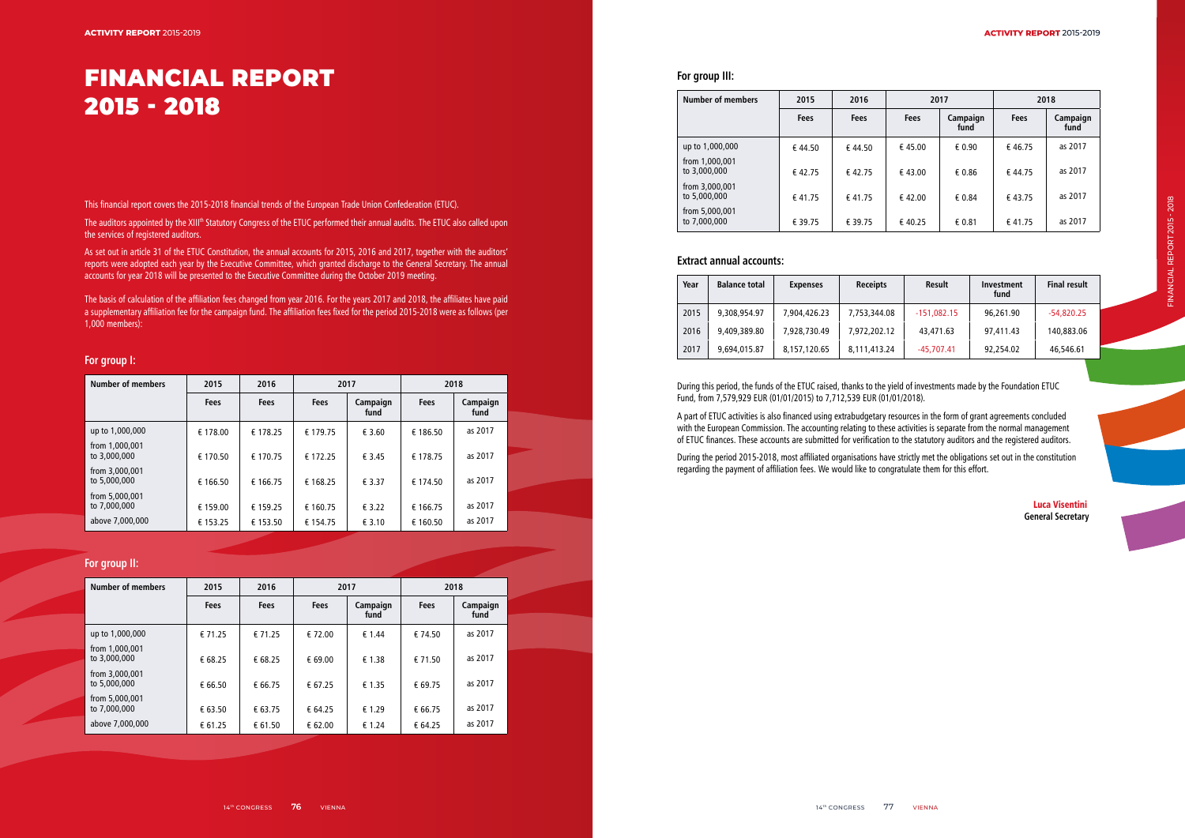# FINANCIAL REPORT 2015 - 2018

This financial report covers the 2015-2018 financial trends of the European Trade Union Confederation (ETUC).

The auditors appointed by the XIII[th] Statutory Congress of the ETUC performed their annual audits. The ETUC also called upon the services of registered auditors.

As set out in article 31 of the ETUC Constitution, the annual accounts for 2015, 2016 and 2017, together with the auditors' reports were adopted each year by the Executive Committee, which granted discharge to the General Secretary. The annual accounts for year 2018 will be presented to the Executive Committee during the October 2019 meeting.

The basis of calculation of the affiliation fees changed from year 2016. For the years 2017 and 2018, the affiliates have paid a supplementary affiliation fee for the campaign fund. The affiliation fees fixed for the period 2015-2018 were as follows (per 1,000 members):

### For group I:

| Number of members | 2015 | 2016 | 2017 | | 2018 | |
|---|---|---|---|---|---|---|
| | Fees | Fees | Fees | Campaign fund | Fees | Campaign fund |
| up to 1,000,000 | € 178.00 | € 178.25 | € 179.75 | € 3.60 | € 186.50 | as 2017 |
| from 1,000,001 to 3,000,000 | € 170.50 | € 170.75 | € 172.25 | € 3.45 | € 178.75 | as 2017 |
| from 3,000,001 to 5,000,000 | € 166.50 | € 166.75 | € 168.25 | € 3.37 | € 174.50 | as 2017 |
| from 5,000,001 to 7,000,000 | € 159.00 | € 159.25 | € 160.75 | € 3.22 | € 166.75 | as 2017 |
| above 7,000,000 | € 153.25 | € 153.50 | € 154.75 | € 3.10 | € 160.50 | as 2017 |

### For group II:

| Number of members | 2015 | 2016 | 2017 | | 2018 | |
|---|---|---|---|---|---|---|
| | Fees | Fees | Fees | Campaign fund | Fees | Campaign fund |
| up to 1,000,000 | € 71.25 | € 71.25 | € 72.00 | € 1.44 | € 74.50 | as 2017 |
| from 1,000,001 to 3,000,000 | € 68.25 | € 68.25 | € 69.00 | € 1.38 | € 71.50 | as 2017 |
| from 3,000,001 to 5,000,000 | € 66.50 | € 66.75 | € 67.25 | € 1.35 | € 69.75 | as 2017 |
| from 5,000,001 to 7,000,000 | € 63.50 | € 63.75 | € 64.25 | € 1.29 | € 66.75 | as 2017 |
| above 7,000,000 | € 61.25 | € 61.50 | € 62.00 | € 1.24 | € 64.25 | as 2017 |

### For group III:

| Number of members | 2015 | 2016 | 2017 | | 2018 | |
|---|---|---|---|---|---|---|
| | Fees | Fees | Fees | Campaign fund | Fees | Campaign fund |
| up to 1,000,000 | € 44.50 | € 44.50 | € 45.00 | € 0.90 | € 46.75 | as 2017 |
| from 1,000,001 to 3,000,000 | € 42.75 | € 42.75 | € 43.00 | € 0.86 | € 44.75 | as 2017 |
| from 3,000,001 to 5,000,000 | € 41.75 | € 41.75 | € 42.00 | € 0.84 | € 43.75 | as 2017 |
| from 5,000,001 to 7,000,000 | € 39.75 | € 39.75 | € 40.25 | € 0.81 | € 41.75 | as 2017 |

### Extract annual accounts:

| Year | Balance total | Expenses | Receipts | Result | Investment fund | Final result |
|---|---|---|---|---|---|---|
| 2015 | 9,308,954.97 | 7,904,426.23 | 7,753,344.08 | -151,082.15 | 96,261.90 | -54,820.25 |
| 2016 | 9,409,389.80 | 7,928,730.49 | 7,972,202.12 | 43,471.63 | 97,411.43 | 140,883.06 |
| 2017 | 9,694,015.87 | 8,157,120.65 | 8,111,413.24 | -45,707.41 | 92,254.02 | 46,546.61 |

During this period, the funds of the ETUC raised, thanks to the yield of investments made by the Foundation ETUC Fund, from 7,579,929 EUR (01/01/2015) to 7,712,539 EUR (01/01/2018).

A part of ETUC activities is also financed using extrabudgetary resources in the form of grant agreements concluded with the European Commission. The accounting relating to these activities is separate from the normal management of ETUC finances. These accounts are submitted for verification to the statutory auditors and the registered auditors.

During the period 2015-2018, most affiliated organisations have strictly met the obligations set out in the constitution regarding the payment of affiliation fees. We would like to congratulate them for this effort.

**Luca Visentini**
**General Secretary**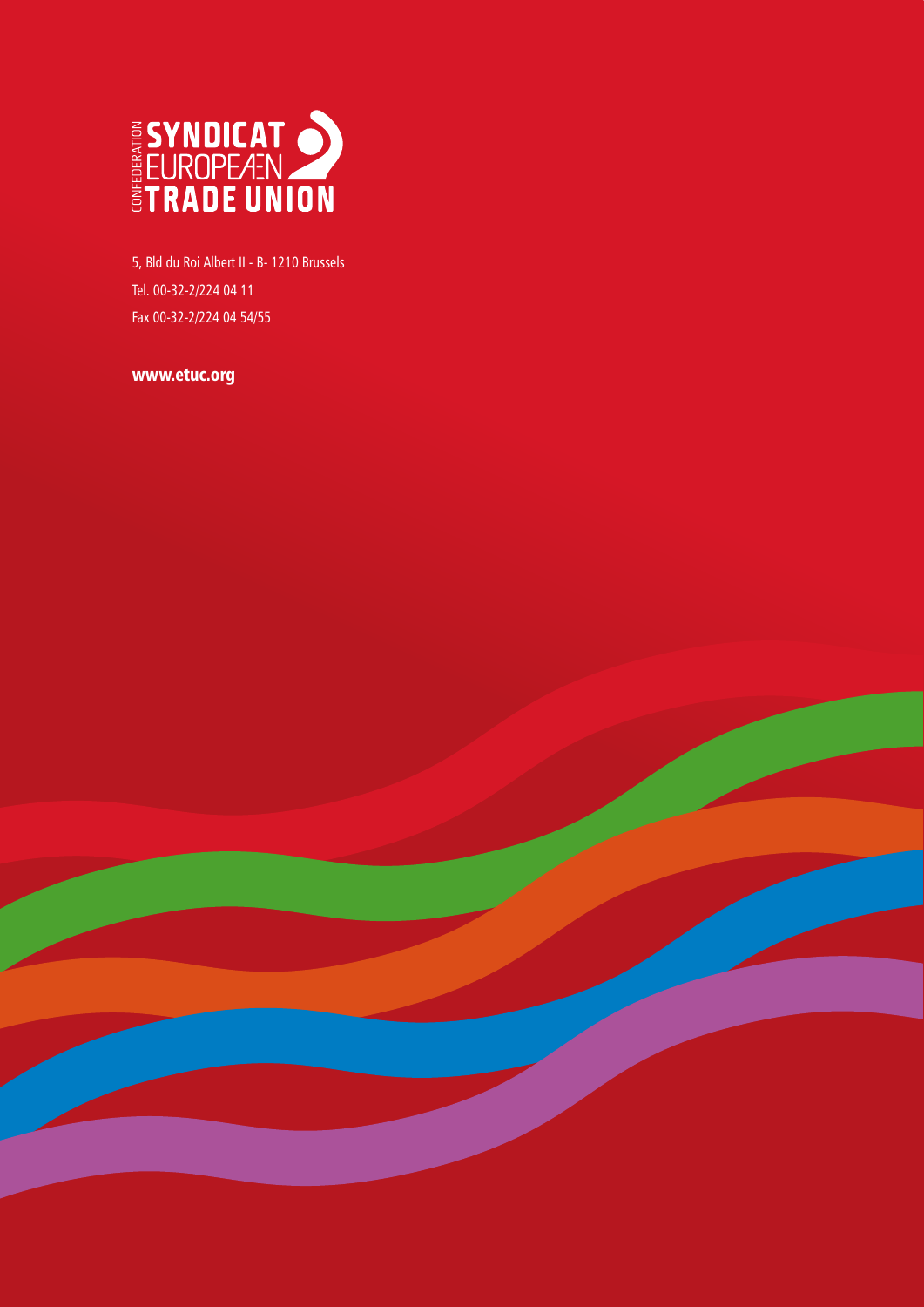CONFEDERATION SYNDICAT EUROPEAN TRADE UNION

5, Bld du Roi Albert II - B- 1210 Brussels

Tel. 00-32-2/224 04 11

Fax 00-32-2/224 04 54/55

**www.etuc.org**